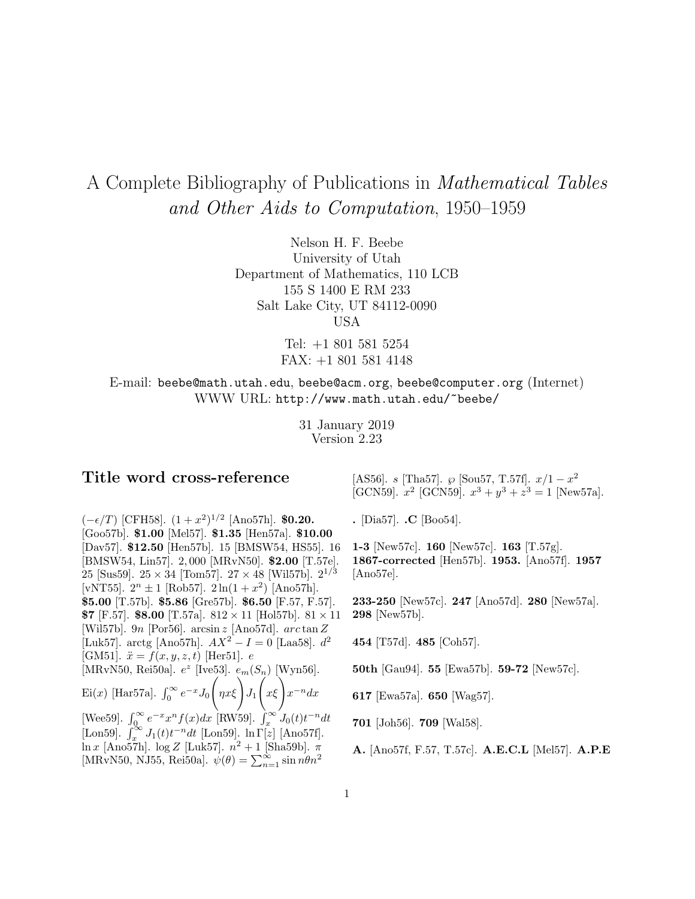# A Complete Bibliography of Publications in *Mathematical Tables and Other Aids to Computation*, 1950–1959

Nelson H. F. Beebe
University of Utah
Department of Mathematics, 110 LCB
155 S 1400 E RM 233
Salt Lake City, UT 84112-0090
USA

Tel: +1 801 581 5254
FAX: +1 801 581 4148

E-mail: `beebe@math.utah.edu`, `beebe@acm.org`, `beebe@computer.org` (Internet)
WWW URL: `http://www.math.utah.edu/~beebe/`

31 January 2019
Version 2.23

## Title word cross-reference

$(-\epsilon/T)$ [CFH58]. $(1+x^2)^{1/2}$ [Ano57h]. **$0.20.** [Goo57b]. **$1.00** [Mel57]. **$1.35** [Hen57a]. **$10.00** [Dav57]. **$12.50** [Hen57b]. 15 [BMSW54, HS55]. 16 [BMSW54, Lin57]. 2,000 [MRvN50]. **$2.00** [T.57e]. 25 [Sus59]. $25 \times 34$ [Tom57]. $27 \times 48$ [Wil57b]. $2^{1/3}$ [vNT55]. $2^n \pm 1$ [Rob57]. $2\ln(1+x^2)$ [Ano57h]. **$5.00** [T.57b]. **$5.86** [Gre57b]. **$6.50** [F.57, F.57]. **$7** [F.57]. **$8.00** [T.57a]. $812 \times 11$ [Hol57b]. $81 \times 11$ [Wil57b]. $9n$ [Por56]. $\arcsin z$ [Ano57d]. $arc\tan Z$ [Luk57]. arctg [Ano57h]. $AX^2 - I = 0$ [Laa58]. $d^2$ [GM51]. $\ddot{x} = f(x,y,z,t)$ [Her51]. $e$ [MRvN50, Rei50a]. $e^z$ [Ive53]. $e_m(S_n)$ [Wyn56]. $\mathrm{Ei}(x)$ [Har57a]. $\int_0^\infty e^{-x} J_0\left(\eta x\xi\right) J_1\left(x\xi\right) x^{-n} dx$ [Wee59]. $\int_0^\infty e^{-x} x^n f(x) dx$ [RW59]. $\int_x^\infty J_0(t) t^{-n} dt$ [Lon59]. $\int_x^\infty J_1(t) t^{-n} dt$ [Lon59]. $\ln\Gamma[z]$ [Ano57f]. $\ln x$ [Ano57h]. $\log Z$ [Luk57]. $n^2+1$ [Sha59b]. $\pi$ [MRvN50, NJ55, Rei50a]. $\psi(\theta) = \sum_{n=1}^\infty \sin n\theta n^2$ [AS56]. $s$ [Tha57]. $\wp$ [Sou57, T.57f]. $x/1-x^2$ [GCN59]. $x^2$ [GCN59]. $x^3+y^3+z^3=1$ [New57a].

**.** [Dia57]. **.C** [Boo54].

**1-3** [New57c]. **160** [New57c]. **163** [T.57g]. **1867-corrected** [Hen57b]. **1953.** [Ano57f]. **1957** [Ano57e].

**233-250** [New57c]. **247** [Ano57d]. **280** [New57a]. **298** [New57b].

**454** [T57d]. **485** [Coh57].

**50th** [Gau94]. **55** [Ewa57b]. **59-72** [New57c].

**617** [Ewa57a]. **650** [Wag57].

**701** [Joh56]. **709** [Wal58].

**A.** [Ano57f, F.57, T.57c]. **A.E.C.L** [Mel57]. **A.P.E**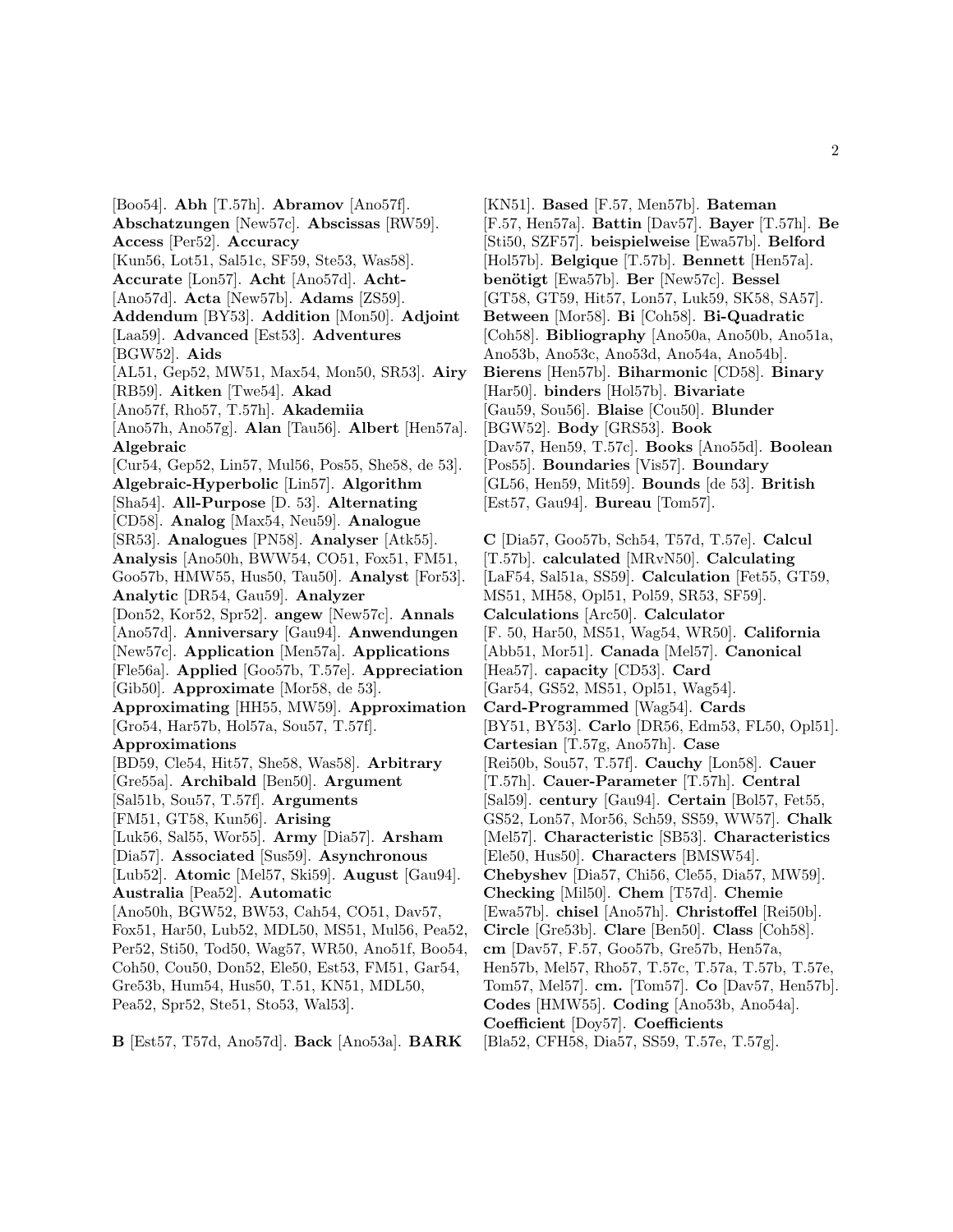[Boo54]. **Abh** [T.57h]. **Abramov** [Ano57f]. **Abschatzungen** [New57c]. **Abscissas** [RW59]. **Access** [Per52]. **Accuracy** [Kun56, Lot51, Sal51c, SF59, Ste53, Was58]. **Accurate** [Lon57]. **Acht** [Ano57d]. **Acht-** [Ano57d]. **Acta** [New57b]. **Adams** [ZS59]. **Addendum** [BY53]. **Addition** [Mon50]. **Adjoint** [Laa59]. **Advanced** [Est53]. **Adventures** [BGW52]. **Aids** [AL51, Gep52, MW51, Max54, Mon50, SR53]. **Airy** [RB59]. **Aitken** [Twe54]. **Akad** [Ano57f, Rho57, T.57h]. **Akademiia** [Ano57h, Ano57g]. **Alan** [Tau56]. **Albert** [Hen57a]. **Algebraic** [Cur54, Gep52, Lin57, Mul56, Pos55, She58, de 53]. **Algebraic-Hyperbolic** [Lin57]. **Algorithm** [Sha54]. **All-Purpose** [D. 53]. **Alternating** [CD58]. **Analog** [Max54, Neu59]. **Analogue** [SR53]. **Analogues** [PN58]. **Analyser** [Atk55]. **Analysis** [Ano50h, BWW54, CO51, Fox51, FM51, Goo57b, HMW55, Hus50, Tau50]. **Analyst** [For53]. **Analytic** [DR54, Gau59]. **Analyzer** [Don52, Kor52, Spr52]. **angew** [New57c]. **Annals** [Ano57d]. **Anniversary** [Gau94]. **Anwendungen** [New57c]. **Application** [Men57a]. **Applications** [Fle56a]. **Applied** [Goo57b, T.57e]. **Appreciation** [Gib50]. **Approximate** [Mor58, de 53]. **Approximating** [HH55, MW59]. **Approximation** [Gro54, Har57b, Hol57a, Sou57, T.57f]. **Approximations** [BD59, Cle54, Hit57, She58, Was58]. **Arbitrary** [Gre55a]. **Archibald** [Ben50]. **Argument** [Sal51b, Sou57, T.57f]. **Arguments** [FM51, GT58, Kun56]. **Arising** [Luk56, Sal55, Wor55]. **Army** [Dia57]. **Arsham** [Dia57]. **Associated** [Sus59]. **Asynchronous** [Lub52]. **Atomic** [Mel57, Ski59]. **August** [Gau94]. **Australia** [Pea52]. **Automatic** [Ano50h, BGW52, BW53, Cah54, CO51, Dav57, Fox51, Har50, Lub52, MDL50, MS51, Mul56, Pea52, Per52, Sti50, Tod50, Wag57, WR50, Ano51f, Boo54, Coh50, Cou50, Don52, Ele50, Est53, FM51, Gar54, Gre53b, Hum54, Hus50, T.51, KN51, MDL50, Pea52, Spr52, Ste51, Sto53, Wal53].

**B** [Est57, T57d, Ano57d]. **Back** [Ano53a]. **BARK** [KN51]. **Based** [F.57, Men57b]. **Bateman** [F.57, Hen57a]. **Battin** [Dav57]. **Bayer** [T.57h]. **Be** [Sti50, SZF57]. **beispielweise** [Ewa57b]. **Belford** [Hol57b]. **Belgique** [T.57b]. **Bennett** [Hen57a]. **benötigt** [Ewa57b]. **Ber** [New57c]. **Bessel** [GT58, GT59, Hit57, Lon57, Luk59, SK58, SA57]. **Between** [Mor58]. **Bi** [Coh58]. **Bi-Quadratic** [Coh58]. **Bibliography** [Ano50a, Ano50b, Ano51a, Ano53b, Ano53c, Ano53d, Ano54a, Ano54b]. **Bierens** [Hen57b]. **Biharmonic** [CD58]. **Binary** [Har50]. **binders** [Hol57b]. **Bivariate** [Gau59, Sou56]. **Blaise** [Cou50]. **Blunder** [BGW52]. **Body** [GRS53]. **Book** [Dav57, Hen59, T.57c]. **Books** [Ano55d]. **Boolean** [Pos55]. **Boundaries** [Vis57]. **Boundary** [GL56, Hen59, Mit59]. **Bounds** [de 53]. **British** [Est57, Gau94]. **Bureau** [Tom57].

**C** [Dia57, Goo57b, Sch54, T57d, T.57e]. **Calcul** [T.57b]. **calculated** [MRvN50]. **Calculating** [LaF54, Sal51a, SS59]. **Calculation** [Fet55, GT59, MS51, MH58, Opl51, Pol59, SR53, SF59]. **Calculations** [Arc50]. **Calculator** [F. 50, Har50, MS51, Wag54, WR50]. **California** [Abb51, Mor51]. **Canada** [Mel57]. **Canonical** [Hea57]. **capacity** [CD53]. **Card** [Gar54, GS52, MS51, Opl51, Wag54]. **Card-Programmed** [Wag54]. **Cards** [BY51, BY53]. **Carlo** [DR56, Edm53, FL50, Opl51]. **Cartesian** [T.57g, Ano57h]. **Case** [Rei50b, Sou57, T.57f]. **Cauchy** [Lon58]. **Cauer** [T.57h]. **Cauer-Parameter** [T.57h]. **Central** [Sal59]. **century** [Gau94]. **Certain** [Bol57, Fet55, GS52, Lon57, Mor56, Sch59, SS59, WW57]. **Chalk** [Mel57]. **Characteristic** [SB53]. **Characteristics** [Ele50, Hus50]. **Characters** [BMSW54]. **Chebyshev** [Dia57, Chi56, Cle55, Dia57, MW59]. **Checking** [Mil50]. **Chem** [T57d]. **Chemie** [Ewa57b]. **chisel** [Ano57h]. **Christoffel** [Rei50b]. **Circle** [Gre53b]. **Clare** [Ben50]. **Class** [Coh58]. **cm** [Dav57, F.57, Goo57b, Gre57b, Hen57a, Hen57b, Mel57, Rho57, T.57c, T.57a, T.57b, T.57e, Tom57, Mel57]. **cm.** [Tom57]. **Co** [Dav57, Hen57b]. **Codes** [HMW55]. **Coding** [Ano53b, Ano54a]. **Coefficient** [Doy57]. **Coefficients** [Bla52, CFH58, Dia57, SS59, T.57e, T.57g].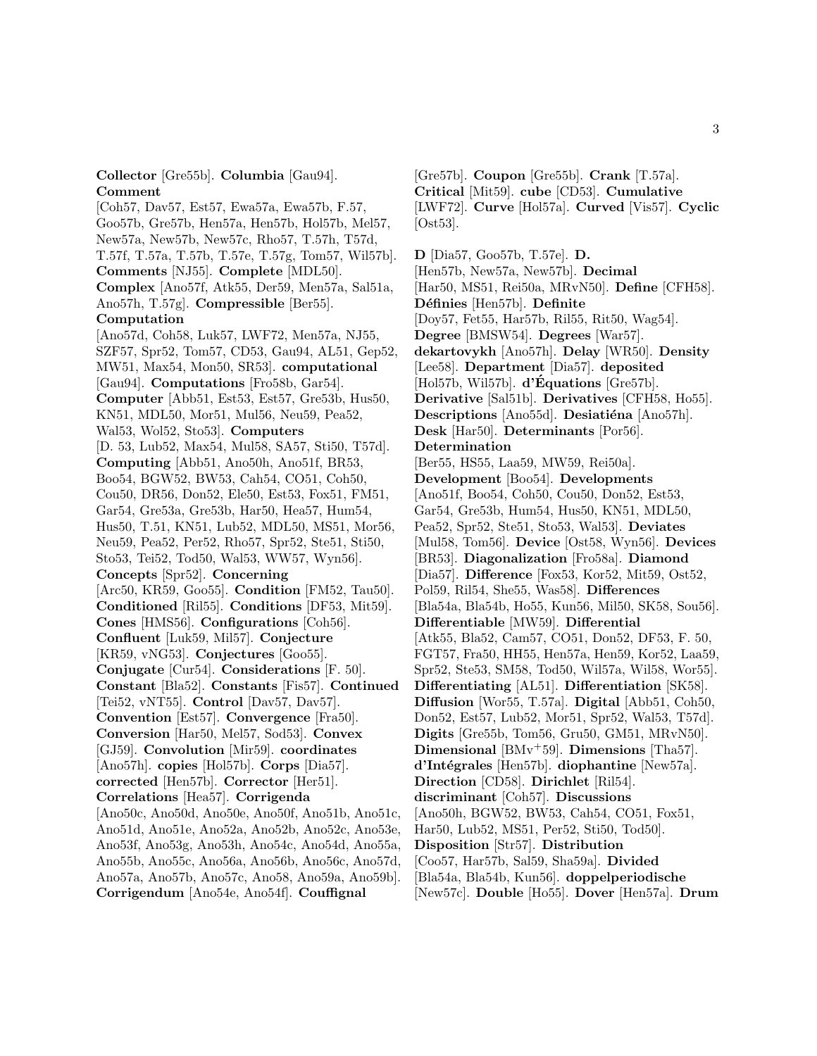**Collector** [Gre55b]. **Columbia** [Gau94]. **Comment** [Coh57, Dav57, Est57, Ewa57a, Ewa57b, F.57, Goo57b, Gre57b, Hen57a, Hen57b, Hol57b, Mel57, New57a, New57b, New57c, Rho57, T.57h, T57d, T.57f, T.57a, T.57b, T.57e, T.57g, Tom57, Wil57b]. **Comments** [NJ55]. **Complete** [MDL50]. **Complex** [Ano57f, Atk55, Der59, Men57a, Sal51a, Ano57h, T.57g]. **Compressible** [Ber55]. **Computation** [Ano57d, Coh58, Luk57, LWF72, Men57a, NJ55, SZF57, Spr52, Tom57, CD53, Gau94, AL51, Gep52, MW51, Max54, Mon50, SR53]. **computational** [Gau94]. **Computations** [Fro58b, Gar54]. **Computer** [Abb51, Est53, Est57, Gre53b, Hus50, KN51, MDL50, Mor51, Mul56, Neu59, Pea52, Wal53, Wol52, Sto53]. **Computers** [D. 53, Lub52, Max54, Mul58, SA57, Sti50, T57d]. **Computing** [Abb51, Ano50h, Ano51f, BR53, Boo54, BGW52, BW53, Cah54, CO51, Coh50, Cou50, DR56, Don52, Ele50, Est53, Fox51, FM51, Gar54, Gre53a, Gre53b, Har50, Hea57, Hum54, Hus50, T.51, KN51, Lub52, MDL50, MS51, Mor56, Neu59, Pea52, Per52, Rho57, Spr52, Ste51, Sti50, Sto53, Tei52, Tod50, Wal53, WW57, Wyn56]. **Concepts** [Spr52]. **Concerning** [Arc50, KR59, Goo55]. **Condition** [FM52, Tau50]. **Conditioned** [Ril55]. **Conditions** [DF53, Mit59]. **Cones** [HMS56]. **Configurations** [Coh56]. **Confluent** [Luk59, Mil57]. **Conjecture** [KR59, vNG53]. **Conjectures** [Goo55]. **Conjugate** [Cur54]. **Considerations** [F. 50]. **Constant** [Bla52]. **Constants** [Fis57]. **Continued** [Tei52, vNT55]. **Control** [Dav57, Dav57]. **Convention** [Est57]. **Convergence** [Fra50]. **Conversion** [Har50, Mel57, Sod53]. **Convex** [GJ59]. **Convolution** [Mir59]. **coordinates** [Ano57h]. **copies** [Hol57b]. **Corps** [Dia57]. **corrected** [Hen57b]. **Corrector** [Her51]. **Correlations** [Hea57]. **Corrigenda** [Ano50c, Ano50d, Ano50e, Ano50f, Ano51b, Ano51c, Ano51d, Ano51e, Ano52a, Ano52b, Ano52c, Ano53e, Ano53f, Ano53g, Ano53h, Ano54c, Ano54d, Ano55a, Ano55b, Ano55c, Ano56a, Ano56b, Ano56c, Ano57d, Ano57a, Ano57b, Ano57c, Ano58, Ano59a, Ano59b]. **Corrigendum** [Ano54e, Ano54f]. **Couffignal** [Gre57b]. **Coupon** [Gre55b]. **Crank** [T.57a]. **Critical** [Mit59]. **cube** [CD53]. **Cumulative** [LWF72]. **Curve** [Hol57a]. **Curved** [Vis57]. **Cyclic** [Ost53].

**D** [Dia57, Goo57b, T.57e]. **D.** [Hen57b, New57a, New57b]. **Decimal** [Har50, MS51, Rei50a, MRvN50]. **Define** [CFH58]. **Définies** [Hen57b]. **Definite** [Doy57, Fet55, Har57b, Ril55, Rit50, Wag54]. **Degree** [BMSW54]. **Degrees** [War57]. **dekartovykh** [Ano57h]. **Delay** [WR50]. **Density** [Lee58]. **Department** [Dia57]. **deposited** [Hol57b, Wil57b]. **d'Équations** [Gre57b]. **Derivative** [Sal51b]. **Derivatives** [CFH58, Ho55]. **Descriptions** [Ano55d]. **Desiatiéna** [Ano57h]. **Desk** [Har50]. **Determinants** [Por56]. **Determination** [Ber55, HS55, Laa59, MW59, Rei50a]. **Development** [Boo54]. **Developments** [Ano51f, Boo54, Coh50, Cou50, Don52, Est53, Gar54, Gre53b, Hum54, Hus50, KN51, MDL50, Pea52, Spr52, Ste51, Sto53, Wal53]. **Deviates** [Mul58, Tom56]. **Device** [Ost58, Wyn56]. **Devices** [BR53]. **Diagonalization** [Fro58a]. **Diamond** [Dia57]. **Difference** [Fox53, Kor52, Mit59, Ost52, Pol59, Ril54, She55, Was58]. **Differences** [Bla54a, Bla54b, Ho55, Kun56, Mil50, SK58, Sou56]. **Differentiable** [MW59]. **Differential** [Atk55, Bla52, Cam57, CO51, Don52, DF53, F. 50, FGT57, Fra50, HH55, Hen57a, Hen59, Kor52, Laa59, Spr52, Ste53, SM58, Tod50, Wil57a, Wil58, Wor55]. **Differentiating** [AL51]. **Differentiation** [SK58]. **Diffusion** [Wor55, T.57a]. **Digital** [Abb51, Coh50, Don52, Est57, Lub52, Mor51, Spr52, Wal53, T57d]. **Digits** [Gre55b, Tom56, Gru50, GM51, MRvN50]. **Dimensional** [BMv+59]. **Dimensions** [Tha57]. **d'Intégrales** [Hen57b]. **diophantine** [New57a]. **Direction** [CD58]. **Dirichlet** [Ril54]. **discriminant** [Coh57]. **Discussions** [Ano50h, BGW52, BW53, Cah54, CO51, Fox51, Har50, Lub52, MS51, Per52, Sti50, Tod50]. **Disposition** [Str57]. **Distribution** [Coo57, Har57b, Sal59, Sha59a]. **Divided** [Bla54a, Bla54b, Kun56]. **doppelperiodische** [New57c]. **Double** [Ho55]. **Dover** [Hen57a]. **Drum**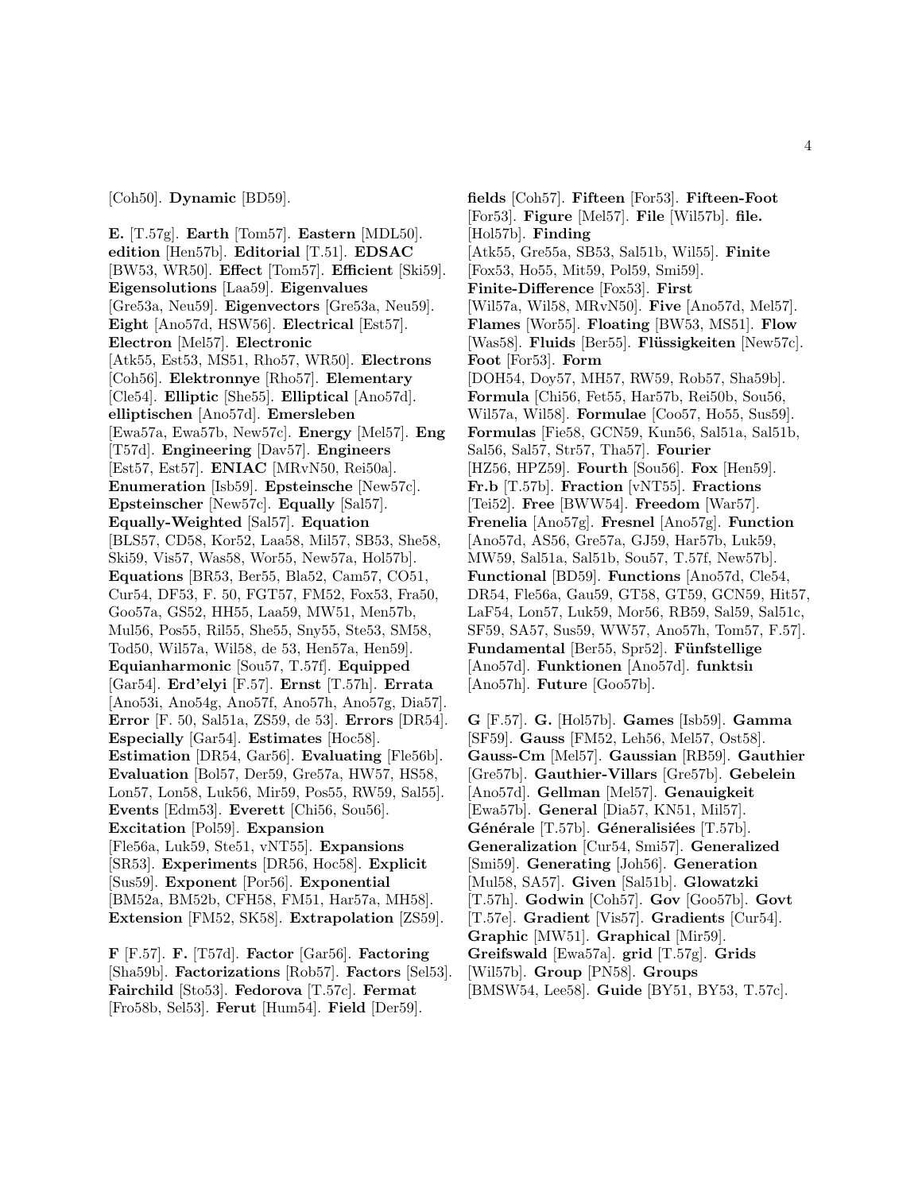[Coh50]. **Dynamic** [BD59].

**E.** [T.57g]. **Earth** [Tom57]. **Eastern** [MDL50]. **edition** [Hen57b]. **Editorial** [T.51]. **EDSAC** [BW53, WR50]. **Effect** [Tom57]. **Efficient** [Ski59]. **Eigensolutions** [Laa59]. **Eigenvalues** [Gre53a, Neu59]. **Eigenvectors** [Gre53a, Neu59]. **Eight** [Ano57d, HSW56]. **Electrical** [Est57]. **Electron** [Mel57]. **Electronic** [Atk55, Est53, MS51, Rho57, WR50]. **Electrons** [Coh56]. **Elektronnye** [Rho57]. **Elementary** [Cle54]. **Elliptic** [She55]. **Elliptical** [Ano57d]. **elliptischen** [Ano57d]. **Emersleben** [Ewa57a, Ewa57b, New57c]. **Energy** [Mel57]. **Eng** [T57d]. **Engineering** [Dav57]. **Engineers** [Est57, Est57]. **ENIAC** [MRvN50, Rei50a]. **Enumeration** [Isb59]. **Epsteinsche** [New57c]. **Epsteinscher** [New57c]. **Equally** [Sal57]. **Equally-Weighted** [Sal57]. **Equation** [BLS57, CD58, Kor52, Laa58, Mil57, SB53, She58, Ski59, Vis57, Was58, Wor55, New57a, Hol57b]. **Equations** [BR53, Ber55, Bla52, Cam57, CO51, Cur54, DF53, F. 50, FGT57, FM52, Fox53, Fra50, Goo57a, GS52, HH55, Laa59, MW51, Men57b, Mul56, Pos55, Ril55, She55, Sny55, Ste53, SM58, Tod50, Wil57a, Wil58, de 53, Hen57a, Hen59]. **Equianharmonic** [Sou57, T.57f]. **Equipped** [Gar54]. **Erd'elyi** [F.57]. **Ernst** [T.57h]. **Errata** [Ano53i, Ano54g, Ano57f, Ano57h, Ano57g, Dia57]. **Error** [F. 50, Sal51a, ZS59, de 53]. **Errors** [DR54]. **Especially** [Gar54]. **Estimates** [Hoc58]. **Estimation** [DR54, Gar56]. **Evaluating** [Fle56b]. **Evaluation** [Bol57, Der59, Gre57a, HW57, HS58, Lon57, Lon58, Luk56, Mir59, Pos55, RW59, Sal55]. **Events** [Edm53]. **Everett** [Chi56, Sou56]. **Excitation** [Pol59]. **Expansion** [Fle56a, Luk59, Ste51, vNT55]. **Expansions** [SR53]. **Experiments** [DR56, Hoc58]. **Explicit** [Sus59]. **Exponent** [Por56]. **Exponential** [BM52a, BM52b, CFH58, FM51, Har57a, MH58]. **Extension** [FM52, SK58]. **Extrapolation** [ZS59].

**F** [F.57]. **F.** [T57d]. **Factor** [Gar56]. **Factoring** [Sha59b]. **Factorizations** [Rob57]. **Factors** [Sel53]. **Fairchild** [Sto53]. **Fedorova** [T.57c]. **Fermat** [Fro58b, Sel53]. **Ferut** [Hum54]. **Field** [Der59]. **fields** [Coh57]. **Fifteen** [For53]. **Fifteen-Foot** [For53]. **Figure** [Mel57]. **File** [Wil57b]. **file.** [Hol57b]. **Finding** [Atk55, Gre55a, SB53, Sal51b, Wil55]. **Finite** [Fox53, Ho55, Mit59, Pol59, Smi59]. **Finite-Difference** [Fox53]. **First** [Wil57a, Wil58, MRvN50]. **Five** [Ano57d, Mel57]. **Flames** [Wor55]. **Floating** [BW53, MS51]. **Flow** [Was58]. **Fluids** [Ber55]. **Flüssigkeiten** [New57c]. **Foot** [For53]. **Form** [DOH54, Doy57, MH57, RW59, Rob57, Sha59b]. **Formula** [Chi56, Fet55, Har57b, Rei50b, Sou56, Wil57a, Wil58]. **Formulae** [Coo57, Ho55, Sus59]. **Formulas** [Fie58, GCN59, Kun56, Sal51a, Sal51b, Sal56, Sal57, Str57, Tha57]. **Fourier** [HZ56, HPZ59]. **Fourth** [Sou56]. **Fox** [Hen59]. **Fr.b** [T.57b]. **Fraction** [vNT55]. **Fractions** [Tei52]. **Free** [BWW54]. **Freedom** [War57]. **Frenelia** [Ano57g]. **Fresnel** [Ano57g]. **Function** [Ano57d, AS56, Gre57a, GJ59, Har57b, Luk59, MW59, Sal51a, Sal51b, Sou57, T.57f, New57b]. **Functional** [BD59]. **Functions** [Ano57d, Cle54, DR54, Fle56a, Gau59, GT58, GT59, GCN59, Hit57, LaF54, Lon57, Luk59, Mor56, RB59, Sal59, Sal51c, SF59, SA57, Sus59, WW57, Ano57h, Tom57, F.57]. **Fundamental** [Ber55, Spr52]. **Fünfstellige** [Ano57d]. **Funktionen** [Ano57d]. **funktsiı** [Ano57h]. **Future** [Goo57b].

**G** [F.57]. **G.** [Hol57b]. **Games** [Isb59]. **Gamma** [SF59]. **Gauss** [FM52, Leh56, Mel57, Ost58]. **Gauss-Cm** [Mel57]. **Gaussian** [RB59]. **Gauthier** [Gre57b]. **Gauthier-Villars** [Gre57b]. **Gebelein** [Ano57d]. **Gellman** [Mel57]. **Genauigkeit** [Ewa57b]. **General** [Dia57, KN51, Mil57]. **Générale** [T.57b]. **Géneralisiées** [T.57b]. **Generalization** [Cur54, Smi57]. **Generalized** [Smi59]. **Generating** [Joh56]. **Generation** [Mul58, SA57]. **Given** [Sal51b]. **Glowatzki** [T.57h]. **Godwin** [Coh57]. **Gov** [Goo57b]. **Govt** [T.57e]. **Gradient** [Vis57]. **Gradients** [Cur54]. **Graphic** [MW51]. **Graphical** [Mir59]. **Greifswald** [Ewa57a]. **grid** [T.57g]. **Grids** [Wil57b]. **Group** [PN58]. **Groups** [BMSW54, Lee58]. **Guide** [BY51, BY53, T.57c].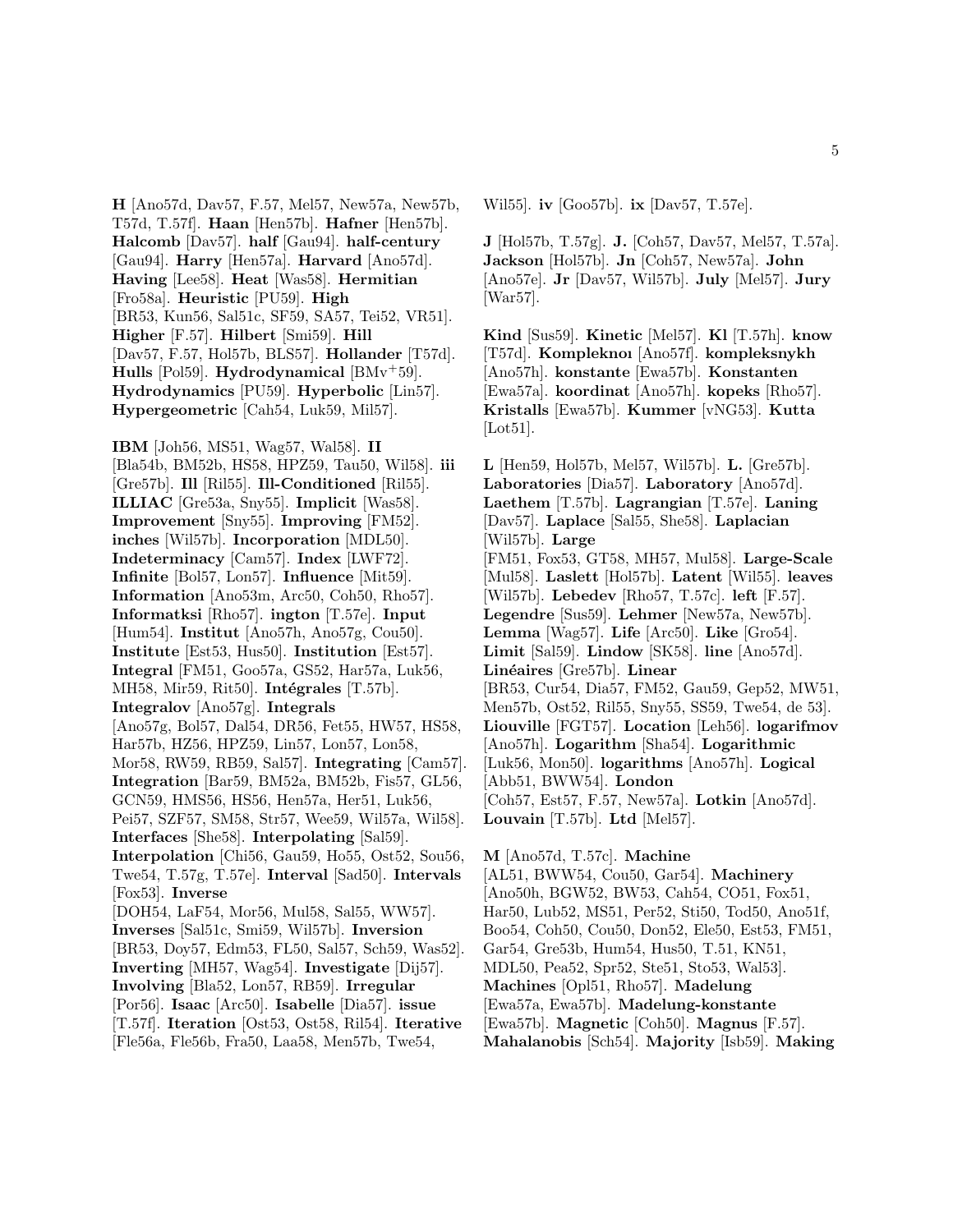**H** [Ano57d, Dav57, F.57, Mel57, New57a, New57b, T57d, T.57f]. **Haan** [Hen57b]. **Hafner** [Hen57b]. **Halcomb** [Dav57]. **half** [Gau94]. **half-century** [Gau94]. **Harry** [Hen57a]. **Harvard** [Ano57d]. **Having** [Lee58]. **Heat** [Was58]. **Hermitian** [Fro58a]. **Heuristic** [PU59]. **High** [BR53, Kun56, Sal51c, SF59, SA57, Tei52, VR51]. **Higher** [F.57]. **Hilbert** [Smi59]. **Hill** [Dav57, F.57, Hol57b, BLS57]. **Hollander** [T57d]. **Hulls** [Pol59]. **Hydrodynamical** [BMv[+]59]. **Hydrodynamics** [PU59]. **Hyperbolic** [Lin57]. **Hypergeometric** [Cah54, Luk59, Mil57].

**IBM** [Joh56, MS51, Wag57, Wal58]. **II** [Bla54b, BM52b, HS58, HPZ59, Tau50, Wil58]. **iii** [Gre57b]. **Ill** [Ril55]. **Ill-Conditioned** [Ril55]. **ILLIAC** [Gre53a, Sny55]. **Implicit** [Was58]. **Improvement** [Sny55]. **Improving** [FM52]. **inches** [Wil57b]. **Incorporation** [MDL50]. **Indeterminacy** [Cam57]. **Index** [LWF72]. **Infinite** [Bol57, Lon57]. **Influence** [Mit59]. **Information** [Ano53m, Arc50, Coh50, Rho57]. **Informatksi** [Rho57]. **ington** [T.57e]. **Input** [Hum54]. **Institut** [Ano57h, Ano57g, Cou50]. **Institute** [Est53, Hus50]. **Institution** [Est57]. **Integral** [FM51, Goo57a, GS52, Har57a, Luk56, MH58, Mir59, Rit50]. **Intégrales** [T.57b]. **Integralov** [Ano57g]. **Integrals** [Ano57g, Bol57, Dal54, DR56, Fet55, HW57, HS58, Har57b, HZ56, HPZ59, Lin57, Lon57, Lon58, Mor58, RW59, RB59, Sal57]. **Integrating** [Cam57]. **Integration** [Bar59, BM52a, BM52b, Fis57, GL56, GCN59, HMS56, HS56, Hen57a, Her51, Luk56, Pei57, SZF57, SM58, Str57, Wee59, Wil57a, Wil58]. **Interfaces** [She58]. **Interpolating** [Sal59]. **Interpolation** [Chi56, Gau59, Ho55, Ost52, Sou56, Twe54, T.57g, T.57e]. **Interval** [Sad50]. **Intervals** [Fox53]. **Inverse** [DOH54, LaF54, Mor56, Mul58, Sal55, WW57]. **Inverses** [Sal51c, Smi59, Wil57b]. **Inversion** [BR53, Doy57, Edm53, FL50, Sal57, Sch59, Was52]. **Inverting** [MH57, Wag54]. **Investigate** [Dij57]. **Involving** [Bla52, Lon57, RB59]. **Irregular** [Por56]. **Isaac** [Arc50]. **Isabelle** [Dia57]. **issue** [T.57f]. **Iteration** [Ost53, Ost58, Ril54]. **Iterative** [Fle56a, Fle56b, Fra50, Laa58, Men57b, Twe54, Wil55]. **iv** [Goo57b]. **ix** [Dav57, T.57e].

**J** [Hol57b, T.57g]. **J.** [Coh57, Dav57, Mel57, T.57a]. **Jackson** [Hol57b]. **Jn** [Coh57, New57a]. **John** [Ano57e]. **Jr** [Dav57, Wil57b]. **July** [Mel57]. **Jury** [War57].

**Kind** [Sus59]. **Kinetic** [Mel57]. **Kl** [T.57h]. **know** [T57d]. **Kompleknoı** [Ano57f]. **kompleksnykh** [Ano57h]. **konstante** [Ewa57b]. **Konstanten** [Ewa57a]. **koordinat** [Ano57h]. **kopeks** [Rho57]. **Kristalls** [Ewa57b]. **Kummer** [vNG53]. **Kutta** [Lot51].

**L** [Hen59, Hol57b, Mel57, Wil57b]. **L.** [Gre57b]. **Laboratories** [Dia57]. **Laboratory** [Ano57d]. **Laethem** [T.57b]. **Lagrangian** [T.57e]. **Laning** [Dav57]. **Laplace** [Sal55, She58]. **Laplacian** [Wil57b]. **Large** [FM51, Fox53, GT58, MH57, Mul58]. **Large-Scale** [Mul58]. **Laslett** [Hol57b]. **Latent** [Wil55]. **leaves** [Wil57b]. **Lebedev** [Rho57, T.57c]. **left** [F.57]. **Legendre** [Sus59]. **Lehmer** [New57a, New57b]. **Lemma** [Wag57]. **Life** [Arc50]. **Like** [Gro54]. **Limit** [Sal59]. **Lindow** [SK58]. **line** [Ano57d]. **Linéaires** [Gre57b]. **Linear** [BR53, Cur54, Dia57, FM52, Gau59, Gep52, MW51, Men57b, Ost52, Ril55, Sny55, SS59, Twe54, de 53]. **Liouville** [FGT57]. **Location** [Leh56]. **logarifmov** [Ano57h]. **Logarithm** [Sha54]. **Logarithmic** [Luk56, Mon50]. **logarithms** [Ano57h]. **Logical** [Abb51, BWW54]. **London** [Coh57, Est57, F.57, New57a]. **Lotkin** [Ano57d]. **Louvain** [T.57b]. **Ltd** [Mel57].

**M** [Ano57d, T.57c]. **Machine** [AL51, BWW54, Cou50, Gar54]. **Machinery** [Ano50h, BGW52, BW53, Cah54, CO51, Fox51, Har50, Lub52, MS51, Per52, Sti50, Tod50, Ano51f, Boo54, Coh50, Cou50, Don52, Ele50, Est53, FM51, Gar54, Gre53b, Hum54, Hus50, T.51, KN51, MDL50, Pea52, Spr52, Ste51, Sto53, Wal53]. **Machines** [Opl51, Rho57]. **Madelung** [Ewa57a, Ewa57b]. **Madelung-konstante** [Ewa57b]. **Magnetic** [Coh50]. **Magnus** [F.57]. **Mahalanobis** [Sch54]. **Majority** [Isb59]. **Making**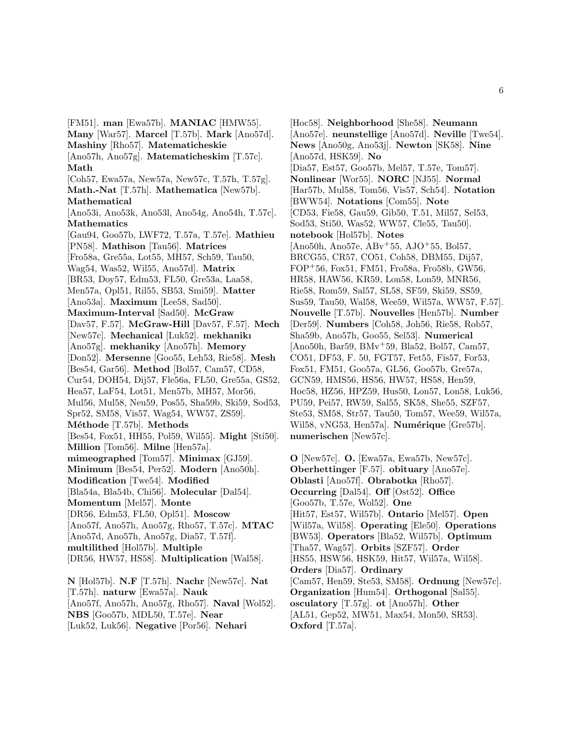[FM51]. **man** [Ewa57b]. **MANIAC** [HMW55]. **Many** [War57]. **Marcel** [T.57b]. **Mark** [Ano57d]. **Mashiny** [Rho57]. **Matematicheskie** [Ano57h, Ano57g]. **Matematicheskim** [T.57c]. **Math** [Coh57, Ewa57a, New57a, New57c, T.57h, T.57g]. **Math.-Nat** [T.57h]. **Mathematica** [New57b]. **Mathematical** [Ano53i, Ano53k, Ano53l, Ano54g, Ano54h, T.57c]. **Mathematics** [Gau94, Goo57b, LWF72, T.57a, T.57e]. **Mathieu** [PN58]. **Mathison** [Tau56]. **Matrices** [Fro58a, Gre55a, Lot55, MH57, Sch59, Tau50, Wag54, Was52, Wil55, Ano57d]. **Matrix** [BR53, Doy57, Edm53, FL50, Gre53a, Laa58, Men57a, Opl51, Ril55, SB53, Smi59]. **Matter** [Ano53a]. **Maximum** [Lee58, Sad50]. **Maximum-Interval** [Sad50]. **McGraw** [Dav57, F.57]. **McGraw-Hill** [Dav57, F.57]. **Mech** [New57c]. **Mechanical** [Luk52]. **mekhanikı** [Ano57g]. **mekhaniky** [Ano57h]. **Memory** [Don52]. **Mersenne** [Goo55, Leh53, Rie58]. **Mesh** [Bes54, Gar56]. **Method** [Bol57, Cam57, CD58, Cur54, DOH54, Dij57, Fle56a, FL50, Gre55a, GS52, Hea57, LaF54, Lot51, Men57b, MH57, Mor56, Mul56, Mul58, Neu59, Pos55, Sha59b, Ski59, Sod53, Spr52, SM58, Vis57, Wag54, WW57, ZS59]. **Méthode** [T.57b]. **Methods** [Bes54, Fox51, HH55, Pol59, Wil55]. **Might** [Sti50]. **Million** [Tom56]. **Milne** [Hen57a]. **mimeographed** [Tom57]. **Minimax** [GJ59]. **Minimum** [Bes54, Per52]. **Modern** [Ano50h]. **Modification** [Twe54]. **Modified** [Bla54a, Bla54b, Chi56]. **Molecular** [Dal54]. **Momentum** [Mel57]. **Monte** [DR56, Edm53, FL50, Opl51]. **Moscow** [Ano57f, Ano57h, Ano57g, Rho57, T.57c]. **MTAC** [Ano57d, Ano57h, Ano57g, Dia57, T.57f]. **multilithed** [Hol57b]. **Multiple** [DR56, HW57, HS58]. **Multiplication** [Wal58].

**N** [Hol57b]. **N.F** [T.57h]. **Nachr** [New57c]. **Nat** [T.57h]. **naturw** [Ewa57a]. **Nauk** [Ano57f, Ano57h, Ano57g, Rho57]. **Naval** [Wol52]. **NBS** [Goo57b, MDL50, T.57e]. **Near** [Luk52, Luk56]. **Negative** [Por56]. **Nehari** [Hoc58]. **Neighborhood** [She58]. **Neumann** [Ano57e]. **neunstellige** [Ano57d]. **Neville** [Twe54]. **News** [Ano50g, Ano53j]. **Newton** [SK58]. **Nine** [Ano57d, HSK59]. **No** [Dia57, Est57, Goo57b, Mel57, T.57e, Tom57]. **Nonlinear** [Wor55]. **NORC** [NJ55]. **Normal** [Har57b, Mul58, Tom56, Vis57, Sch54]. **Notation** [BWW54]. **Notations** [Com55]. **Note** [CD53, Fie58, Gau59, Gib50, T.51, Mil57, Sel53, Sod53, Sti50, Was52, WW57, Cle55, Tau50]. **notebook** [Hol57b]. **Notes** [Ano50h, Ano57e, ABv+55, AJO+55, Bol57, BRCG55, CR57, CO51, Coh58, DBM55, Dij57, FOP+56, Fox51, FM51, Fro58a, Fro58b, GW56, HR58, HAW56, KR59, Lon58, Lon59, MNR56, Rie58, Rom59, Sal57, SL58, SF59, Ski59, SS59, Sus59, Tau50, Wal58, Wee59, Wil57a, WW57, F.57]. **Nouvelle** [T.57b]. **Nouvelles** [Hen57b]. **Number** [Der59]. **Numbers** [Coh58, Joh56, Rie58, Rob57, Sha59b, Ano57h, Goo55, Sel53]. **Numerical** [Ano50h, Bar59, BMv+59, Bla52, Bol57, Cam57, CO51, DF53, F. 50, FGT57, Fet55, Fis57, For53, Fox51, FM51, Goo57a, GL56, Goo57b, Gre57a, GCN59, HMS56, HS56, HW57, HS58, Hen59, Hoc58, HZ56, HPZ59, Hus50, Lon57, Lon58, Luk56, PU59, Pei57, RW59, Sal55, SK58, She55, SZF57, Ste53, SM58, Str57, Tau50, Tom57, Wee59, Wil57a, Wil58, vNG53, Hen57a]. **Numérique** [Gre57b]. **numerischen** [New57c].

**O** [New57c]. **O.** [Ewa57a, Ewa57b, New57c]. **Oberhettinger** [F.57]. **obituary** [Ano57e]. **Oblasti** [Ano57f]. **Obrabotka** [Rho57]. **Occurring** [Dal54]. **Off** [Ost52]. **Office** [Goo57b, T.57e, Wol52]. **One** [Hit57, Est57, Wil57b]. **Ontario** [Mel57]. **Open** [Wil57a, Wil58]. **Operating** [Ele50]. **Operations** [BW53]. **Operators** [Bla52, Wil57b]. **Optimum** [Tha57, Wag57]. **Orbits** [SZF57]. **Order** [HS55, HSW56, HSK59, Hit57, Wil57a, Wil58]. **Orders** [Dia57]. **Ordinary** [Cam57, Hen59, Ste53, SM58]. **Ordnung** [New57c]. **Organization** [Hum54]. **Orthogonal** [Sal55]. **osculatory** [T.57g]. **ot** [Ano57h]. **Other** [AL51, Gep52, MW51, Max54, Mon50, SR53]. **Oxford** [T.57a].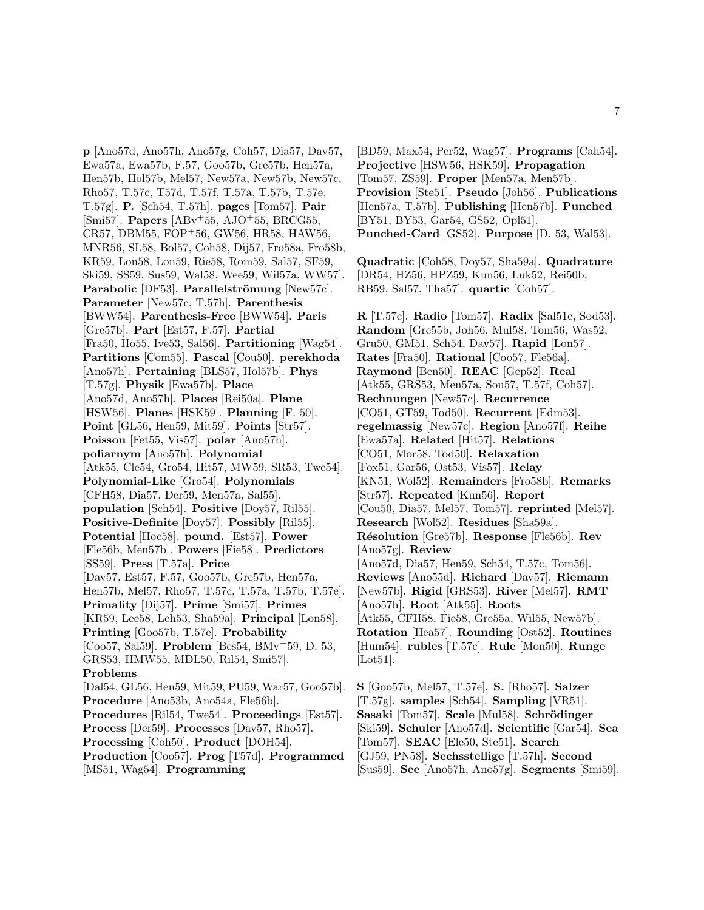**p** [Ano57d, Ano57h, Ano57g, Coh57, Dia57, Dav57, Ewa57a, Ewa57b, F.57, Goo57b, Gre57b, Hen57a, Hen57b, Hol57b, Mel57, New57a, New57b, New57c, Rho57, T.57c, T57d, T.57f, T.57a, T.57b, T.57e, T.57g]. **P.** [Sch54, T.57h]. **pages** [Tom57]. **Pair** [Smi57]. **Papers** [ABv+55, AJO+55, BRCG55, CR57, DBM55, FOP+56, GW56, HR58, HAW56, MNR56, SL58, Bol57, Coh58, Dij57, Fro58a, Fro58b, KR59, Lon58, Lon59, Rie58, Rom59, Sal57, SF59, Ski59, SS59, Sus59, Wal58, Wee59, Wil57a, WW57]. **Parabolic** [DF53]. **Parallelströmung** [New57c]. **Parameter** [New57c, T.57h]. **Parenthesis** [BWW54]. **Parenthesis-Free** [BWW54]. **Paris** [Gre57b]. **Part** [Est57, F.57]. **Partial** [Fra50, Ho55, Ive53, Sal56]. **Partitioning** [Wag54]. **Partitions** [Com55]. **Pascal** [Cou50]. **perekhoda** [Ano57h]. **Pertaining** [BLS57, Hol57b]. **Phys** [T.57g]. **Physik** [Ewa57b]. **Place** [Ano57d, Ano57h]. **Places** [Rei50a]. **Plane** [HSW56]. **Planes** [HSK59]. **Planning** [F. 50]. **Point** [GL56, Hen59, Mit59]. **Points** [Str57]. **Poisson** [Fet55, Vis57]. **polar** [Ano57h]. **poliarnym** [Ano57h]. **Polynomial** [Atk55, Cle54, Gro54, Hit57, MW59, SR53, Twe54]. **Polynomial-Like** [Gro54]. **Polynomials** [CFH58, Dia57, Der59, Men57a, Sal55]. **population** [Sch54]. **Positive** [Doy57, Ril55]. **Positive-Definite** [Doy57]. **Possibly** [Ril55]. **Potential** [Hoc58]. **pound.** [Est57]. **Power** [Fle56b, Men57b]. **Powers** [Fie58]. **Predictors** [SS59]. **Press** [T.57a]. **Price** [Dav57, Est57, F.57, Goo57b, Gre57b, Hen57a, Hen57b, Mel57, Rho57, T.57c, T.57a, T.57b, T.57e]. **Primality** [Dij57]. **Prime** [Smi57]. **Primes** [KR59, Lee58, Leh53, Sha59a]. **Principal** [Lon58]. **Printing** [Goo57b, T.57e]. **Probability** [Coo57, Sal59]. **Problem** [Bes54, BMv+59, D. 53, GRS53, HMW55, MDL50, Ril54, Smi57]. **Problems** [Dal54, GL56, Hen59, Mit59, PU59, War57, Goo57b]. **Procedure** [Ano53b, Ano54a, Fle56b]. **Procedures** [Ril54, Twe54]. **Proceedings** [Est57]. **Process** [Der59]. **Processes** [Dav57, Rho57]. **Processing** [Coh50]. **Product** [DOH54]. **Production** [Coo57]. **Prog** [T57d]. **Programmed** [MS51, Wag54]. **Programming** [BD59, Max54, Per52, Wag57]. **Programs** [Cah54]. **Projective** [HSW56, HSK59]. **Propagation** [Tom57, ZS59]. **Proper** [Men57a, Men57b]. **Provision** [Ste51]. **Pseudo** [Joh56]. **Publications** [Hen57a, T.57b]. **Publishing** [Hen57b]. **Punched** [BY51, BY53, Gar54, GS52, Opl51]. **Punched-Card** [GS52]. **Purpose** [D. 53, Wal53].

**Quadratic** [Coh58, Doy57, Sha59a]. **Quadrature** [DR54, HZ56, HPZ59, Kun56, Luk52, Rei50b, RB59, Sal57, Tha57]. **quartic** [Coh57].

**R** [T.57c]. **Radio** [Tom57]. **Radix** [Sal51c, Sod53]. **Random** [Gre55b, Joh56, Mul58, Tom56, Was52, Gru50, GM51, Sch54, Dav57]. **Rapid** [Lon57]. **Rates** [Fra50]. **Rational** [Coo57, Fle56a]. **Raymond** [Ben50]. **REAC** [Gep52]. **Real** [Atk55, GRS53, Men57a, Sou57, T.57f, Coh57]. **Rechnungen** [New57c]. **Recurrence** [CO51, GT59, Tod50]. **Recurrent** [Edm53]. **regelmassig** [New57c]. **Region** [Ano57f]. **Reihe** [Ewa57a]. **Related** [Hit57]. **Relations** [CO51, Mor58, Tod50]. **Relaxation** [Fox51, Gar56, Ost53, Vis57]. **Relay** [KN51, Wol52]. **Remainders** [Fro58b]. **Remarks** [Str57]. **Repeated** [Kun56]. **Report** [Cou50, Dia57, Mel57, Tom57]. **reprinted** [Mel57]. **Research** [Wol52]. **Residues** [Sha59a]. **Résolution** [Gre57b]. **Response** [Fle56b]. **Rev** [Ano57g]. **Review** [Ano57d, Dia57, Hen59, Sch54, T.57c, Tom56]. **Reviews** [Ano55d]. **Richard** [Dav57]. **Riemann** [New57b]. **Rigid** [GRS53]. **River** [Mel57]. **RMT** [Ano57h]. **Root** [Atk55]. **Roots** [Atk55, CFH58, Fie58, Gre55a, Wil55, New57b]. **Rotation** [Hea57]. **Rounding** [Ost52]. **Routines** [Hum54]. **rubles** [T.57c]. **Rule** [Mon50]. **Runge** [Lot51].

**S** [Goo57b, Mel57, T.57e]. **S.** [Rho57]. **Salzer** [T.57g]. **samples** [Sch54]. **Sampling** [VR51]. **Sasaki** [Tom57]. **Scale** [Mul58]. **Schrödinger** [Ski59]. **Schuler** [Ano57d]. **Scientific** [Gar54]. **Sea** [Tom57]. **SEAC** [Ele50, Ste51]. **Search** [GJ59, PN58]. **Sechsstellige** [T.57h]. **Second** [Sus59]. **See** [Ano57h, Ano57g]. **Segments** [Smi59].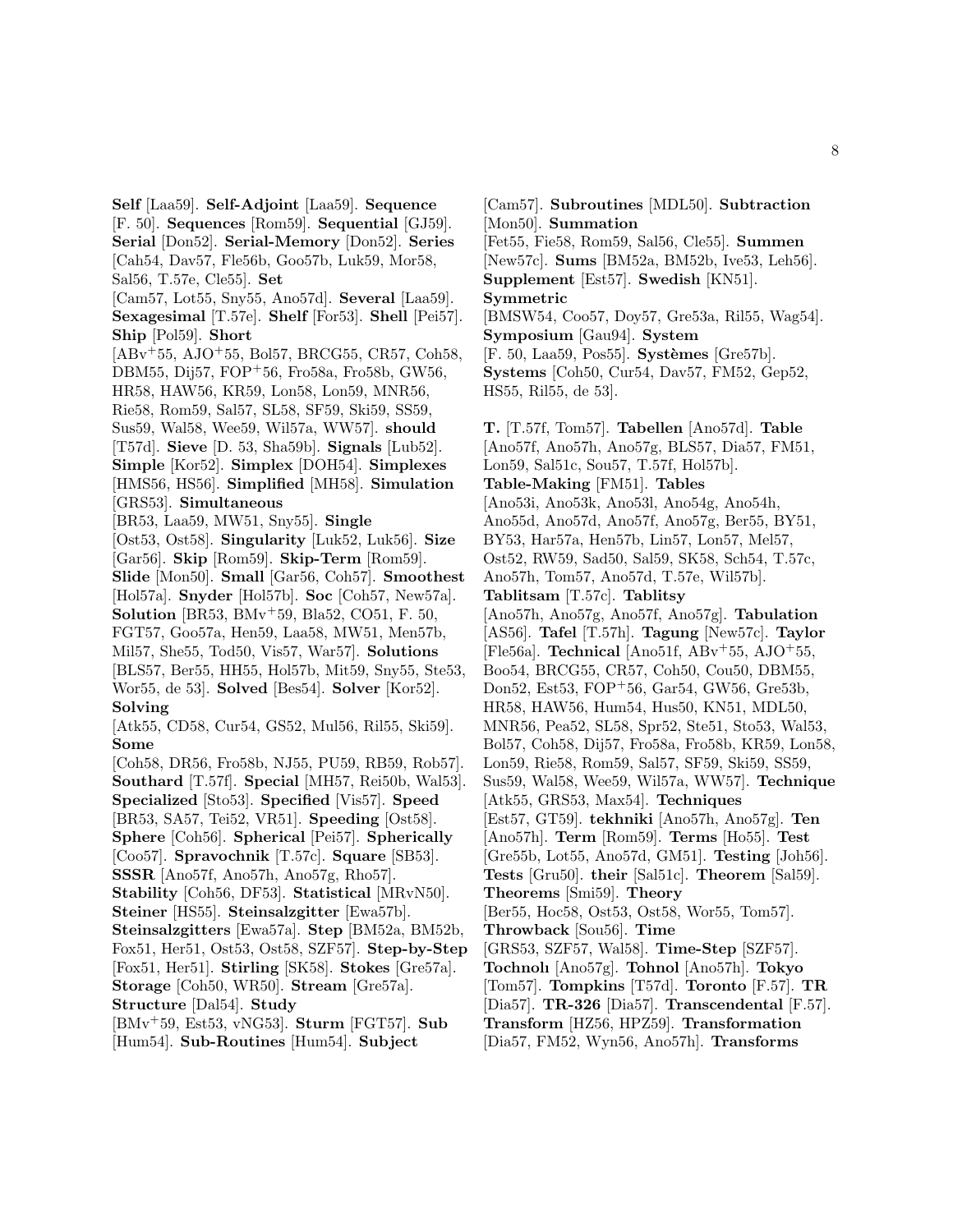**Self** [Laa59]. **Self-Adjoint** [Laa59]. **Sequence** [F. 50]. **Sequences** [Rom59]. **Sequential** [GJ59]. **Serial** [Don52]. **Serial-Memory** [Don52]. **Series** [Cah54, Dav57, Fle56b, Goo57b, Luk59, Mor58, Sal56, T.57e, Cle55]. **Set** [Cam57, Lot55, Sny55, Ano57d]. **Several** [Laa59]. **Sexagesimal** [T.57e]. **Shelf** [For53]. **Shell** [Pei57]. **Ship** [Pol59]. **Short** [ABv+55, AJO+55, Bol57, BRCG55, CR57, Coh58, DBM55, Dij57, FOP+56, Fro58a, Fro58b, GW56, HR58, HAW56, KR59, Lon58, Lon59, MNR56, Rie58, Rom59, Sal57, SL58, SF59, Ski59, SS59, Sus59, Wal58, Wee59, Wil57a, WW57]. **should** [T57d]. **Sieve** [D. 53, Sha59b]. **Signals** [Lub52]. **Simple** [Kor52]. **Simplex** [DOH54]. **Simplexes** [HMS56, HS56]. **Simplified** [MH58]. **Simulation** [GRS53]. **Simultaneous** [BR53, Laa59, MW51, Sny55]. **Single** [Ost53, Ost58]. **Singularity** [Luk52, Luk56]. **Size** [Gar56]. **Skip** [Rom59]. **Skip-Term** [Rom59]. **Slide** [Mon50]. **Small** [Gar56, Coh57]. **Smoothest** [Hol57a]. **Snyder** [Hol57b]. **Soc** [Coh57, New57a]. **Solution** [BR53, BMv+59, Bla52, CO51, F. 50, FGT57, Goo57a, Hen59, Laa58, MW51, Men57b, Mil57, She55, Tod50, Vis57, War57]. **Solutions** [BLS57, Ber55, HH55, Hol57b, Mit59, Sny55, Ste53, Wor55, de 53]. **Solved** [Bes54]. **Solver** [Kor52]. **Solving** [Atk55, CD58, Cur54, GS52, Mul56, Ril55, Ski59]. **Some** [Coh58, DR56, Fro58b, NJ55, PU59, RB59, Rob57]. **Southard** [T.57f]. **Special** [MH57, Rei50b, Wal53]. **Specialized** [Sto53]. **Specified** [Vis57]. **Speed** [BR53, SA57, Tei52, VR51]. **Speeding** [Ost58]. **Sphere** [Coh56]. **Spherical** [Pei57]. **Spherically** [Coo57]. **Spravochnik** [T.57c]. **Square** [SB53]. **SSSR** [Ano57f, Ano57h, Ano57g, Rho57]. **Stability** [Coh56, DF53]. **Statistical** [MRvN50]. **Steiner** [HS55]. **Steinsalzgitter** [Ewa57b]. **Steinsalzgitters** [Ewa57a]. **Step** [BM52a, BM52b, Fox51, Her51, Ost53, Ost58, SZF57]. **Step-by-Step** [Fox51, Her51]. **Stirling** [SK58]. **Stokes** [Gre57a]. **Storage** [Coh50, WR50]. **Stream** [Gre57a]. **Structure** [Dal54]. **Study** [BMv+59, Est53, vNG53]. **Sturm** [FGT57]. **Sub** [Hum54]. **Sub-Routines** [Hum54]. **Subject** [Cam57]. **Subroutines** [MDL50]. **Subtraction** [Mon50]. **Summation** [Fet55, Fie58, Rom59, Sal56, Cle55]. **Summen** [New57c]. **Sums** [BM52a, BM52b, Ive53, Leh56]. **Supplement** [Est57]. **Swedish** [KN51]. **Symmetric** [BMSW54, Coo57, Doy57, Gre53a, Ril55, Wag54]. **Symposium** [Gau94]. **System** [F. 50, Laa59, Pos55]. **Systèmes** [Gre57b]. **Systems** [Coh50, Cur54, Dav57, FM52, Gep52, HS55, Ril55, de 53].

**T.** [T.57f, Tom57]. **Tabellen** [Ano57d]. **Table** [Ano57f, Ano57h, Ano57g, BLS57, Dia57, FM51, Lon59, Sal51c, Sou57, T.57f, Hol57b]. **Table-Making** [FM51]. **Tables** [Ano53i, Ano53k, Ano53l, Ano54g, Ano54h, Ano55d, Ano57d, Ano57f, Ano57g, Ber55, BY51, BY53, Har57a, Hen57b, Lin57, Lon57, Mel57, Ost52, RW59, Sad50, Sal59, SK58, Sch54, T.57c, Ano57h, Tom57, Ano57d, T.57e, Wil57b]. **Tablitsam** [T.57c]. **Tablitsy** [Ano57h, Ano57g, Ano57f, Ano57g]. **Tabulation** [AS56]. **Tafel** [T.57h]. **Tagung** [New57c]. **Taylor** [Fle56a]. **Technical** [Ano51f, ABv+55, AJO+55, Boo54, BRCG55, CR57, Coh50, Cou50, DBM55, Don52, Est53, FOP+56, Gar54, GW56, Gre53b, HR58, HAW56, Hum54, Hus50, KN51, MDL50, MNR56, Pea52, SL58, Spr52, Ste51, Sto53, Wal53, Bol57, Coh58, Dij57, Fro58a, Fro58b, KR59, Lon58, Lon59, Rie58, Rom59, Sal57, SF59, Ski59, SS59, Sus59, Wal58, Wee59, Wil57a, WW57]. **Technique** [Atk55, GRS53, Max54]. **Techniques** [Est57, GT59]. **tekhniki** [Ano57h, Ano57g]. **Ten** [Ano57h]. **Term** [Rom59]. **Terms** [Ho55]. **Test** [Gre55b, Lot55, Ano57d, GM51]. **Testing** [Joh56]. **Tests** [Gru50]. **their** [Sal51c]. **Theorem** [Sal59]. **Theorems** [Smi59]. **Theory** [Ber55, Hoc58, Ost53, Ost58, Wor55, Tom57]. **Throwback** [Sou56]. **Time** [GRS53, SZF57, Wal58]. **Time-Step** [SZF57]. **Tochnolı** [Ano57g]. **Tohnol** [Ano57h]. **Tokyo** [Tom57]. **Tompkins** [T57d]. **Toronto** [F.57]. **TR** [Dia57]. **TR-326** [Dia57]. **Transcendental** [F.57]. **Transform** [HZ56, HPZ59]. **Transformation** [Dia57, FM52, Wyn56, Ano57h]. **Transforms**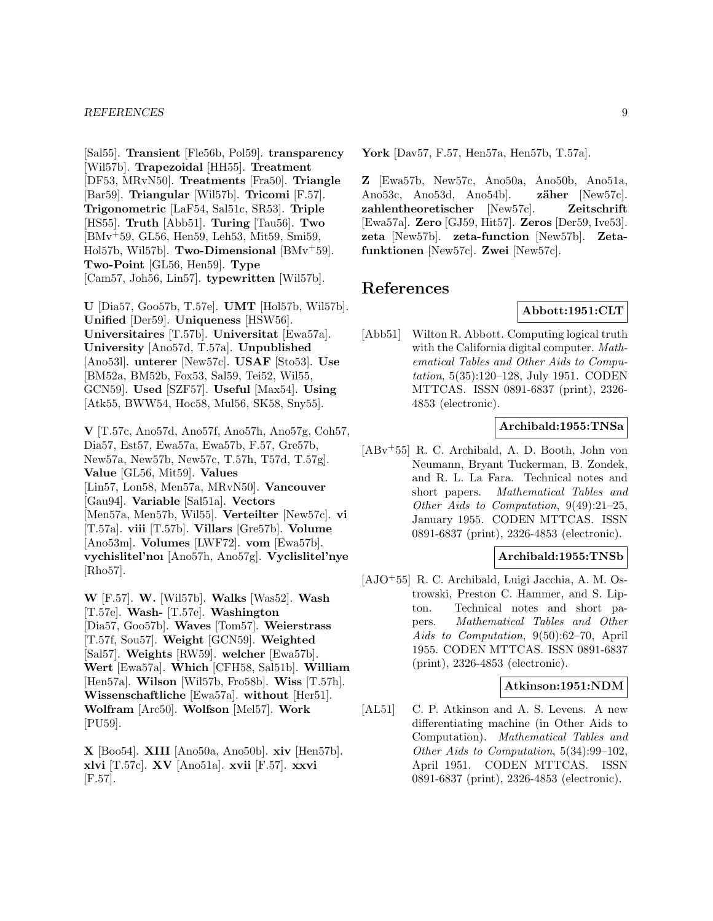[Sal55]. **Transient** [Fle56b, Pol59]. **transparency** [Wil57b]. **Trapezoidal** [HH55]. **Treatment** [DF53, MRvN50]. **Treatments** [Fra50]. **Triangle** [Bar59]. **Triangular** [Wil57b]. **Tricomi** [F.57]. **Trigonometric** [LaF54, Sal51c, SR53]. **Triple** [HS55]. **Truth** [Abb51]. **Turing** [Tau56]. **Two** [BMv+59, GL56, Hen59, Leh53, Mit59, Smi59, Hol57b, Wil57b]. **Two-Dimensional** [BMv+59]. **Two-Point** [GL56, Hen59]. **Type** [Cam57, Joh56, Lin57]. **typewritten** [Wil57b].

**U** [Dia57, Goo57b, T.57e]. **UMT** [Hol57b, Wil57b]. **Unified** [Der59]. **Uniqueness** [HSW56]. **Universitaires** [T.57b]. **Universitat** [Ewa57a]. **University** [Ano57d, T.57a]. **Unpublished** [Ano53l]. **unterer** [New57c]. **USAF** [Sto53]. **Use** [BM52a, BM52b, Fox53, Sal59, Tei52, Wil55, GCN59]. **Used** [SZF57]. **Useful** [Max54]. **Using** [Atk55, BWW54, Hoc58, Mul56, SK58, Sny55].

**V** [T.57c, Ano57d, Ano57f, Ano57h, Ano57g, Coh57, Dia57, Est57, Ewa57a, Ewa57b, F.57, Gre57b, New57a, New57b, New57c, T.57h, T57d, T.57g]. **Value** [GL56, Mit59]. **Values** [Lin57, Lon58, Men57a, MRvN50]. **Vancouver** [Gau94]. **Variable** [Sal51a]. **Vectors** [Men57a, Men57b, Wil55]. **Verteilter** [New57c]. **vi** [T.57a]. **viii** [T.57b]. **Villars** [Gre57b]. **Volume** [Ano53m]. **Volumes** [LWF72]. **vom** [Ewa57b]. **vychislitel'noı** [Ano57h, Ano57g]. **Vyclislitel'nye** [Rho57].

**W** [F.57]. **W.** [Wil57b]. **Walks** [Was52]. **Wash** [T.57e]. **Wash-** [T.57e]. **Washington** [Dia57, Goo57b]. **Waves** [Tom57]. **Weierstrass** [T.57f, Sou57]. **Weight** [GCN59]. **Weighted** [Sal57]. **Weights** [RW59]. **welcher** [Ewa57b]. **Wert** [Ewa57a]. **Which** [CFH58, Sal51b]. **William** [Hen57a]. **Wilson** [Wil57b, Fro58b]. **Wiss** [T.57h]. **Wissenschaftliche** [Ewa57a]. **without** [Her51]. **Wolfram** [Arc50]. **Wolfson** [Mel57]. **Work** [PU59].

**X** [Boo54]. **XIII** [Ano50a, Ano50b]. **xiv** [Hen57b]. **xlvi** [T.57c]. **XV** [Ano51a]. **xvii** [F.57]. **xxvi** [F.57].

**York** [Dav57, F.57, Hen57a, Hen57b, T.57a].

**Z** [Ewa57b, New57c, Ano50a, Ano50b, Ano51a, Ano53c, Ano53d, Ano54b]. **zäher** [New57c]. **zahlentheoretischer** [New57c]. **Zeitschrift** [Ewa57a]. **Zero** [GJ59, Hit57]. **Zeros** [Der59, Ive53]. **zeta** [New57b]. **zeta-function** [New57b]. **Zetafunktionen** [New57c]. **Zwei** [New57c].

# References

**Abbott:1951:CLT**

[Abb51] Wilton R. Abbott. Computing logical truth with the California digital computer. *Mathematical Tables and Other Aids to Computation*, 5(35):120–128, July 1951. CODEN MTTCAS. ISSN 0891-6837 (print), 2326-4853 (electronic).

**Archibald:1955:TNSa**

[ABv+55] R. C. Archibald, A. D. Booth, John von Neumann, Bryant Tuckerman, B. Zondek, and R. L. La Fara. Technical notes and short papers. *Mathematical Tables and Other Aids to Computation*, 9(49):21–25, January 1955. CODEN MTTCAS. ISSN 0891-6837 (print), 2326-4853 (electronic).

**Archibald:1955:TNSb**

[AJO+55] R. C. Archibald, Luigi Jacchia, A. M. Ostrowski, Preston C. Hammer, and S. Lipton. Technical notes and short papers. *Mathematical Tables and Other Aids to Computation*, 9(50):62–70, April 1955. CODEN MTTCAS. ISSN 0891-6837 (print), 2326-4853 (electronic).

**Atkinson:1951:NDM**

[AL51] C. P. Atkinson and A. S. Levens. A new differentiating machine (in Other Aids to Computation). *Mathematical Tables and Other Aids to Computation*, 5(34):99–102, April 1951. CODEN MTTCAS. ISSN 0891-6837 (print), 2326-4853 (electronic).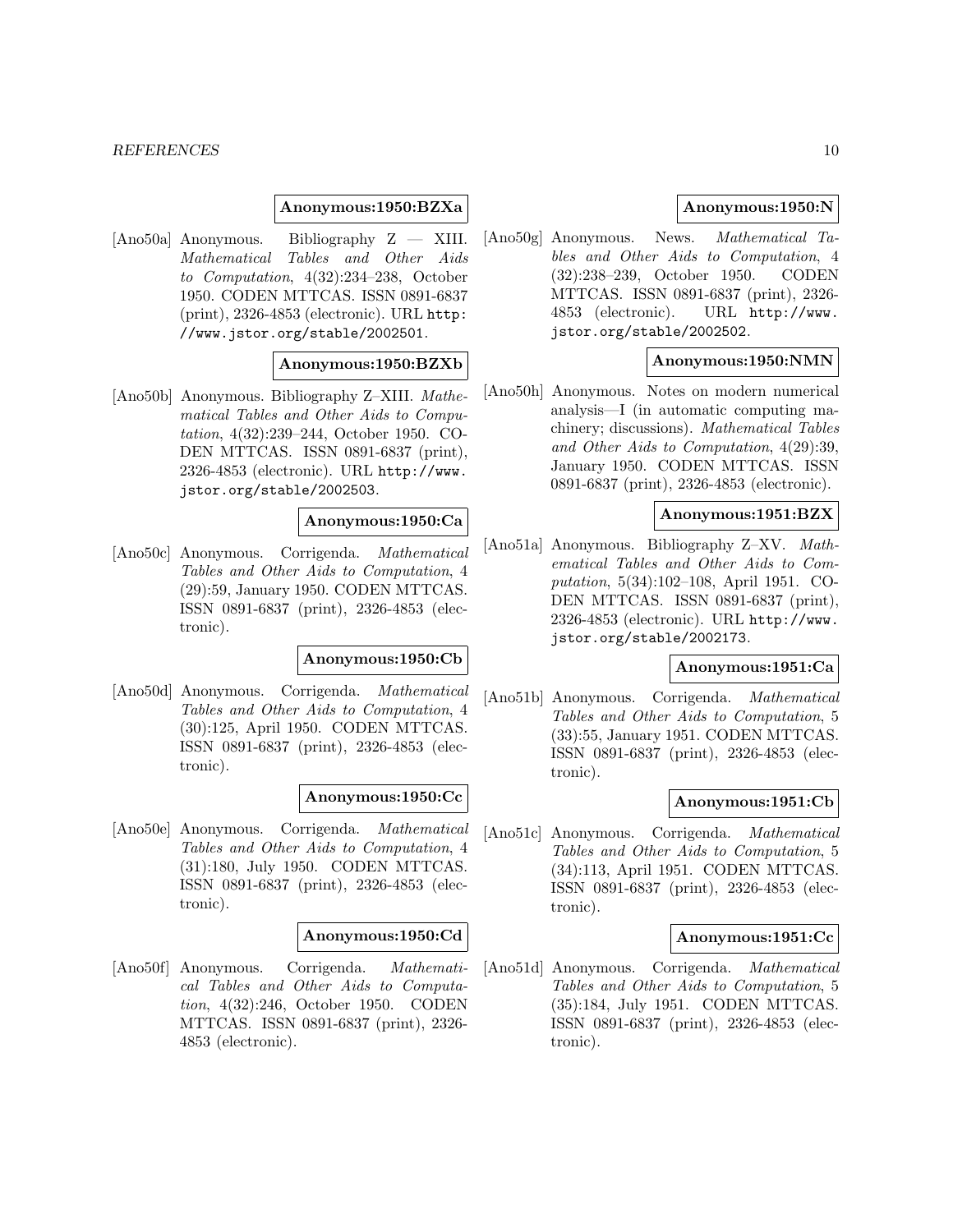**Anonymous:1950:BZXa**

[Ano50a] Anonymous. Bibliography Z — XIII. *Mathematical Tables and Other Aids to Computation*, 4(32):234–238, October 1950. CODEN MTTCAS. ISSN 0891-6837 (print), 2326-4853 (electronic). URL http://www.jstor.org/stable/2002501.

**Anonymous:1950:BZXb**

[Ano50b] Anonymous. Bibliography Z–XIII. *Mathematical Tables and Other Aids to Computation*, 4(32):239–244, October 1950. CODEN MTTCAS. ISSN 0891-6837 (print), 2326-4853 (electronic). URL http://www.jstor.org/stable/2002503.

**Anonymous:1950:Ca**

[Ano50c] Anonymous. Corrigenda. *Mathematical Tables and Other Aids to Computation*, 4 (29):59, January 1950. CODEN MTTCAS. ISSN 0891-6837 (print), 2326-4853 (electronic).

**Anonymous:1950:Cb**

[Ano50d] Anonymous. Corrigenda. *Mathematical Tables and Other Aids to Computation*, 4 (30):125, April 1950. CODEN MTTCAS. ISSN 0891-6837 (print), 2326-4853 (electronic).

**Anonymous:1950:Cc**

[Ano50e] Anonymous. Corrigenda. *Mathematical Tables and Other Aids to Computation*, 4 (31):180, July 1950. CODEN MTTCAS. ISSN 0891-6837 (print), 2326-4853 (electronic).

**Anonymous:1950:Cd**

[Ano50f] Anonymous. Corrigenda. *Mathematical Tables and Other Aids to Computation*, 4(32):246, October 1950. CODEN MTTCAS. ISSN 0891-6837 (print), 2326-4853 (electronic).

**Anonymous:1950:N**

[Ano50g] Anonymous. News. *Mathematical Tables and Other Aids to Computation*, 4 (32):238–239, October 1950. CODEN MTTCAS. ISSN 0891-6837 (print), 2326-4853 (electronic). URL http://www.jstor.org/stable/2002502.

**Anonymous:1950:NMN**

[Ano50h] Anonymous. Notes on modern numerical analysis—I (in automatic computing machinery; discussions). *Mathematical Tables and Other Aids to Computation*, 4(29):39, January 1950. CODEN MTTCAS. ISSN 0891-6837 (print), 2326-4853 (electronic).

**Anonymous:1951:BZX**

[Ano51a] Anonymous. Bibliography Z–XV. *Mathematical Tables and Other Aids to Computation*, 5(34):102–108, April 1951. CODEN MTTCAS. ISSN 0891-6837 (print), 2326-4853 (electronic). URL http://www.jstor.org/stable/2002173.

**Anonymous:1951:Ca**

[Ano51b] Anonymous. Corrigenda. *Mathematical Tables and Other Aids to Computation*, 5 (33):55, January 1951. CODEN MTTCAS. ISSN 0891-6837 (print), 2326-4853 (electronic).

**Anonymous:1951:Cb**

[Ano51c] Anonymous. Corrigenda. *Mathematical Tables and Other Aids to Computation*, 5 (34):113, April 1951. CODEN MTTCAS. ISSN 0891-6837 (print), 2326-4853 (electronic).

**Anonymous:1951:Cc**

[Ano51d] Anonymous. Corrigenda. *Mathematical Tables and Other Aids to Computation*, 5 (35):184, July 1951. CODEN MTTCAS. ISSN 0891-6837 (print), 2326-4853 (electronic).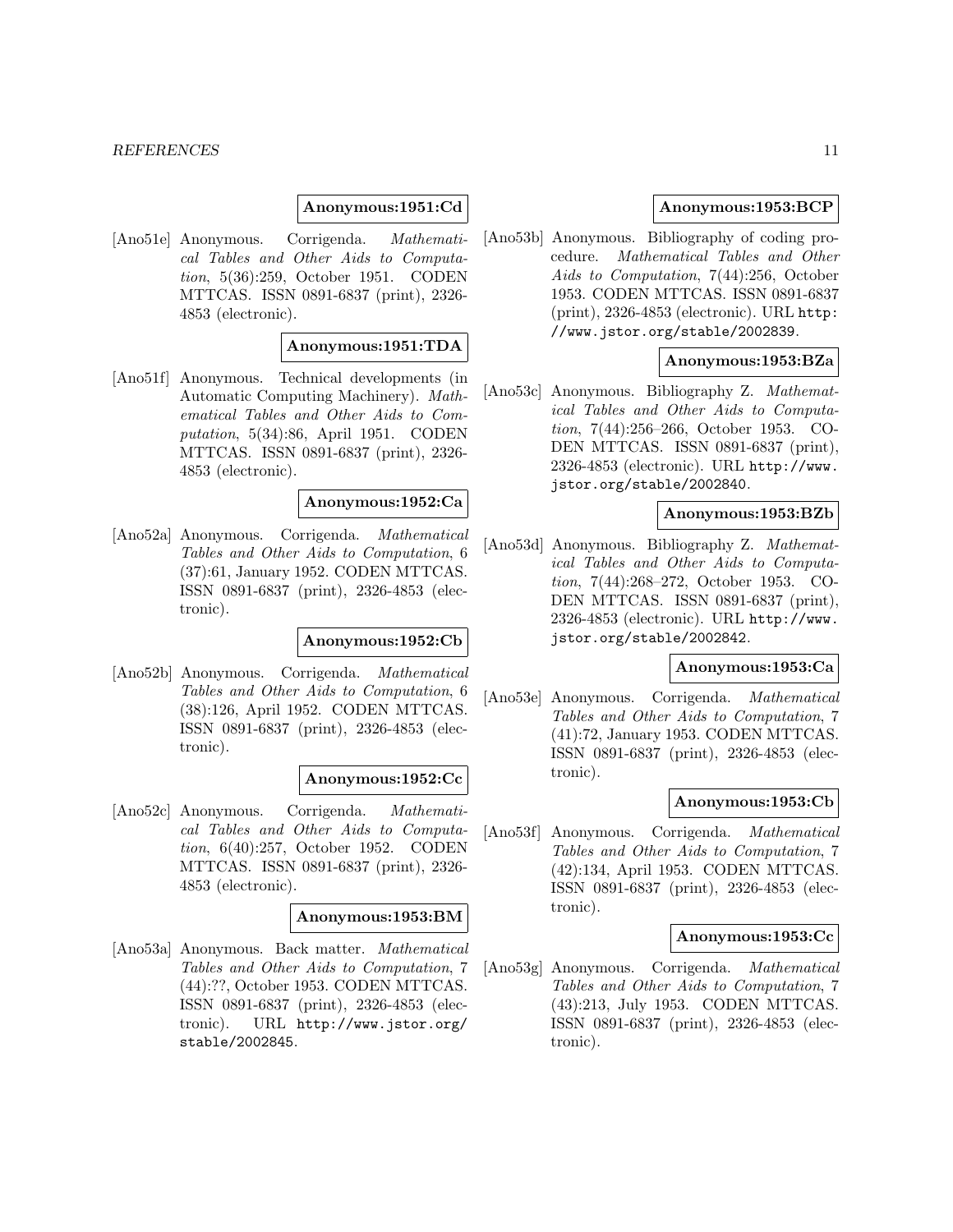**Anonymous:1951:Cd**

[Ano51e] Anonymous. Corrigenda. *Mathematical Tables and Other Aids to Computation*, 5(36):259, October 1951. CODEN MTTCAS. ISSN 0891-6837 (print), 2326-4853 (electronic).

**Anonymous:1951:TDA**

[Ano51f] Anonymous. Technical developments (in Automatic Computing Machinery). *Mathematical Tables and Other Aids to Computation*, 5(34):86, April 1951. CODEN MTTCAS. ISSN 0891-6837 (print), 2326-4853 (electronic).

**Anonymous:1952:Ca**

[Ano52a] Anonymous. Corrigenda. *Mathematical Tables and Other Aids to Computation*, 6 (37):61, January 1952. CODEN MTTCAS. ISSN 0891-6837 (print), 2326-4853 (electronic).

**Anonymous:1952:Cb**

[Ano52b] Anonymous. Corrigenda. *Mathematical Tables and Other Aids to Computation*, 6 (38):126, April 1952. CODEN MTTCAS. ISSN 0891-6837 (print), 2326-4853 (electronic).

**Anonymous:1952:Cc**

[Ano52c] Anonymous. Corrigenda. *Mathematical Tables and Other Aids to Computation*, 6(40):257, October 1952. CODEN MTTCAS. ISSN 0891-6837 (print), 2326-4853 (electronic).

**Anonymous:1953:BM**

[Ano53a] Anonymous. Back matter. *Mathematical Tables and Other Aids to Computation*, 7 (44):??, October 1953. CODEN MTTCAS. ISSN 0891-6837 (print), 2326-4853 (electronic). URL http://www.jstor.org/stable/2002845.

**Anonymous:1953:BCP**

[Ano53b] Anonymous. Bibliography of coding procedure. *Mathematical Tables and Other Aids to Computation*, 7(44):256, October 1953. CODEN MTTCAS. ISSN 0891-6837 (print), 2326-4853 (electronic). URL http://www.jstor.org/stable/2002839.

**Anonymous:1953:BZa**

[Ano53c] Anonymous. Bibliography Z. *Mathematical Tables and Other Aids to Computation*, 7(44):256–266, October 1953. CODEN MTTCAS. ISSN 0891-6837 (print), 2326-4853 (electronic). URL http://www.jstor.org/stable/2002840.

**Anonymous:1953:BZb**

[Ano53d] Anonymous. Bibliography Z. *Mathematical Tables and Other Aids to Computation*, 7(44):268–272, October 1953. CODEN MTTCAS. ISSN 0891-6837 (print), 2326-4853 (electronic). URL http://www.jstor.org/stable/2002842.

**Anonymous:1953:Ca**

[Ano53e] Anonymous. Corrigenda. *Mathematical Tables and Other Aids to Computation*, 7 (41):72, January 1953. CODEN MTTCAS. ISSN 0891-6837 (print), 2326-4853 (electronic).

**Anonymous:1953:Cb**

[Ano53f] Anonymous. Corrigenda. *Mathematical Tables and Other Aids to Computation*, 7 (42):134, April 1953. CODEN MTTCAS. ISSN 0891-6837 (print), 2326-4853 (electronic).

**Anonymous:1953:Cc**

[Ano53g] Anonymous. Corrigenda. *Mathematical Tables and Other Aids to Computation*, 7 (43):213, July 1953. CODEN MTTCAS. ISSN 0891-6837 (print), 2326-4853 (electronic).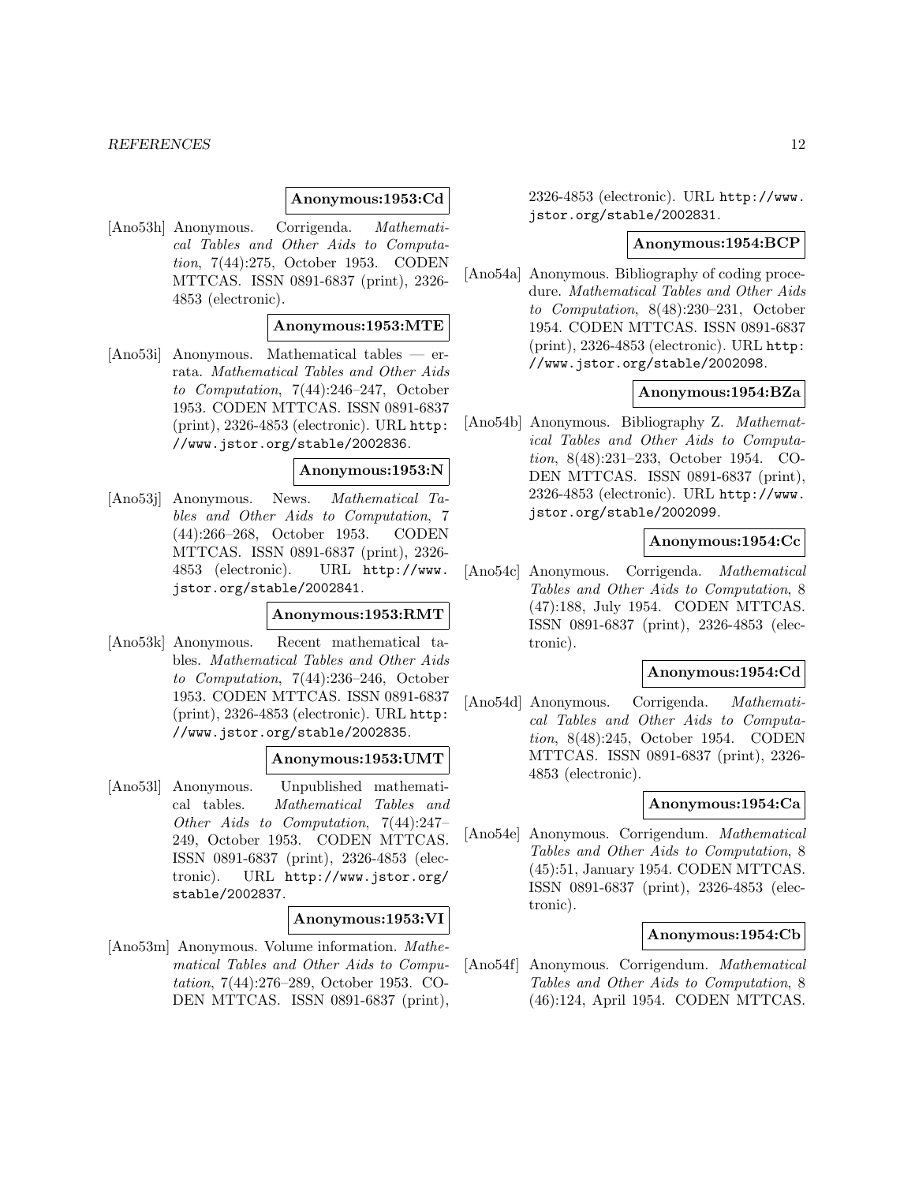**Anonymous:1953:Cd**

[Ano53h] Anonymous. Corrigenda. *Mathematical Tables and Other Aids to Computation*, 7(44):275, October 1953. CODEN MTTCAS. ISSN 0891-6837 (print), 2326-4853 (electronic).

**Anonymous:1953:MTE**

[Ano53i] Anonymous. Mathematical tables — errata. *Mathematical Tables and Other Aids to Computation*, 7(44):246–247, October 1953. CODEN MTTCAS. ISSN 0891-6837 (print), 2326-4853 (electronic). URL http://www.jstor.org/stable/2002836.

**Anonymous:1953:N**

[Ano53j] Anonymous. News. *Mathematical Tables and Other Aids to Computation*, 7 (44):266–268, October 1953. CODEN MTTCAS. ISSN 0891-6837 (print), 2326-4853 (electronic). URL http://www.jstor.org/stable/2002841.

**Anonymous:1953:RMT**

[Ano53k] Anonymous. Recent mathematical tables. *Mathematical Tables and Other Aids to Computation*, 7(44):236–246, October 1953. CODEN MTTCAS. ISSN 0891-6837 (print), 2326-4853 (electronic). URL http://www.jstor.org/stable/2002835.

**Anonymous:1953:UMT**

[Ano53l] Anonymous. Unpublished mathematical tables. *Mathematical Tables and Other Aids to Computation*, 7(44):247–249, October 1953. CODEN MTTCAS. ISSN 0891-6837 (print), 2326-4853 (electronic). URL http://www.jstor.org/stable/2002837.

**Anonymous:1953:VI**

[Ano53m] Anonymous. Volume information. *Mathematical Tables and Other Aids to Computation*, 7(44):276–289, October 1953. CODEN MTTCAS. ISSN 0891-6837 (print), 2326-4853 (electronic). URL http://www.jstor.org/stable/2002831.

**Anonymous:1954:BCP**

[Ano54a] Anonymous. Bibliography of coding procedure. *Mathematical Tables and Other Aids to Computation*, 8(48):230–231, October 1954. CODEN MTTCAS. ISSN 0891-6837 (print), 2326-4853 (electronic). URL http://www.jstor.org/stable/2002098.

**Anonymous:1954:BZa**

[Ano54b] Anonymous. Bibliography Z. *Mathematical Tables and Other Aids to Computation*, 8(48):231–233, October 1954. CODEN MTTCAS. ISSN 0891-6837 (print), 2326-4853 (electronic). URL http://www.jstor.org/stable/2002099.

**Anonymous:1954:Cc**

[Ano54c] Anonymous. Corrigenda. *Mathematical Tables and Other Aids to Computation*, 8 (47):188, July 1954. CODEN MTTCAS. ISSN 0891-6837 (print), 2326-4853 (electronic).

**Anonymous:1954:Cd**

[Ano54d] Anonymous. Corrigenda. *Mathematical Tables and Other Aids to Computation*, 8(48):245, October 1954. CODEN MTTCAS. ISSN 0891-6837 (print), 2326-4853 (electronic).

**Anonymous:1954:Ca**

[Ano54e] Anonymous. Corrigendum. *Mathematical Tables and Other Aids to Computation*, 8 (45):51, January 1954. CODEN MTTCAS. ISSN 0891-6837 (print), 2326-4853 (electronic).

**Anonymous:1954:Cb**

[Ano54f] Anonymous. Corrigendum. *Mathematical Tables and Other Aids to Computation*, 8 (46):124, April 1954. CODEN MTTCAS.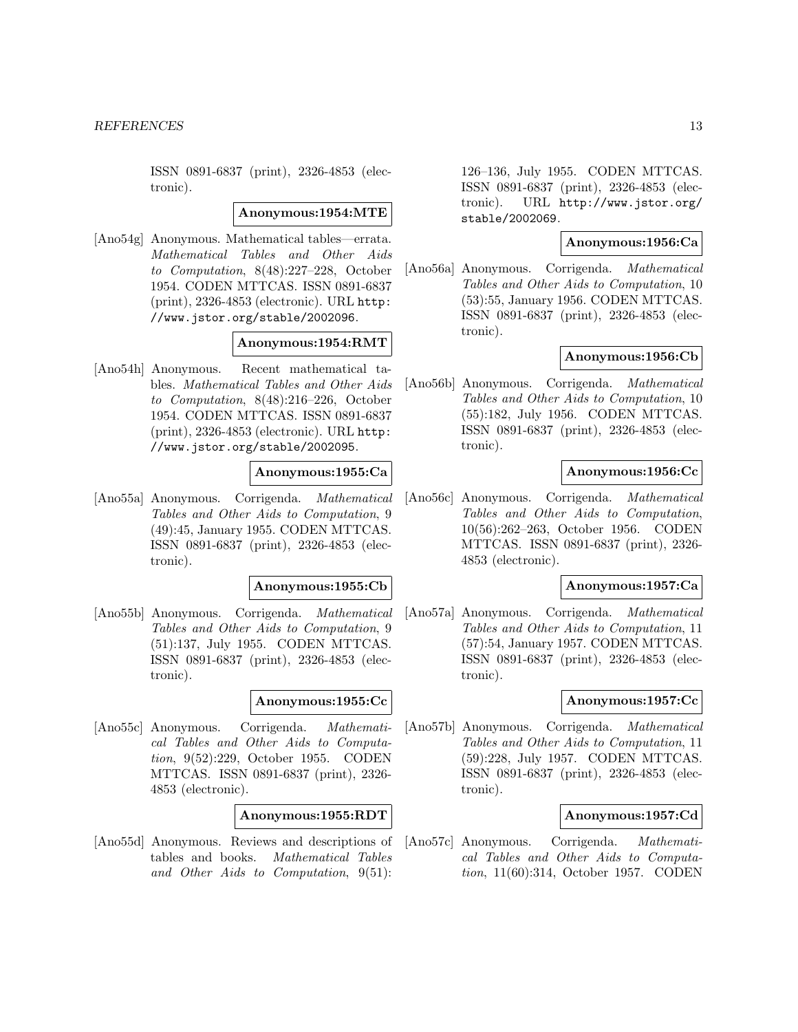ISSN 0891-6837 (print), 2326-4853 (electronic).

**Anonymous:1954:MTE**

[Ano54g] Anonymous. Mathematical tables—errata. *Mathematical Tables and Other Aids to Computation*, 8(48):227–228, October 1954. CODEN MTTCAS. ISSN 0891-6837 (print), 2326-4853 (electronic). URL http://www.jstor.org/stable/2002096.

**Anonymous:1954:RMT**

[Ano54h] Anonymous. Recent mathematical tables. *Mathematical Tables and Other Aids to Computation*, 8(48):216–226, October 1954. CODEN MTTCAS. ISSN 0891-6837 (print), 2326-4853 (electronic). URL http://www.jstor.org/stable/2002095.

**Anonymous:1955:Ca**

[Ano55a] Anonymous. Corrigenda. *Mathematical Tables and Other Aids to Computation*, 9 (49):45, January 1955. CODEN MTTCAS. ISSN 0891-6837 (print), 2326-4853 (electronic).

**Anonymous:1955:Cb**

[Ano55b] Anonymous. Corrigenda. *Mathematical Tables and Other Aids to Computation*, 9 (51):137, July 1955. CODEN MTTCAS. ISSN 0891-6837 (print), 2326-4853 (electronic).

**Anonymous:1955:Cc**

[Ano55c] Anonymous. Corrigenda. *Mathematical Tables and Other Aids to Computation*, 9(52):229, October 1955. CODEN MTTCAS. ISSN 0891-6837 (print), 2326-4853 (electronic).

**Anonymous:1955:RDT**

[Ano55d] Anonymous. Reviews and descriptions of tables and books. *Mathematical Tables and Other Aids to Computation*, 9(51): 126–136, July 1955. CODEN MTTCAS. ISSN 0891-6837 (print), 2326-4853 (electronic). URL http://www.jstor.org/stable/2002069.

**Anonymous:1956:Ca**

[Ano56a] Anonymous. Corrigenda. *Mathematical Tables and Other Aids to Computation*, 10 (53):55, January 1956. CODEN MTTCAS. ISSN 0891-6837 (print), 2326-4853 (electronic).

**Anonymous:1956:Cb**

[Ano56b] Anonymous. Corrigenda. *Mathematical Tables and Other Aids to Computation*, 10 (55):182, July 1956. CODEN MTTCAS. ISSN 0891-6837 (print), 2326-4853 (electronic).

**Anonymous:1956:Cc**

[Ano56c] Anonymous. Corrigenda. *Mathematical Tables and Other Aids to Computation*, 10(56):262–263, October 1956. CODEN MTTCAS. ISSN 0891-6837 (print), 2326-4853 (electronic).

**Anonymous:1957:Ca**

[Ano57a] Anonymous. Corrigenda. *Mathematical Tables and Other Aids to Computation*, 11 (57):54, January 1957. CODEN MTTCAS. ISSN 0891-6837 (print), 2326-4853 (electronic).

**Anonymous:1957:Cc**

[Ano57b] Anonymous. Corrigenda. *Mathematical Tables and Other Aids to Computation*, 11 (59):228, July 1957. CODEN MTTCAS. ISSN 0891-6837 (print), 2326-4853 (electronic).

**Anonymous:1957:Cd**

[Ano57c] Anonymous. Corrigenda. *Mathematical Tables and Other Aids to Computation*, 11(60):314, October 1957. CODEN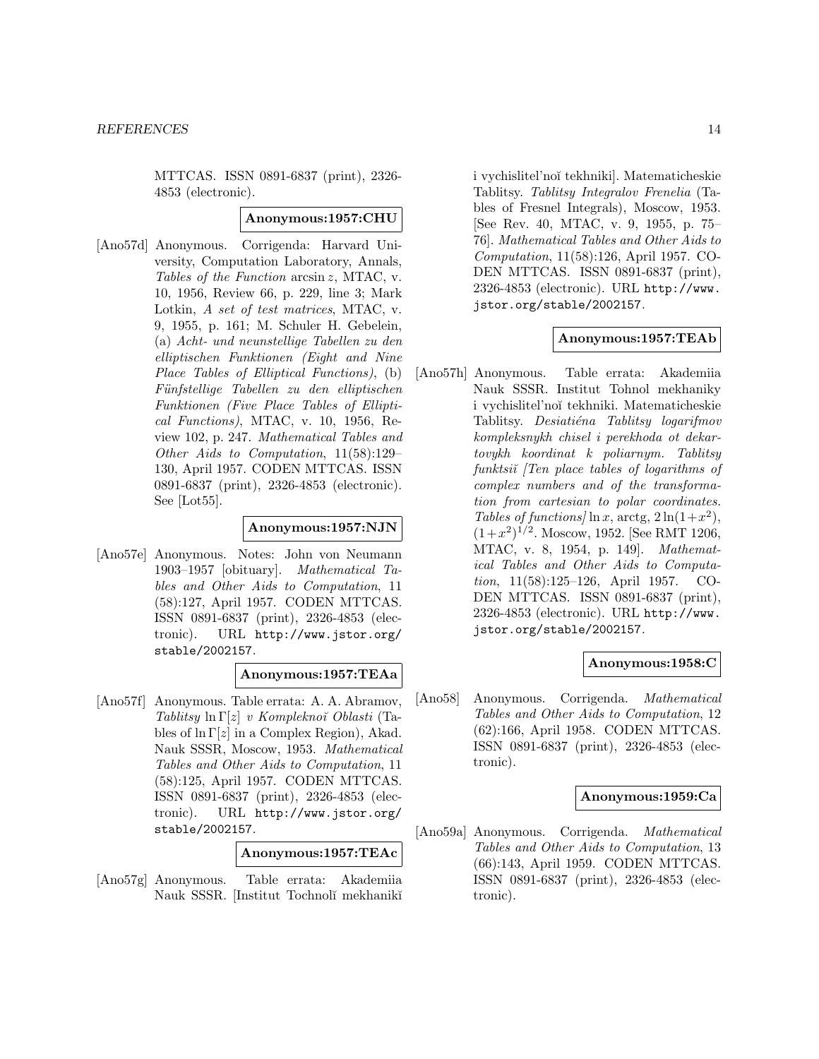MTTCAS. ISSN 0891-6837 (print), 2326-4853 (electronic).

**Anonymous:1957:CHU**

[Ano57d] Anonymous. Corrigenda: Harvard University, Computation Laboratory, Annals, *Tables of the Function* arcsin $z$, MTAC, v. 10, 1956, Review 66, p. 229, line 3; Mark Lotkin, *A set of test matrices*, MTAC, v. 9, 1955, p. 161; M. Schuler H. Gebelein, (a) *Acht- und neunstellige Tabellen zu den elliptischen Funktionen (Eight and Nine Place Tables of Elliptical Functions)*, (b) *Fünfstellige Tabellen zu den elliptischen Funktionen (Five Place Tables of Elliptical Functions)*, MTAC, v. 10, 1956, Review 102, p. 247. *Mathematical Tables and Other Aids to Computation*, 11(58):129–130, April 1957. CODEN MTTCAS. ISSN 0891-6837 (print), 2326-4853 (electronic). See [Lot55].

**Anonymous:1957:NJN**

[Ano57e] Anonymous. Notes: John von Neumann 1903–1957 [obituary]. *Mathematical Tables and Other Aids to Computation*, 11 (58):127, April 1957. CODEN MTTCAS. ISSN 0891-6837 (print), 2326-4853 (electronic). URL http://www.jstor.org/stable/2002157.

**Anonymous:1957:TEAa**

[Ano57f] Anonymous. Table errata: A. A. Abramov, *Tablitsy* $\ln \Gamma[z]$ *v Kompleknoĭ Oblasti* (Tables of $\ln \Gamma[z]$ in a Complex Region), Akad. Nauk SSSR, Moscow, 1953. *Mathematical Tables and Other Aids to Computation*, 11 (58):125, April 1957. CODEN MTTCAS. ISSN 0891-6837 (print), 2326-4853 (electronic). URL http://www.jstor.org/stable/2002157.

**Anonymous:1957:TEAc**

[Ano57g] Anonymous. Table errata: Akademiia Nauk SSSR. [Institut Tochnoĭ mekhanikĭ i vychislitel'noĭ tekhniki]. Matematicheskie Tablitsy. *Tablitsy Integralov Frenelia* (Tables of Fresnel Integrals), Moscow, 1953. [See Rev. 40, MTAC, v. 9, 1955, p. 75–76]. *Mathematical Tables and Other Aids to Computation*, 11(58):126, April 1957. CODEN MTTCAS. ISSN 0891-6837 (print), 2326-4853 (electronic). URL http://www.jstor.org/stable/2002157.

**Anonymous:1957:TEAb**

[Ano57h] Anonymous. Table errata: Akademiia Nauk SSSR. Institut Tohnol mekhaniky i vychislitel'noĭ tekhniki. Matematicheskie Tablitsy. *Desiatiéna Tablitsy logarifmov kompleksnykh chisel i perekhoda ot dekartovykh koordinat k poliarnym. Tablitsy funktsiĭ [Ten place tables of logarithms of complex numbers and of the transformation from cartesian to polar coordinates. Tables of functions]* $\ln x$, arctg, $2\ln(1+x^2)$, $(1+x^2)^{1/2}$. Moscow, 1952. [See RMT 1206, MTAC, v. 8, 1954, p. 149]. *Mathematical Tables and Other Aids to Computation*, 11(58):125–126, April 1957. CODEN MTTCAS. ISSN 0891-6837 (print), 2326-4853 (electronic). URL http://www.jstor.org/stable/2002157.

**Anonymous:1958:C**

[Ano58] Anonymous. Corrigenda. *Mathematical Tables and Other Aids to Computation*, 12 (62):166, April 1958. CODEN MTTCAS. ISSN 0891-6837 (print), 2326-4853 (electronic).

**Anonymous:1959:Ca**

[Ano59a] Anonymous. Corrigenda. *Mathematical Tables and Other Aids to Computation*, 13 (66):143, April 1959. CODEN MTTCAS. ISSN 0891-6837 (print), 2326-4853 (electronic).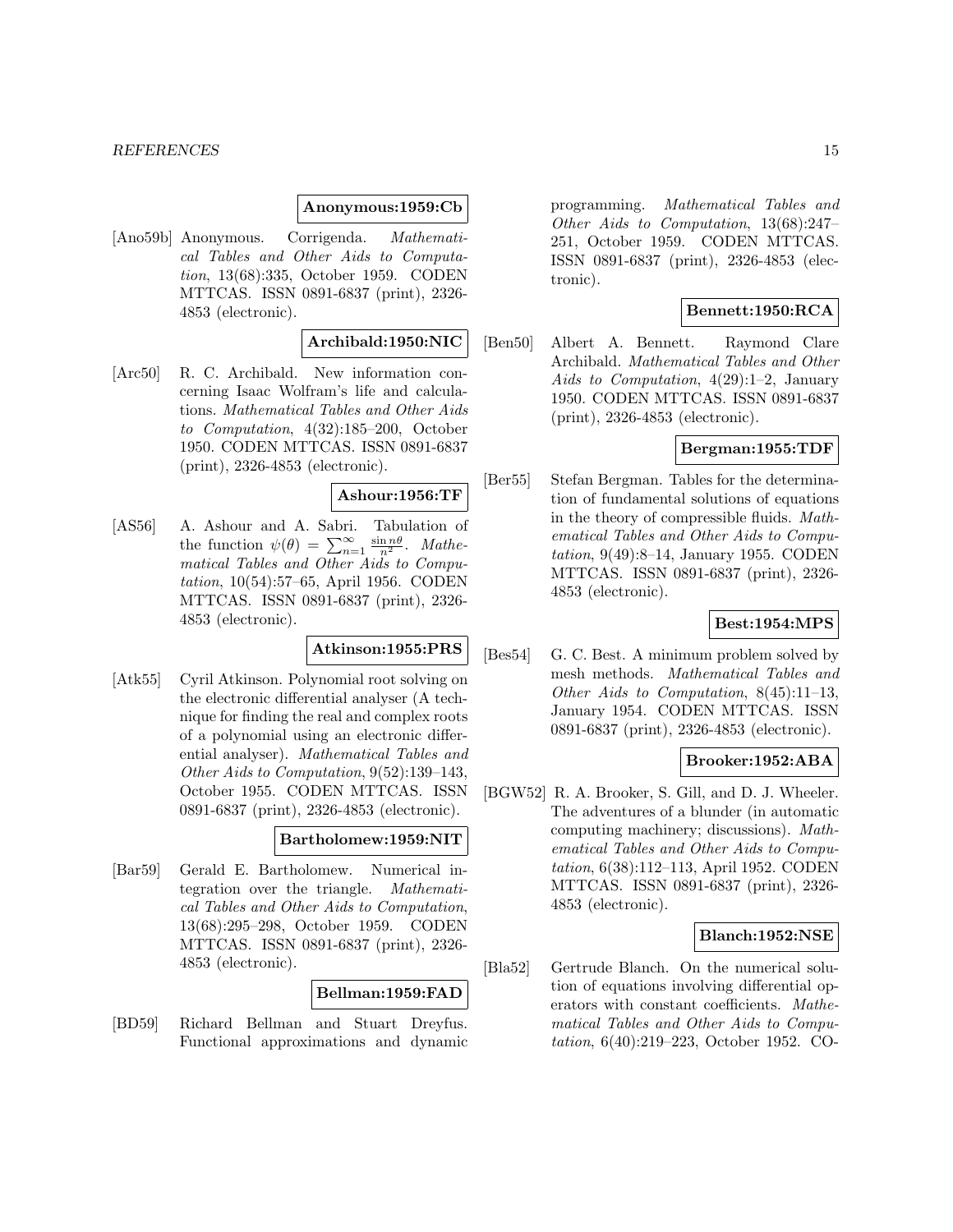**Anonymous:1959:Cb**

[Ano59b] Anonymous. Corrigenda. *Mathematical Tables and Other Aids to Computation*, 13(68):335, October 1959. CODEN MTTCAS. ISSN 0891-6837 (print), 2326-4853 (electronic).

**Archibald:1950:NIC**

[Arc50] R. C. Archibald. New information concerning Isaac Wolfram's life and calculations. *Mathematical Tables and Other Aids to Computation*, 4(32):185–200, October 1950. CODEN MTTCAS. ISSN 0891-6837 (print), 2326-4853 (electronic).

**Ashour:1956:TF**

[AS56] A. Ashour and A. Sabri. Tabulation of the function $\psi(\theta) = \sum_{n=1}^{\infty} \frac{\sin n\theta}{n^2}$. *Mathematical Tables and Other Aids to Computation*, 10(54):57–65, April 1956. CODEN MTTCAS. ISSN 0891-6837 (print), 2326-4853 (electronic).

**Atkinson:1955:PRS**

[Atk55] Cyril Atkinson. Polynomial root solving on the electronic differential analyser (A technique for finding the real and complex roots of a polynomial using an electronic differential analyser). *Mathematical Tables and Other Aids to Computation*, 9(52):139–143, October 1955. CODEN MTTCAS. ISSN 0891-6837 (print), 2326-4853 (electronic).

**Bartholomew:1959:NIT**

[Bar59] Gerald E. Bartholomew. Numerical integration over the triangle. *Mathematical Tables and Other Aids to Computation*, 13(68):295–298, October 1959. CODEN MTTCAS. ISSN 0891-6837 (print), 2326-4853 (electronic).

**Bellman:1959:FAD**

[BD59] Richard Bellman and Stuart Dreyfus. Functional approximations and dynamic programming. *Mathematical Tables and Other Aids to Computation*, 13(68):247–251, October 1959. CODEN MTTCAS. ISSN 0891-6837 (print), 2326-4853 (electronic).

**Bennett:1950:RCA**

[Ben50] Albert A. Bennett. Raymond Clare Archibald. *Mathematical Tables and Other Aids to Computation*, 4(29):1–2, January 1950. CODEN MTTCAS. ISSN 0891-6837 (print), 2326-4853 (electronic).

**Bergman:1955:TDF**

[Ber55] Stefan Bergman. Tables for the determination of fundamental solutions of equations in the theory of compressible fluids. *Mathematical Tables and Other Aids to Computation*, 9(49):8–14, January 1955. CODEN MTTCAS. ISSN 0891-6837 (print), 2326-4853 (electronic).

**Best:1954:MPS**

[Bes54] G. C. Best. A minimum problem solved by mesh methods. *Mathematical Tables and Other Aids to Computation*, 8(45):11–13, January 1954. CODEN MTTCAS. ISSN 0891-6837 (print), 2326-4853 (electronic).

**Brooker:1952:ABA**

[BGW52] R. A. Brooker, S. Gill, and D. J. Wheeler. The adventures of a blunder (in automatic computing machinery; discussions). *Mathematical Tables and Other Aids to Computation*, 6(38):112–113, April 1952. CODEN MTTCAS. ISSN 0891-6837 (print), 2326-4853 (electronic).

**Blanch:1952:NSE**

[Bla52] Gertrude Blanch. On the numerical solution of equations involving differential operators with constant coefficients. *Mathematical Tables and Other Aids to Computation*, 6(40):219–223, October 1952. CO-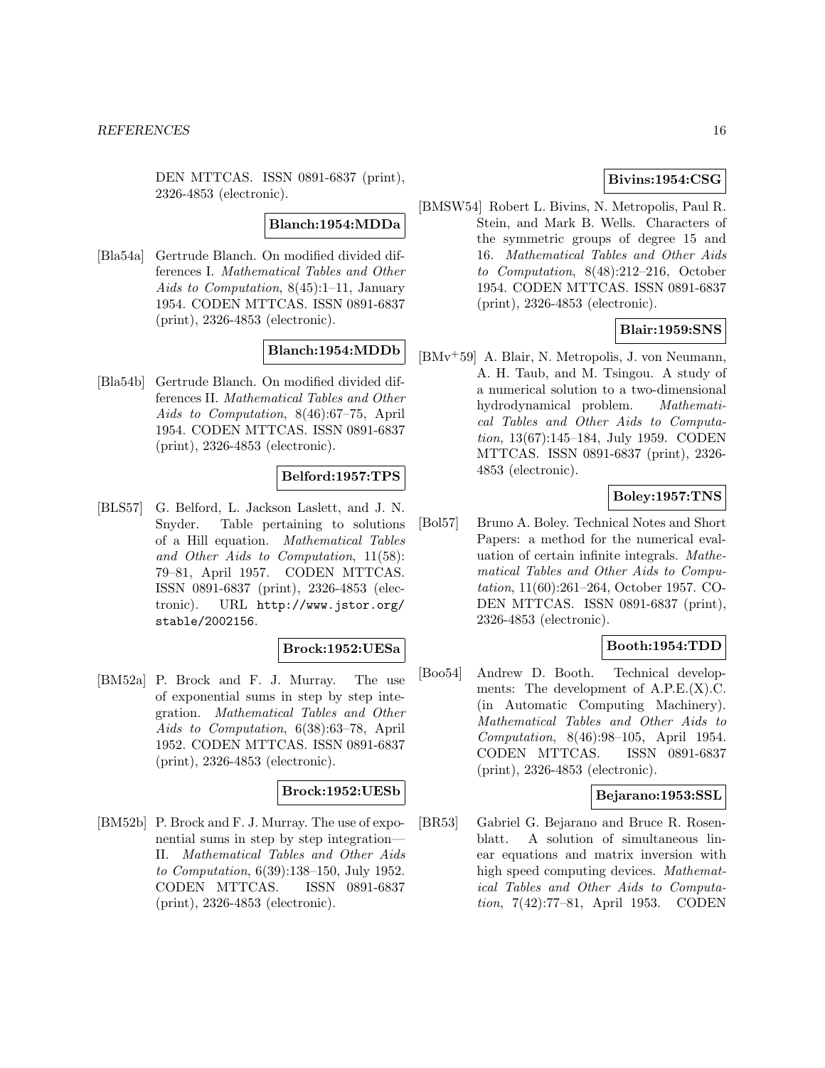DEN MTTCAS. ISSN 0891-6837 (print), 2326-4853 (electronic).

**Blanch:1954:MDDa**

[Bla54a] Gertrude Blanch. On modified divided differences I. *Mathematical Tables and Other Aids to Computation*, 8(45):1–11, January 1954. CODEN MTTCAS. ISSN 0891-6837 (print), 2326-4853 (electronic).

**Blanch:1954:MDDb**

[Bla54b] Gertrude Blanch. On modified divided differences II. *Mathematical Tables and Other Aids to Computation*, 8(46):67–75, April 1954. CODEN MTTCAS. ISSN 0891-6837 (print), 2326-4853 (electronic).

**Belford:1957:TPS**

[BLS57] G. Belford, L. Jackson Laslett, and J. N. Snyder. Table pertaining to solutions of a Hill equation. *Mathematical Tables and Other Aids to Computation*, 11(58): 79–81, April 1957. CODEN MTTCAS. ISSN 0891-6837 (print), 2326-4853 (electronic). URL http://www.jstor.org/stable/2002156.

**Brock:1952:UESa**

[BM52a] P. Brock and F. J. Murray. The use of exponential sums in step by step integration. *Mathematical Tables and Other Aids to Computation*, 6(38):63–78, April 1952. CODEN MTTCAS. ISSN 0891-6837 (print), 2326-4853 (electronic).

**Brock:1952:UESb**

[BM52b] P. Brock and F. J. Murray. The use of exponential sums in step by step integration—II. *Mathematical Tables and Other Aids to Computation*, 6(39):138–150, July 1952. CODEN MTTCAS. ISSN 0891-6837 (print), 2326-4853 (electronic).

**Bivins:1954:CSG**

[BMSW54] Robert L. Bivins, N. Metropolis, Paul R. Stein, and Mark B. Wells. Characters of the symmetric groups of degree 15 and 16. *Mathematical Tables and Other Aids to Computation*, 8(48):212–216, October 1954. CODEN MTTCAS. ISSN 0891-6837 (print), 2326-4853 (electronic).

**Blair:1959:SNS**

[BMv+59] A. Blair, N. Metropolis, J. von Neumann, A. H. Taub, and M. Tsingou. A study of a numerical solution to a two-dimensional hydrodynamical problem. *Mathematical Tables and Other Aids to Computation*, 13(67):145–184, July 1959. CODEN MTTCAS. ISSN 0891-6837 (print), 2326-4853 (electronic).

**Boley:1957:TNS**

[Bol57] Bruno A. Boley. Technical Notes and Short Papers: a method for the numerical evaluation of certain infinite integrals. *Mathematical Tables and Other Aids to Computation*, 11(60):261–264, October 1957. CODEN MTTCAS. ISSN 0891-6837 (print), 2326-4853 (electronic).

**Booth:1954:TDD**

[Boo54] Andrew D. Booth. Technical developments: The development of A.P.E.(X).C. (in Automatic Computing Machinery). *Mathematical Tables and Other Aids to Computation*, 8(46):98–105, April 1954. CODEN MTTCAS. ISSN 0891-6837 (print), 2326-4853 (electronic).

**Bejarano:1953:SSL**

[BR53] Gabriel G. Bejarano and Bruce R. Rosenblatt. A solution of simultaneous linear equations and matrix inversion with high speed computing devices. *Mathematical Tables and Other Aids to Computation*, 7(42):77–81, April 1953. CODEN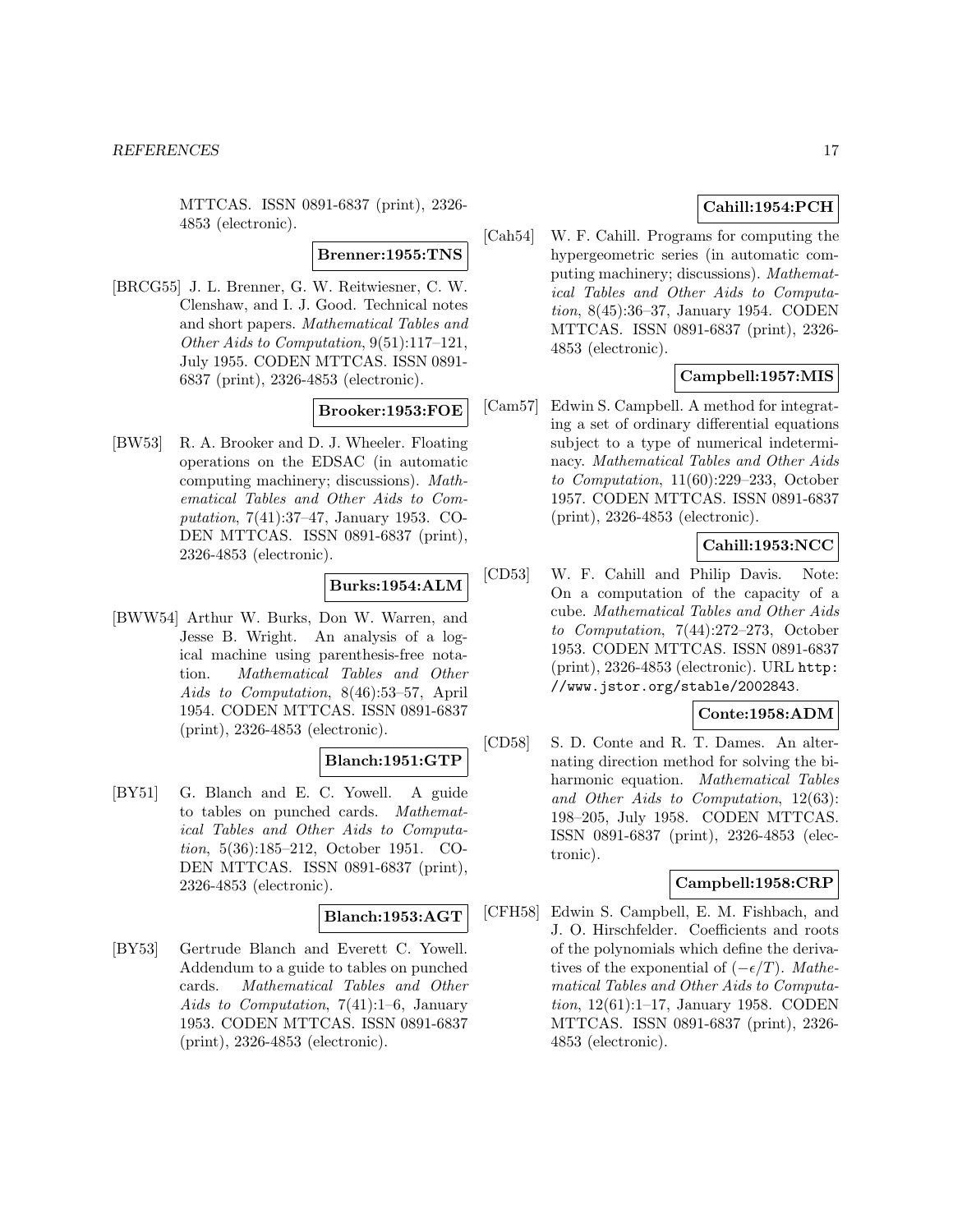MTTCAS. ISSN 0891-6837 (print), 2326-4853 (electronic).

**Brenner:1955:TNS**

[BRCG55] J. L. Brenner, G. W. Reitwiesner, C. W. Clenshaw, and I. J. Good. Technical notes and short papers. *Mathematical Tables and Other Aids to Computation*, 9(51):117–121, July 1955. CODEN MTTCAS. ISSN 0891-6837 (print), 2326-4853 (electronic).

**Brooker:1953:FOE**

[BW53] R. A. Brooker and D. J. Wheeler. Floating operations on the EDSAC (in automatic computing machinery; discussions). *Mathematical Tables and Other Aids to Computation*, 7(41):37–47, January 1953. CODEN MTTCAS. ISSN 0891-6837 (print), 2326-4853 (electronic).

**Burks:1954:ALM**

[BWW54] Arthur W. Burks, Don W. Warren, and Jesse B. Wright. An analysis of a logical machine using parenthesis-free notation. *Mathematical Tables and Other Aids to Computation*, 8(46):53–57, April 1954. CODEN MTTCAS. ISSN 0891-6837 (print), 2326-4853 (electronic).

**Blanch:1951:GTP**

[BY51] G. Blanch and E. C. Yowell. A guide to tables on punched cards. *Mathematical Tables and Other Aids to Computation*, 5(36):185–212, October 1951. CODEN MTTCAS. ISSN 0891-6837 (print), 2326-4853 (electronic).

**Blanch:1953:AGT**

[BY53] Gertrude Blanch and Everett C. Yowell. Addendum to a guide to tables on punched cards. *Mathematical Tables and Other Aids to Computation*, 7(41):1–6, January 1953. CODEN MTTCAS. ISSN 0891-6837 (print), 2326-4853 (electronic).

**Cahill:1954:PCH**

[Cah54] W. F. Cahill. Programs for computing the hypergeometric series (in automatic computing machinery; discussions). *Mathematical Tables and Other Aids to Computation*, 8(45):36–37, January 1954. CODEN MTTCAS. ISSN 0891-6837 (print), 2326-4853 (electronic).

**Campbell:1957:MIS**

[Cam57] Edwin S. Campbell. A method for integrating a set of ordinary differential equations subject to a type of numerical indeterminacy. *Mathematical Tables and Other Aids to Computation*, 11(60):229–233, October 1957. CODEN MTTCAS. ISSN 0891-6837 (print), 2326-4853 (electronic).

**Cahill:1953:NCC**

[CD53] W. F. Cahill and Philip Davis. Note: On a computation of the capacity of a cube. *Mathematical Tables and Other Aids to Computation*, 7(44):272–273, October 1953. CODEN MTTCAS. ISSN 0891-6837 (print), 2326-4853 (electronic). URL http://www.jstor.org/stable/2002843.

**Conte:1958:ADM**

[CD58] S. D. Conte and R. T. Dames. An alternating direction method for solving the biharmonic equation. *Mathematical Tables and Other Aids to Computation*, 12(63): 198–205, July 1958. CODEN MTTCAS. ISSN 0891-6837 (print), 2326-4853 (electronic).

**Campbell:1958:CRP**

[CFH58] Edwin S. Campbell, E. M. Fishbach, and J. O. Hirschfelder. Coefficients and roots of the polynomials which define the derivatives of the exponential of $(-\epsilon/T)$. *Mathematical Tables and Other Aids to Computation*, 12(61):1–17, January 1958. CODEN MTTCAS. ISSN 0891-6837 (print), 2326-4853 (electronic).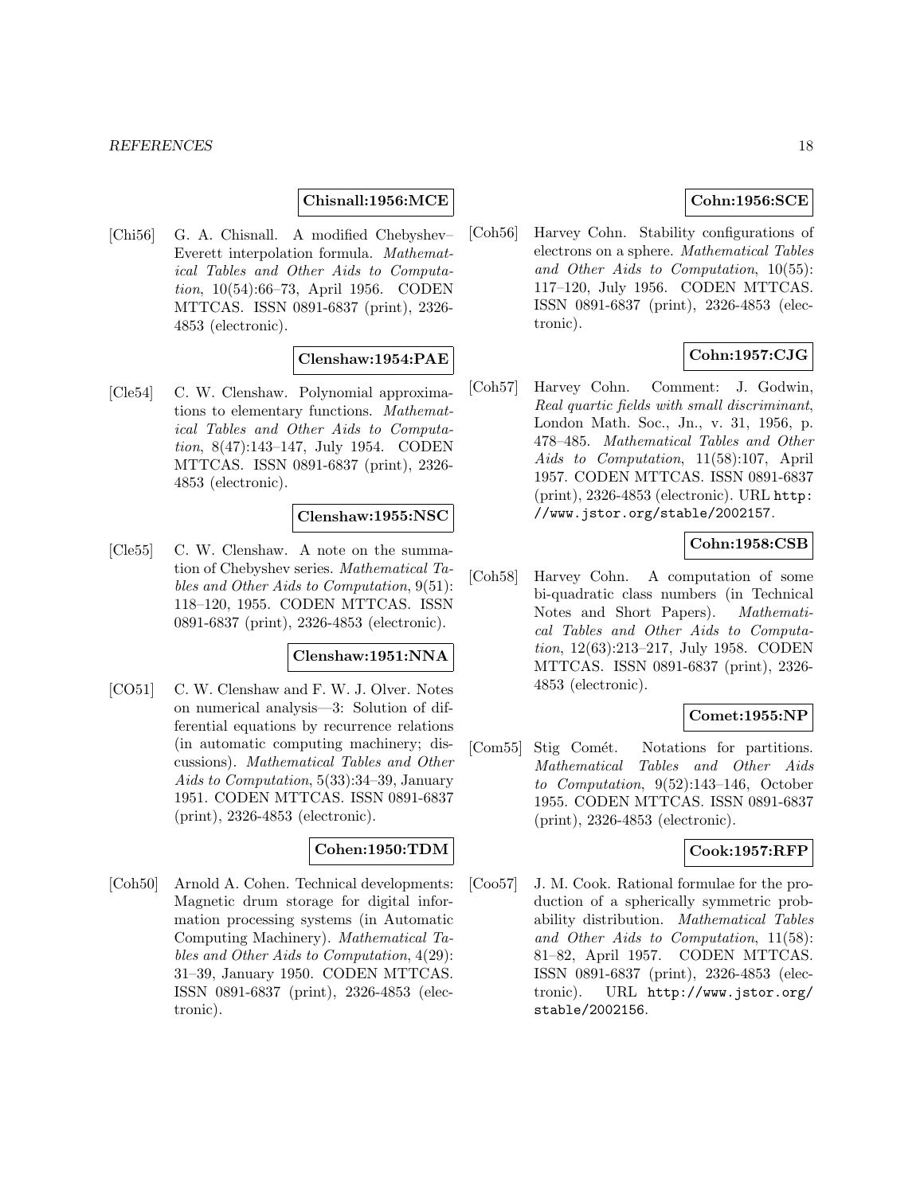**Chisnall:1956:MCE**

[Chi56] G. A. Chisnall. A modified Chebyshev–Everett interpolation formula. *Mathematical Tables and Other Aids to Computation*, 10(54):66–73, April 1956. CODEN MTTCAS. ISSN 0891-6837 (print), 2326-4853 (electronic).

**Clenshaw:1954:PAE**

[Cle54] C. W. Clenshaw. Polynomial approximations to elementary functions. *Mathematical Tables and Other Aids to Computation*, 8(47):143–147, July 1954. CODEN MTTCAS. ISSN 0891-6837 (print), 2326-4853 (electronic).

**Clenshaw:1955:NSC**

[Cle55] C. W. Clenshaw. A note on the summation of Chebyshev series. *Mathematical Tables and Other Aids to Computation*, 9(51): 118–120, 1955. CODEN MTTCAS. ISSN 0891-6837 (print), 2326-4853 (electronic).

**Clenshaw:1951:NNA**

[CO51] C. W. Clenshaw and F. W. J. Olver. Notes on numerical analysis—3: Solution of differential equations by recurrence relations (in automatic computing machinery; discussions). *Mathematical Tables and Other Aids to Computation*, 5(33):34–39, January 1951. CODEN MTTCAS. ISSN 0891-6837 (print), 2326-4853 (electronic).

**Cohen:1950:TDM**

[Coh50] Arnold A. Cohen. Technical developments: Magnetic drum storage for digital information processing systems (in Automatic Computing Machinery). *Mathematical Tables and Other Aids to Computation*, 4(29): 31–39, January 1950. CODEN MTTCAS. ISSN 0891-6837 (print), 2326-4853 (electronic).

**Cohn:1956:SCE**

[Coh56] Harvey Cohn. Stability configurations of electrons on a sphere. *Mathematical Tables and Other Aids to Computation*, 10(55): 117–120, July 1956. CODEN MTTCAS. ISSN 0891-6837 (print), 2326-4853 (electronic).

**Cohn:1957:CJG**

[Coh57] Harvey Cohn. Comment: J. Godwin, *Real quartic fields with small discriminant*, London Math. Soc., Jn., v. 31, 1956, p. 478–485. *Mathematical Tables and Other Aids to Computation*, 11(58):107, April 1957. CODEN MTTCAS. ISSN 0891-6837 (print), 2326-4853 (electronic). URL http://www.jstor.org/stable/2002157.

**Cohn:1958:CSB**

[Coh58] Harvey Cohn. A computation of some bi-quadratic class numbers (in Technical Notes and Short Papers). *Mathematical Tables and Other Aids to Computation*, 12(63):213–217, July 1958. CODEN MTTCAS. ISSN 0891-6837 (print), 2326-4853 (electronic).

**Comet:1955:NP**

[Com55] Stig Comét. Notations for partitions. *Mathematical Tables and Other Aids to Computation*, 9(52):143–146, October 1955. CODEN MTTCAS. ISSN 0891-6837 (print), 2326-4853 (electronic).

**Cook:1957:RFP**

[Coo57] J. M. Cook. Rational formulae for the production of a spherically symmetric probability distribution. *Mathematical Tables and Other Aids to Computation*, 11(58): 81–82, April 1957. CODEN MTTCAS. ISSN 0891-6837 (print), 2326-4853 (electronic). URL http://www.jstor.org/stable/2002156.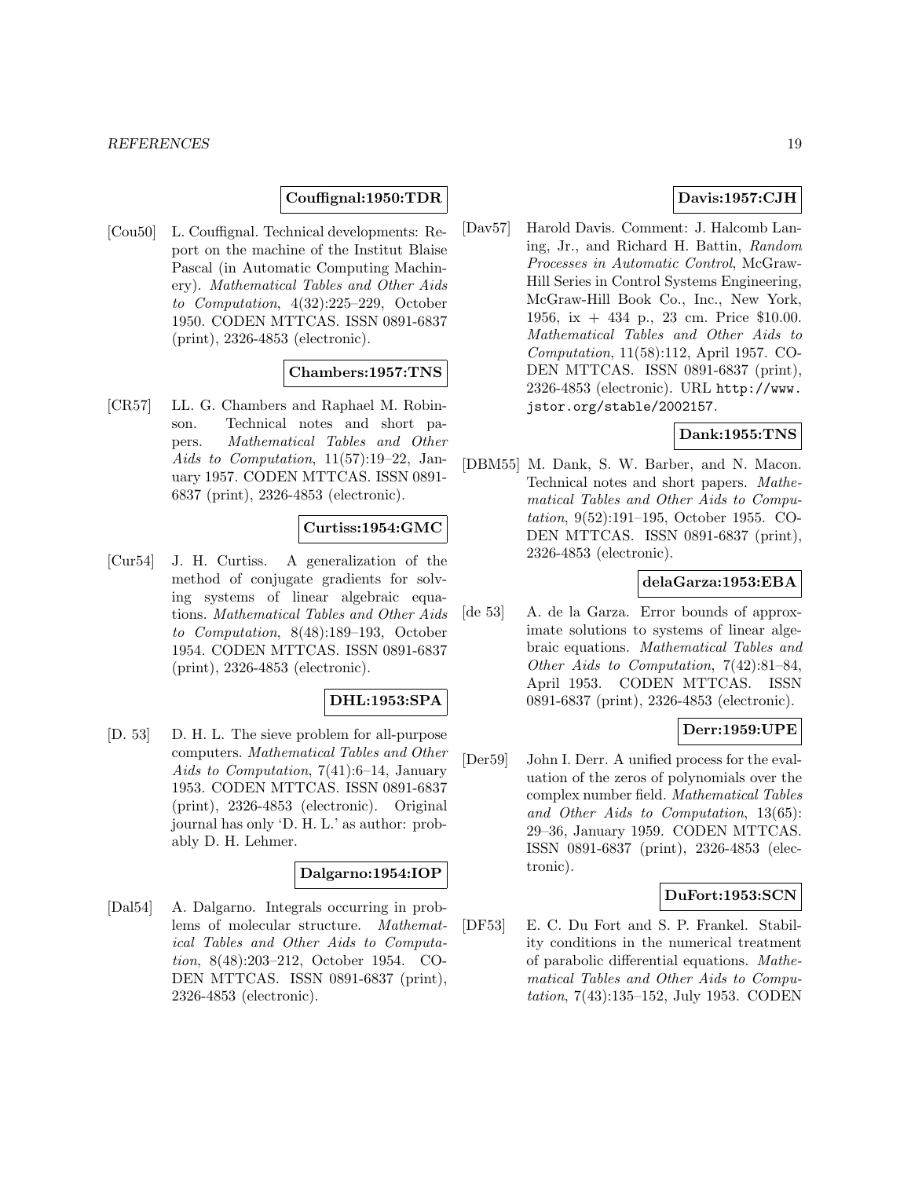**Couffignal:1950:TDR**

[Cou50] L. Couffignal. Technical developments: Report on the machine of the Institut Blaise Pascal (in Automatic Computing Machinery). *Mathematical Tables and Other Aids to Computation*, 4(32):225–229, October 1950. CODEN MTTCAS. ISSN 0891-6837 (print), 2326-4853 (electronic).

**Chambers:1957:TNS**

[CR57] LL. G. Chambers and Raphael M. Robinson. Technical notes and short papers. *Mathematical Tables and Other Aids to Computation*, 11(57):19–22, January 1957. CODEN MTTCAS. ISSN 0891-6837 (print), 2326-4853 (electronic).

**Curtiss:1954:GMC**

[Cur54] J. H. Curtiss. A generalization of the method of conjugate gradients for solving systems of linear algebraic equations. *Mathematical Tables and Other Aids to Computation*, 8(48):189–193, October 1954. CODEN MTTCAS. ISSN 0891-6837 (print), 2326-4853 (electronic).

**DHL:1953:SPA**

[D. 53] D. H. L. The sieve problem for all-purpose computers. *Mathematical Tables and Other Aids to Computation*, 7(41):6–14, January 1953. CODEN MTTCAS. ISSN 0891-6837 (print), 2326-4853 (electronic). Original journal has only 'D. H. L.' as author: probably D. H. Lehmer.

**Dalgarno:1954:IOP**

[Dal54] A. Dalgarno. Integrals occurring in problems of molecular structure. *Mathematical Tables and Other Aids to Computation*, 8(48):203–212, October 1954. CODEN MTTCAS. ISSN 0891-6837 (print), 2326-4853 (electronic).

**Davis:1957:CJH**

[Dav57] Harold Davis. Comment: J. Halcomb Laning, Jr., and Richard H. Battin, *Random Processes in Automatic Control*, McGraw-Hill Series in Control Systems Engineering, McGraw-Hill Book Co., Inc., New York, 1956, ix + 434 p., 23 cm. Price $10.00. *Mathematical Tables and Other Aids to Computation*, 11(58):112, April 1957. CODEN MTTCAS. ISSN 0891-6837 (print), 2326-4853 (electronic). URL `http://www.jstor.org/stable/2002157`.

**Dank:1955:TNS**

[DBM55] M. Dank, S. W. Barber, and N. Macon. Technical notes and short papers. *Mathematical Tables and Other Aids to Computation*, 9(52):191–195, October 1955. CODEN MTTCAS. ISSN 0891-6837 (print), 2326-4853 (electronic).

**delaGarza:1953:EBA**

[de 53] A. de la Garza. Error bounds of approximate solutions to systems of linear algebraic equations. *Mathematical Tables and Other Aids to Computation*, 7(42):81–84, April 1953. CODEN MTTCAS. ISSN 0891-6837 (print), 2326-4853 (electronic).

**Derr:1959:UPE**

[Der59] John I. Derr. A unified process for the evaluation of the zeros of polynomials over the complex number field. *Mathematical Tables and Other Aids to Computation*, 13(65): 29–36, January 1959. CODEN MTTCAS. ISSN 0891-6837 (print), 2326-4853 (electronic).

**DuFort:1953:SCN**

[DF53] E. C. Du Fort and S. P. Frankel. Stability conditions in the numerical treatment of parabolic differential equations. *Mathematical Tables and Other Aids to Computation*, 7(43):135–152, July 1953. CODEN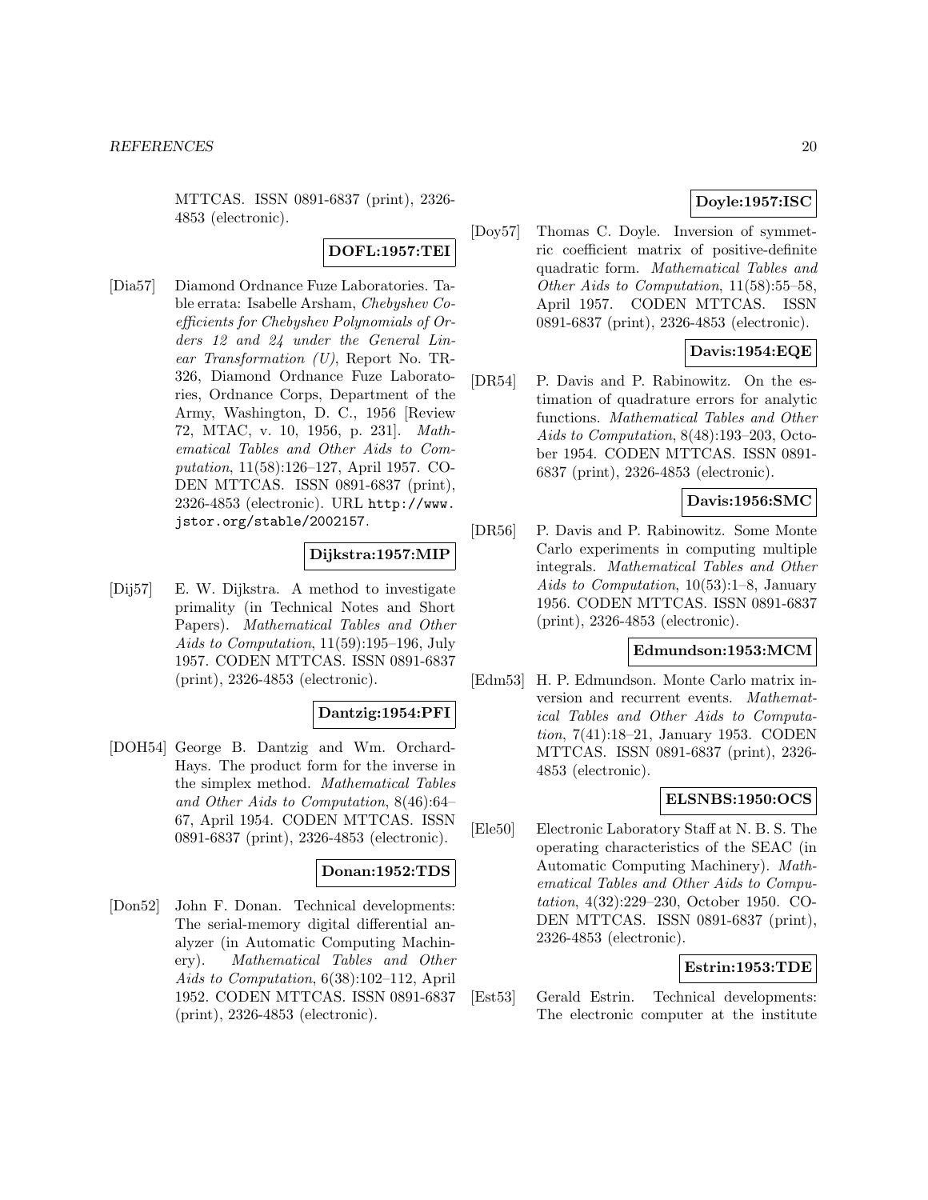MTTCAS. ISSN 0891-6837 (print), 2326-4853 (electronic).

**DOFL:1957:TEI**

[Dia57] Diamond Ordnance Fuze Laboratories. Table errata: Isabelle Arsham, *Chebyshev Coefficients for Chebyshev Polynomials of Orders 12 and 24 under the General Linear Transformation (U)*, Report No. TR-326, Diamond Ordnance Fuze Laboratories, Ordnance Corps, Department of the Army, Washington, D. C., 1956 [Review 72, MTAC, v. 10, 1956, p. 231]. *Mathematical Tables and Other Aids to Computation*, 11(58):126–127, April 1957. CODEN MTTCAS. ISSN 0891-6837 (print), 2326-4853 (electronic). URL http://www.jstor.org/stable/2002157.

**Dijkstra:1957:MIP**

[Dij57] E. W. Dijkstra. A method to investigate primality (in Technical Notes and Short Papers). *Mathematical Tables and Other Aids to Computation*, 11(59):195–196, July 1957. CODEN MTTCAS. ISSN 0891-6837 (print), 2326-4853 (electronic).

**Dantzig:1954:PFI**

[DOH54] George B. Dantzig and Wm. Orchard-Hays. The product form for the inverse in the simplex method. *Mathematical Tables and Other Aids to Computation*, 8(46):64–67, April 1954. CODEN MTTCAS. ISSN 0891-6837 (print), 2326-4853 (electronic).

**Donan:1952:TDS**

[Don52] John F. Donan. Technical developments: The serial-memory digital differential analyzer (in Automatic Computing Machinery). *Mathematical Tables and Other Aids to Computation*, 6(38):102–112, April 1952. CODEN MTTCAS. ISSN 0891-6837 (print), 2326-4853 (electronic).

**Doyle:1957:ISC**

[Doy57] Thomas C. Doyle. Inversion of symmetric coefficient matrix of positive-definite quadratic form. *Mathematical Tables and Other Aids to Computation*, 11(58):55–58, April 1957. CODEN MTTCAS. ISSN 0891-6837 (print), 2326-4853 (electronic).

**Davis:1954:EQE**

[DR54] P. Davis and P. Rabinowitz. On the estimation of quadrature errors for analytic functions. *Mathematical Tables and Other Aids to Computation*, 8(48):193–203, October 1954. CODEN MTTCAS. ISSN 0891-6837 (print), 2326-4853 (electronic).

**Davis:1956:SMC**

[DR56] P. Davis and P. Rabinowitz. Some Monte Carlo experiments in computing multiple integrals. *Mathematical Tables and Other Aids to Computation*, 10(53):1–8, January 1956. CODEN MTTCAS. ISSN 0891-6837 (print), 2326-4853 (electronic).

**Edmundson:1953:MCM**

[Edm53] H. P. Edmundson. Monte Carlo matrix inversion and recurrent events. *Mathematical Tables and Other Aids to Computation*, 7(41):18–21, January 1953. CODEN MTTCAS. ISSN 0891-6837 (print), 2326-4853 (electronic).

**ELSNBS:1950:OCS**

[Ele50] Electronic Laboratory Staff at N. B. S. The operating characteristics of the SEAC (in Automatic Computing Machinery). *Mathematical Tables and Other Aids to Computation*, 4(32):229–230, October 1950. CODEN MTTCAS. ISSN 0891-6837 (print), 2326-4853 (electronic).

**Estrin:1953:TDE**

[Est53] Gerald Estrin. Technical developments: The electronic computer at the institute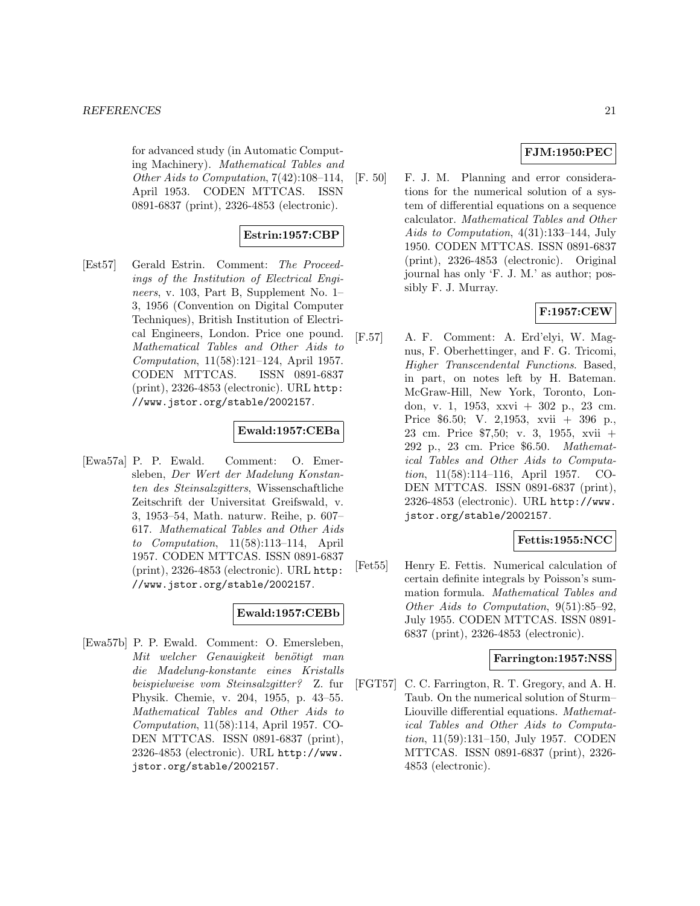for advanced study (in Automatic Computing Machinery). *Mathematical Tables and Other Aids to Computation*, 7(42):108–114, April 1953. CODEN MTTCAS. ISSN 0891-6837 (print), 2326-4853 (electronic).

**Estrin:1957:CBP**

[Est57] Gerald Estrin. Comment: *The Proceedings of the Institution of Electrical Engineers*, v. 103, Part B, Supplement No. 1–3, 1956 (Convention on Digital Computer Techniques), British Institution of Electrical Engineers, London. Price one pound. *Mathematical Tables and Other Aids to Computation*, 11(58):121–124, April 1957. CODEN MTTCAS. ISSN 0891-6837 (print), 2326-4853 (electronic). URL http://www.jstor.org/stable/2002157.

**Ewald:1957:CEBa**

[Ewa57a] P. P. Ewald. Comment: O. Emersleben, *Der Wert der Madelung Konstanten des Steinsalzgitters*, Wissenschaftliche Zeitschrift der Universitat Greifswald, v. 3, 1953–54, Math. naturw. Reihe, p. 607–617. *Mathematical Tables and Other Aids to Computation*, 11(58):113–114, April 1957. CODEN MTTCAS. ISSN 0891-6837 (print), 2326-4853 (electronic). URL http://www.jstor.org/stable/2002157.

**Ewald:1957:CEBb**

[Ewa57b] P. P. Ewald. Comment: O. Emersleben, *Mit welcher Genauigkeit benötigt man die Madelung-konstante eines Kristalls beispielweise vom Steinsalzgitter?* Z. fur Physik. Chemie, v. 204, 1955, p. 43–55. *Mathematical Tables and Other Aids to Computation*, 11(58):114, April 1957. CODEN MTTCAS. ISSN 0891-6837 (print), 2326-4853 (electronic). URL http://www.jstor.org/stable/2002157.

**FJM:1950:PEC**

[F. 50] F. J. M. Planning and error considerations for the numerical solution of a system of differential equations on a sequence calculator. *Mathematical Tables and Other Aids to Computation*, 4(31):133–144, July 1950. CODEN MTTCAS. ISSN 0891-6837 (print), 2326-4853 (electronic). Original journal has only 'F. J. M.' as author; possibly F. J. Murray.

**F:1957:CEW**

[F.57] A. F. Comment: A. Erd'elyi, W. Magnus, F. Oberhettinger, and F. G. Tricomi, *Higher Transcendental Functions*. Based, in part, on notes left by H. Bateman. McGraw-Hill, New York, Toronto, London, v. 1, 1953, xxvi + 302 p., 23 cm. Price \$6.50; V. 2,1953, xvii + 396 p., 23 cm. Price \$7,50; v. 3, 1955, xvii + 292 p., 23 cm. Price \$6.50. *Mathematical Tables and Other Aids to Computation*, 11(58):114–116, April 1957. CODEN MTTCAS. ISSN 0891-6837 (print), 2326-4853 (electronic). URL http://www.jstor.org/stable/2002157.

**Fettis:1955:NCC**

[Fet55] Henry E. Fettis. Numerical calculation of certain definite integrals by Poisson's summation formula. *Mathematical Tables and Other Aids to Computation*, 9(51):85–92, July 1955. CODEN MTTCAS. ISSN 0891-6837 (print), 2326-4853 (electronic).

**Farrington:1957:NSS**

[FGT57] C. C. Farrington, R. T. Gregory, and A. H. Taub. On the numerical solution of Sturm–Liouville differential equations. *Mathematical Tables and Other Aids to Computation*, 11(59):131–150, July 1957. CODEN MTTCAS. ISSN 0891-6837 (print), 2326-4853 (electronic).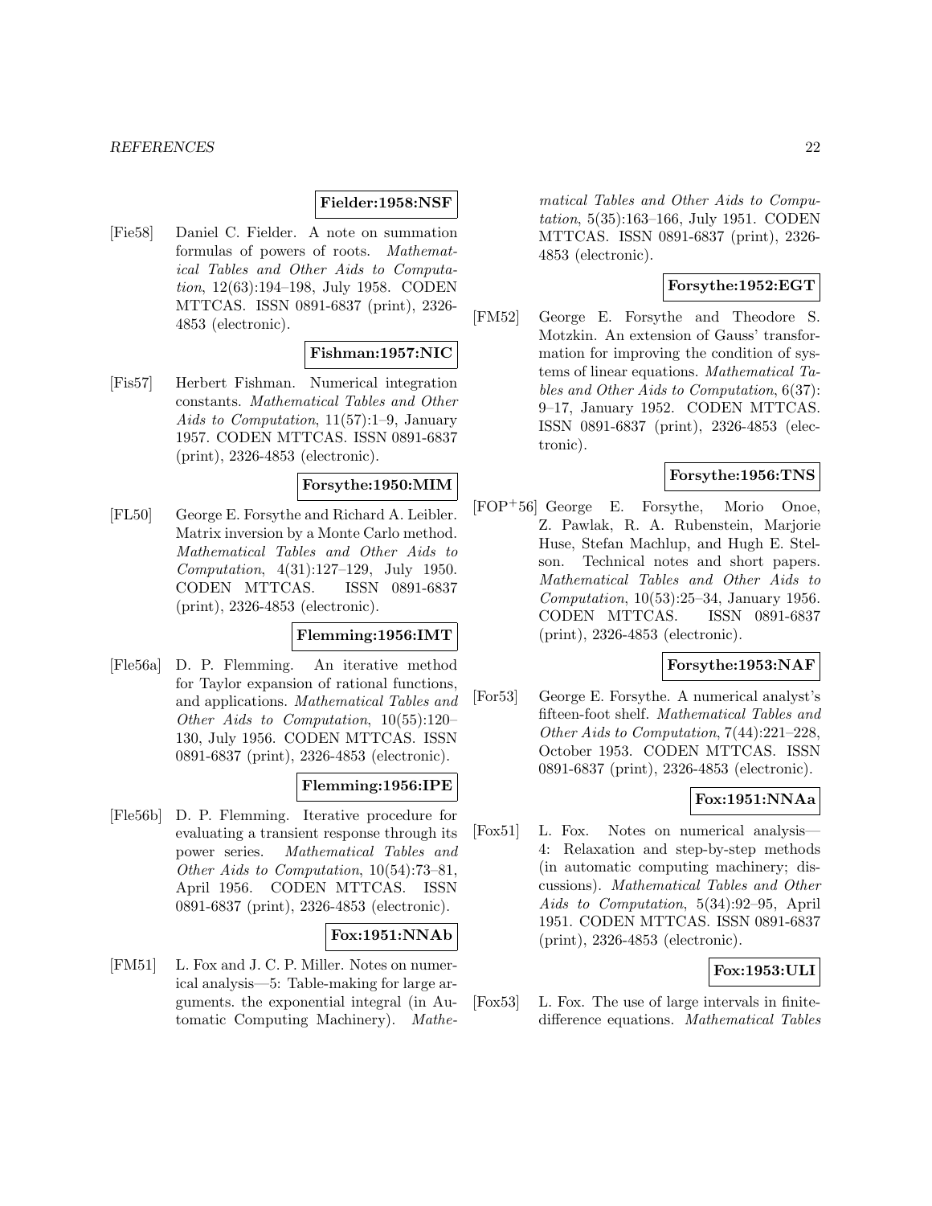**Fielder:1958:NSF**

[Fie58] Daniel C. Fielder. A note on summation formulas of powers of roots. *Mathematical Tables and Other Aids to Computation*, 12(63):194–198, July 1958. CODEN MTTCAS. ISSN 0891-6837 (print), 2326-4853 (electronic).

**Fishman:1957:NIC**

[Fis57] Herbert Fishman. Numerical integration constants. *Mathematical Tables and Other Aids to Computation*, 11(57):1–9, January 1957. CODEN MTTCAS. ISSN 0891-6837 (print), 2326-4853 (electronic).

**Forsythe:1950:MIM**

[FL50] George E. Forsythe and Richard A. Leibler. Matrix inversion by a Monte Carlo method. *Mathematical Tables and Other Aids to Computation*, 4(31):127–129, July 1950. CODEN MTTCAS. ISSN 0891-6837 (print), 2326-4853 (electronic).

**Flemming:1956:IMT**

[Fle56a] D. P. Flemming. An iterative method for Taylor expansion of rational functions, and applications. *Mathematical Tables and Other Aids to Computation*, 10(55):120–130, July 1956. CODEN MTTCAS. ISSN 0891-6837 (print), 2326-4853 (electronic).

**Flemming:1956:IPE**

[Fle56b] D. P. Flemming. Iterative procedure for evaluating a transient response through its power series. *Mathematical Tables and Other Aids to Computation*, 10(54):73–81, April 1956. CODEN MTTCAS. ISSN 0891-6837 (print), 2326-4853 (electronic).

**Fox:1951:NNAb**

[FM51] L. Fox and J. C. P. Miller. Notes on numerical analysis—5: Table-making for large arguments. the exponential integral (in Automatic Computing Machinery). *Mathematical Tables and Other Aids to Computation*, 5(35):163–166, July 1951. CODEN MTTCAS. ISSN 0891-6837 (print), 2326-4853 (electronic).

**Forsythe:1952:EGT**

[FM52] George E. Forsythe and Theodore S. Motzkin. An extension of Gauss' transformation for improving the condition of systems of linear equations. *Mathematical Tables and Other Aids to Computation*, 6(37): 9–17, January 1952. CODEN MTTCAS. ISSN 0891-6837 (print), 2326-4853 (electronic).

**Forsythe:1956:TNS**

[FOP+56] George E. Forsythe, Morio Onoe, Z. Pawlak, R. A. Rubenstein, Marjorie Huse, Stefan Machlup, and Hugh E. Stelson. Technical notes and short papers. *Mathematical Tables and Other Aids to Computation*, 10(53):25–34, January 1956. CODEN MTTCAS. ISSN 0891-6837 (print), 2326-4853 (electronic).

**Forsythe:1953:NAF**

[For53] George E. Forsythe. A numerical analyst's fifteen-foot shelf. *Mathematical Tables and Other Aids to Computation*, 7(44):221–228, October 1953. CODEN MTTCAS. ISSN 0891-6837 (print), 2326-4853 (electronic).

**Fox:1951:NNAa**

[Fox51] L. Fox. Notes on numerical analysis—4: Relaxation and step-by-step methods (in automatic computing machinery; discussions). *Mathematical Tables and Other Aids to Computation*, 5(34):92–95, April 1951. CODEN MTTCAS. ISSN 0891-6837 (print), 2326-4853 (electronic).

**Fox:1953:ULI**

[Fox53] L. Fox. The use of large intervals in finite-difference equations. *Mathematical Tables*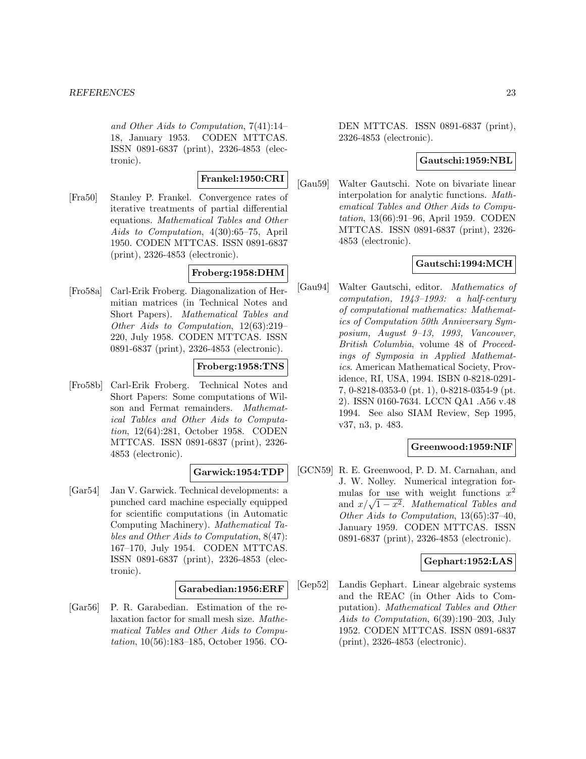*and Other Aids to Computation*, 7(41):14–18, January 1953. CODEN MTTCAS. ISSN 0891-6837 (print), 2326-4853 (electronic).

**Frankel:1950:CRI**

[Fra50] Stanley P. Frankel. Convergence rates of iterative treatments of partial differential equations. *Mathematical Tables and Other Aids to Computation*, 4(30):65–75, April 1950. CODEN MTTCAS. ISSN 0891-6837 (print), 2326-4853 (electronic).

**Froberg:1958:DHM**

[Fro58a] Carl-Erik Froberg. Diagonalization of Hermitian matrices (in Technical Notes and Short Papers). *Mathematical Tables and Other Aids to Computation*, 12(63):219–220, July 1958. CODEN MTTCAS. ISSN 0891-6837 (print), 2326-4853 (electronic).

**Froberg:1958:TNS**

[Fro58b] Carl-Erik Froberg. Technical Notes and Short Papers: Some computations of Wilson and Fermat remainders. *Mathematical Tables and Other Aids to Computation*, 12(64):281, October 1958. CODEN MTTCAS. ISSN 0891-6837 (print), 2326-4853 (electronic).

**Garwick:1954:TDP**

[Gar54] Jan V. Garwick. Technical developments: a punched card machine especially equipped for scientific computations (in Automatic Computing Machinery). *Mathematical Tables and Other Aids to Computation*, 8(47): 167–170, July 1954. CODEN MTTCAS. ISSN 0891-6837 (print), 2326-4853 (electronic).

**Garabedian:1956:ERF**

[Gar56] P. R. Garabedian. Estimation of the relaxation factor for small mesh size. *Mathematical Tables and Other Aids to Computation*, 10(56):183–185, October 1956. CODEN MTTCAS. ISSN 0891-6837 (print), 2326-4853 (electronic).

**Gautschi:1959:NBL**

[Gau59] Walter Gautschi. Note on bivariate linear interpolation for analytic functions. *Mathematical Tables and Other Aids to Computation*, 13(66):91–96, April 1959. CODEN MTTCAS. ISSN 0891-6837 (print), 2326-4853 (electronic).

**Gautschi:1994:MCH**

[Gau94] Walter Gautschi, editor. *Mathematics of computation, 1943–1993: a half-century of computational mathematics: Mathematics of Computation 50th Anniversary Symposium, August 9–13, 1993, Vancouver, British Columbia*, volume 48 of *Proceedings of Symposia in Applied Mathematics*. American Mathematical Society, Providence, RI, USA, 1994. ISBN 0-8218-0291-7, 0-8218-0353-0 (pt. 1), 0-8218-0354-9 (pt. 2). ISSN 0160-7634. LCCN QA1 .A56 v.48 1994. See also SIAM Review, Sep 1995, v37, n3, p. 483.

**Greenwood:1959:NIF**

[GCN59] R. E. Greenwood, P. D. M. Carnahan, and J. W. Nolley. Numerical integration formulas for use with weight functions $x^2$ and $x/\sqrt{1-x^2}$. *Mathematical Tables and Other Aids to Computation*, 13(65):37–40, January 1959. CODEN MTTCAS. ISSN 0891-6837 (print), 2326-4853 (electronic).

**Gephart:1952:LAS**

[Gep52] Landis Gephart. Linear algebraic systems and the REAC (in Other Aids to Computation). *Mathematical Tables and Other Aids to Computation*, 6(39):190–203, July 1952. CODEN MTTCAS. ISSN 0891-6837 (print), 2326-4853 (electronic).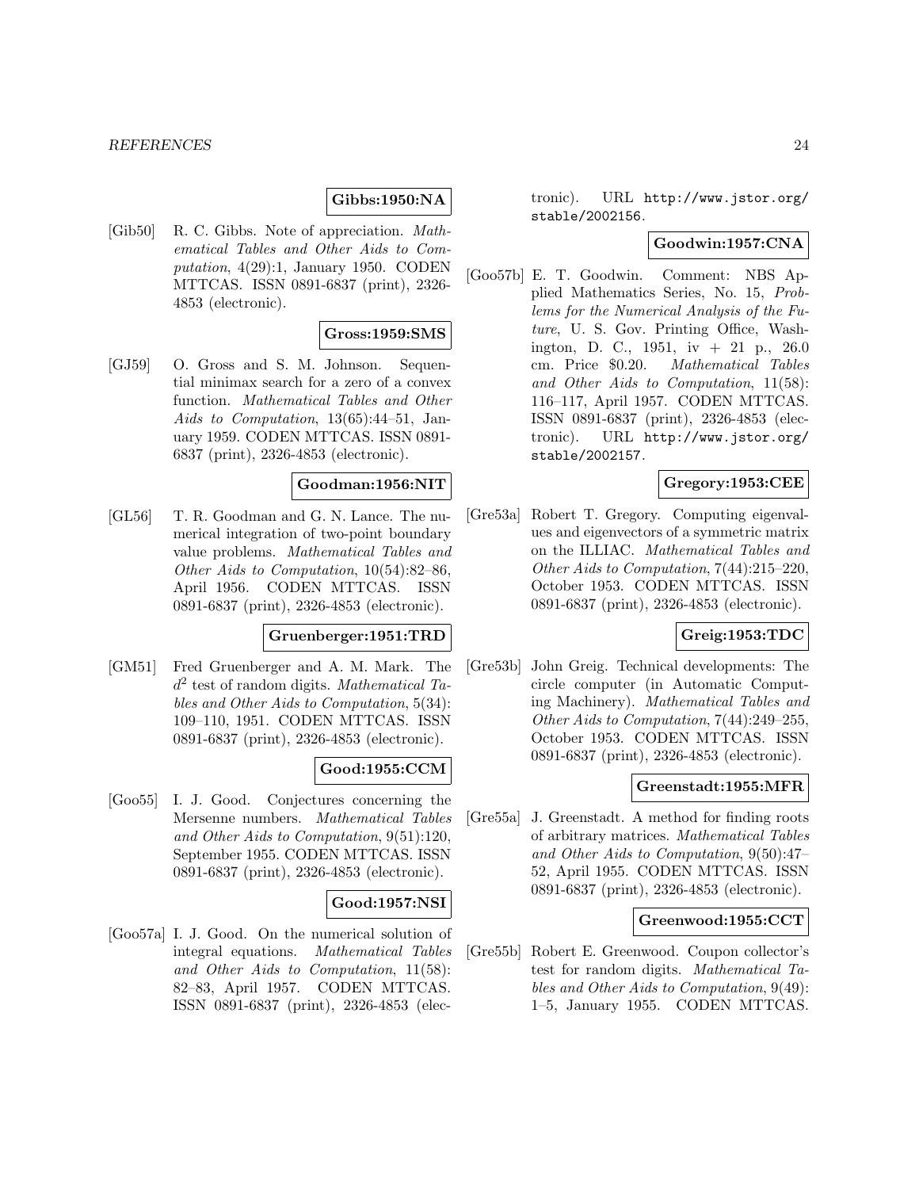**Gibbs:1950:NA**

[Gib50] R. C. Gibbs. Note of appreciation. *Mathematical Tables and Other Aids to Computation*, 4(29):1, January 1950. CODEN MTTCAS. ISSN 0891-6837 (print), 2326-4853 (electronic).

**Gross:1959:SMS**

[GJ59] O. Gross and S. M. Johnson. Sequential minimax search for a zero of a convex function. *Mathematical Tables and Other Aids to Computation*, 13(65):44–51, January 1959. CODEN MTTCAS. ISSN 0891-6837 (print), 2326-4853 (electronic).

**Goodman:1956:NIT**

[GL56] T. R. Goodman and G. N. Lance. The numerical integration of two-point boundary value problems. *Mathematical Tables and Other Aids to Computation*, 10(54):82–86, April 1956. CODEN MTTCAS. ISSN 0891-6837 (print), 2326-4853 (electronic).

**Gruenberger:1951:TRD**

[GM51] Fred Gruenberger and A. M. Mark. The $d^2$ test of random digits. *Mathematical Tables and Other Aids to Computation*, 5(34): 109–110, 1951. CODEN MTTCAS. ISSN 0891-6837 (print), 2326-4853 (electronic).

**Good:1955:CCM**

[Goo55] I. J. Good. Conjectures concerning the Mersenne numbers. *Mathematical Tables and Other Aids to Computation*, 9(51):120, September 1955. CODEN MTTCAS. ISSN 0891-6837 (print), 2326-4853 (electronic).

**Good:1957:NSI**

[Goo57a] I. J. Good. On the numerical solution of integral equations. *Mathematical Tables and Other Aids to Computation*, 11(58): 82–83, April 1957. CODEN MTTCAS. ISSN 0891-6837 (print), 2326-4853 (electronic). URL http://www.jstor.org/stable/2002156.

**Goodwin:1957:CNA**

[Goo57b] E. T. Goodwin. Comment: NBS Applied Mathematics Series, No. 15, *Problems for the Numerical Analysis of the Future*, U. S. Gov. Printing Office, Washington, D. C., 1951, iv + 21 p., 26.0 cm. Price $0.20. *Mathematical Tables and Other Aids to Computation*, 11(58): 116–117, April 1957. CODEN MTTCAS. ISSN 0891-6837 (print), 2326-4853 (electronic). URL http://www.jstor.org/stable/2002157.

**Gregory:1953:CEE**

[Gre53a] Robert T. Gregory. Computing eigenvalues and eigenvectors of a symmetric matrix on the ILLIAC. *Mathematical Tables and Other Aids to Computation*, 7(44):215–220, October 1953. CODEN MTTCAS. ISSN 0891-6837 (print), 2326-4853 (electronic).

**Greig:1953:TDC**

[Gre53b] John Greig. Technical developments: The circle computer (in Automatic Computing Machinery). *Mathematical Tables and Other Aids to Computation*, 7(44):249–255, October 1953. CODEN MTTCAS. ISSN 0891-6837 (print), 2326-4853 (electronic).

**Greenstadt:1955:MFR**

[Gre55a] J. Greenstadt. A method for finding roots of arbitrary matrices. *Mathematical Tables and Other Aids to Computation*, 9(50):47–52, April 1955. CODEN MTTCAS. ISSN 0891-6837 (print), 2326-4853 (electronic).

**Greenwood:1955:CCT**

[Gre55b] Robert E. Greenwood. Coupon collector's test for random digits. *Mathematical Tables and Other Aids to Computation*, 9(49): 1–5, January 1955. CODEN MTTCAS.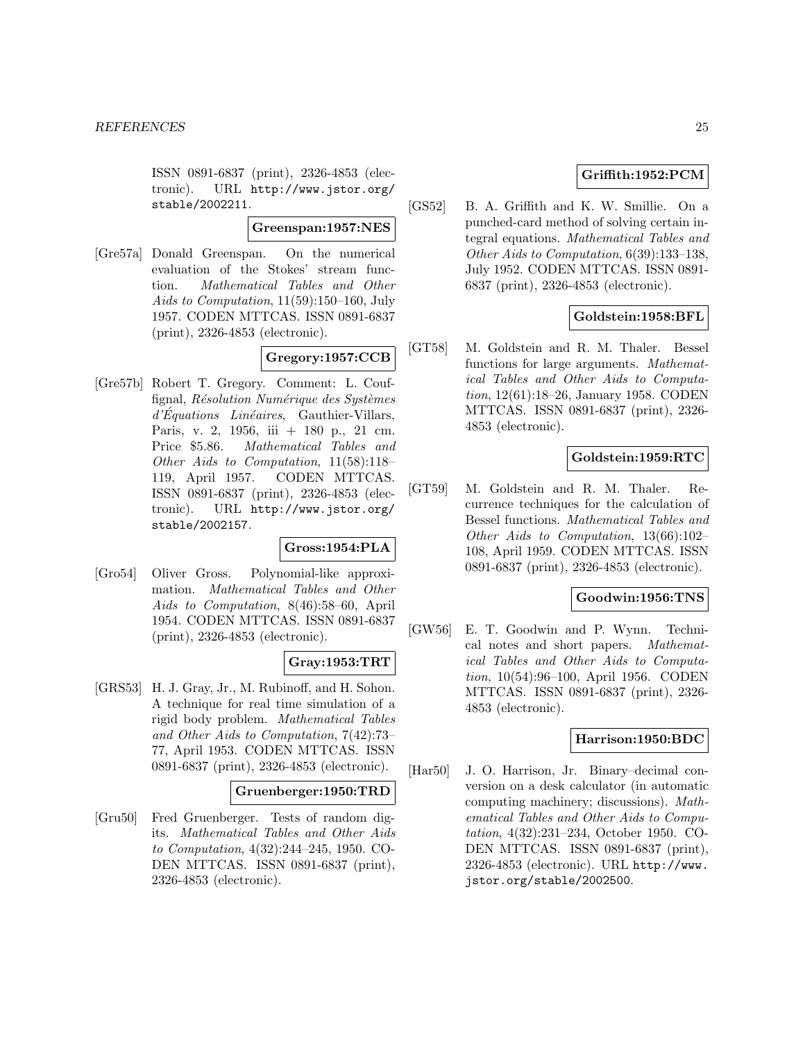ISSN 0891-6837 (print), 2326-4853 (electronic). URL http://www.jstor.org/stable/2002211.

**Greenspan:1957:NES**

[Gre57a] Donald Greenspan. On the numerical evaluation of the Stokes' stream function. *Mathematical Tables and Other Aids to Computation*, 11(59):150–160, July 1957. CODEN MTTCAS. ISSN 0891-6837 (print), 2326-4853 (electronic).

**Gregory:1957:CCB**

[Gre57b] Robert T. Gregory. Comment: L. Couffignal, *Résolution Numérique des Systèmes d'Équations Linéaires*, Gauthier-Villars, Paris, v. 2, 1956, iii + 180 p., 21 cm. Price $5.86. *Mathematical Tables and Other Aids to Computation*, 11(58):118–119, April 1957. CODEN MTTCAS. ISSN 0891-6837 (print), 2326-4853 (electronic). URL http://www.jstor.org/stable/2002157.

**Gross:1954:PLA**

[Gro54] Oliver Gross. Polynomial-like approximation. *Mathematical Tables and Other Aids to Computation*, 8(46):58–60, April 1954. CODEN MTTCAS. ISSN 0891-6837 (print), 2326-4853 (electronic).

**Gray:1953:TRT**

[GRS53] H. J. Gray, Jr., M. Rubinoff, and H. Sohon. A technique for real time simulation of a rigid body problem. *Mathematical Tables and Other Aids to Computation*, 7(42):73–77, April 1953. CODEN MTTCAS. ISSN 0891-6837 (print), 2326-4853 (electronic).

**Gruenberger:1950:TRD**

[Gru50] Fred Gruenberger. Tests of random digits. *Mathematical Tables and Other Aids to Computation*, 4(32):244–245, 1950. CODEN MTTCAS. ISSN 0891-6837 (print), 2326-4853 (electronic).

**Griffith:1952:PCM**

[GS52] B. A. Griffith and K. W. Smillie. On a punched-card method of solving certain integral equations. *Mathematical Tables and Other Aids to Computation*, 6(39):133–138, July 1952. CODEN MTTCAS. ISSN 0891-6837 (print), 2326-4853 (electronic).

**Goldstein:1958:BFL**

[GT58] M. Goldstein and R. M. Thaler. Bessel functions for large arguments. *Mathematical Tables and Other Aids to Computation*, 12(61):18–26, January 1958. CODEN MTTCAS. ISSN 0891-6837 (print), 2326-4853 (electronic).

**Goldstein:1959:RTC**

[GT59] M. Goldstein and R. M. Thaler. Recurrence techniques for the calculation of Bessel functions. *Mathematical Tables and Other Aids to Computation*, 13(66):102–108, April 1959. CODEN MTTCAS. ISSN 0891-6837 (print), 2326-4853 (electronic).

**Goodwin:1956:TNS**

[GW56] E. T. Goodwin and P. Wynn. Technical notes and short papers. *Mathematical Tables and Other Aids to Computation*, 10(54):96–100, April 1956. CODEN MTTCAS. ISSN 0891-6837 (print), 2326-4853 (electronic).

**Harrison:1950:BDC**

[Har50] J. O. Harrison, Jr. Binary–decimal conversion on a desk calculator (in automatic computing machinery; discussions). *Mathematical Tables and Other Aids to Computation*, 4(32):231–234, October 1950. CODEN MTTCAS. ISSN 0891-6837 (print), 2326-4853 (electronic). URL http://www.jstor.org/stable/2002500.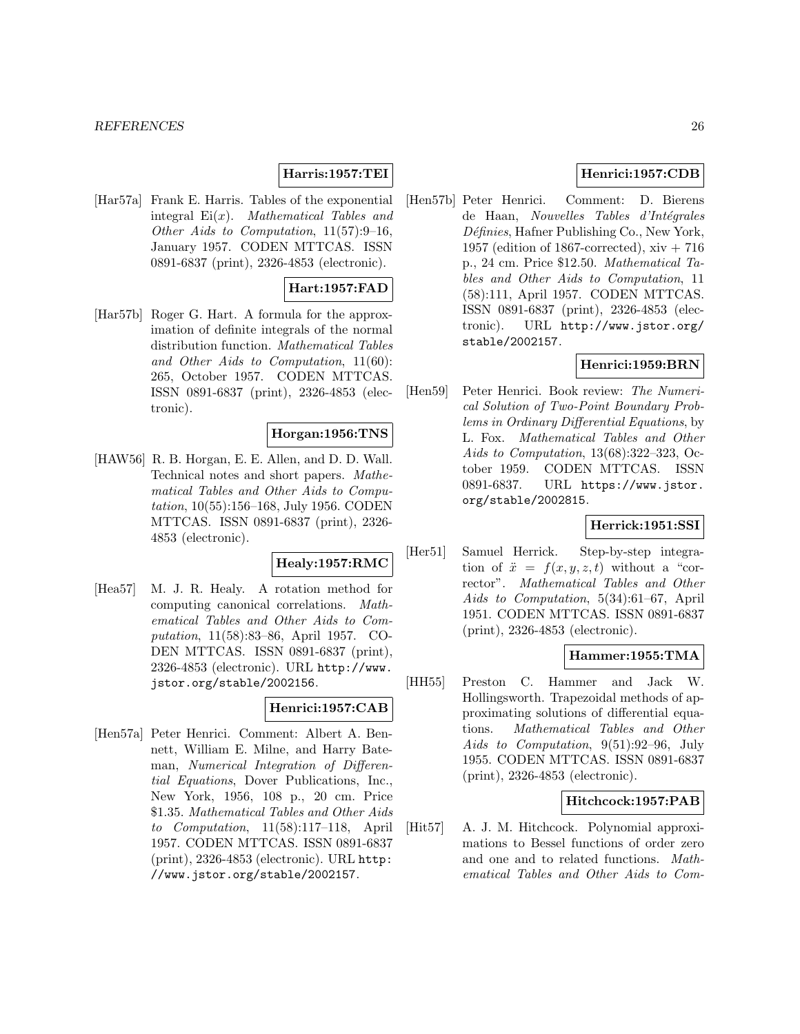**Harris:1957:TEI**

[Har57a] Frank E. Harris. Tables of the exponential integral $\mathrm{Ei}(x)$. *Mathematical Tables and Other Aids to Computation*, 11(57):9–16, January 1957. CODEN MTTCAS. ISSN 0891-6837 (print), 2326-4853 (electronic).

**Hart:1957:FAD**

[Har57b] Roger G. Hart. A formula for the approximation of definite integrals of the normal distribution function. *Mathematical Tables and Other Aids to Computation*, 11(60): 265, October 1957. CODEN MTTCAS. ISSN 0891-6837 (print), 2326-4853 (electronic).

**Horgan:1956:TNS**

[HAW56] R. B. Horgan, E. E. Allen, and D. D. Wall. Technical notes and short papers. *Mathematical Tables and Other Aids to Computation*, 10(55):156–168, July 1956. CODEN MTTCAS. ISSN 0891-6837 (print), 2326-4853 (electronic).

**Healy:1957:RMC**

[Hea57] M. J. R. Healy. A rotation method for computing canonical correlations. *Mathematical Tables and Other Aids to Computation*, 11(58):83–86, April 1957. CODEN MTTCAS. ISSN 0891-6837 (print), 2326-4853 (electronic). URL http://www.jstor.org/stable/2002156.

**Henrici:1957:CAB**

[Hen57a] Peter Henrici. Comment: Albert A. Bennett, William E. Milne, and Harry Bateman, *Numerical Integration of Differential Equations*, Dover Publications, Inc., New York, 1956, 108 p., 20 cm. Price \$1.35. *Mathematical Tables and Other Aids to Computation*, 11(58):117–118, April 1957. CODEN MTTCAS. ISSN 0891-6837 (print), 2326-4853 (electronic). URL http://www.jstor.org/stable/2002157.

**Henrici:1957:CDB**

[Hen57b] Peter Henrici. Comment: D. Bierens de Haan, *Nouvelles Tables d'Intégrales Définies*, Hafner Publishing Co., New York, 1957 (edition of 1867-corrected), xiv + 716 p., 24 cm. Price \$12.50. *Mathematical Tables and Other Aids to Computation*, 11 (58):111, April 1957. CODEN MTTCAS. ISSN 0891-6837 (print), 2326-4853 (electronic). URL http://www.jstor.org/stable/2002157.

**Henrici:1959:BRN**

[Hen59] Peter Henrici. Book review: *The Numerical Solution of Two-Point Boundary Problems in Ordinary Differential Equations*, by L. Fox. *Mathematical Tables and Other Aids to Computation*, 13(68):322–323, October 1959. CODEN MTTCAS. ISSN 0891-6837. URL https://www.jstor.org/stable/2002815.

**Herrick:1951:SSI**

[Her51] Samuel Herrick. Step-by-step integration of $\ddot{x} = f(x, y, z, t)$ without a "corrector". *Mathematical Tables and Other Aids to Computation*, 5(34):61–67, April 1951. CODEN MTTCAS. ISSN 0891-6837 (print), 2326-4853 (electronic).

**Hammer:1955:TMA**

[HH55] Preston C. Hammer and Jack W. Hollingsworth. Trapezoidal methods of approximating solutions of differential equations. *Mathematical Tables and Other Aids to Computation*, 9(51):92–96, July 1955. CODEN MTTCAS. ISSN 0891-6837 (print), 2326-4853 (electronic).

**Hitchcock:1957:PAB**

[Hit57] A. J. M. Hitchcock. Polynomial approximations to Bessel functions of order zero and one and to related functions. *Mathematical Tables and Other Aids to Com-*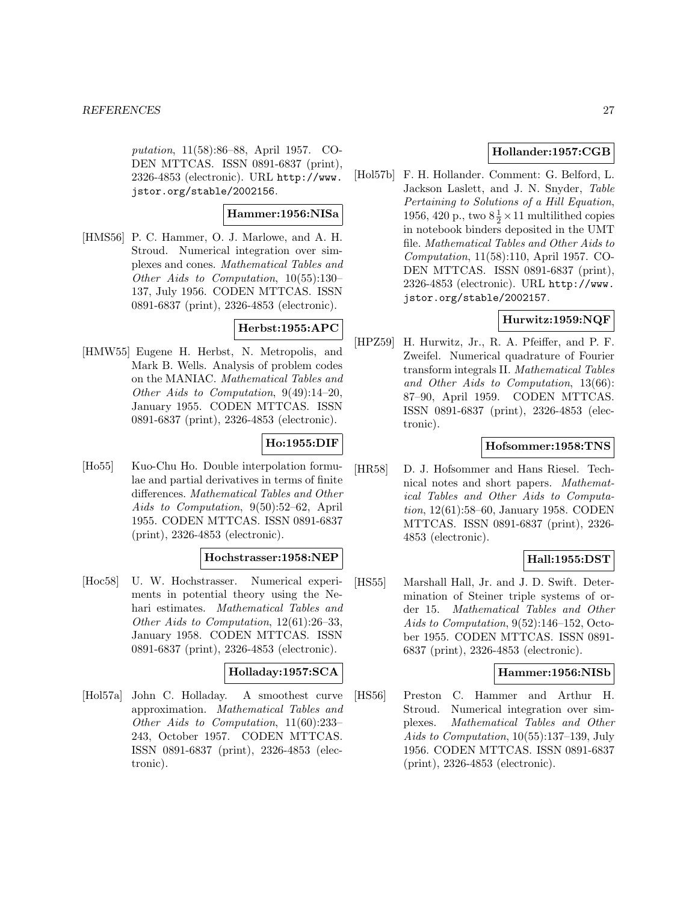*putation*, 11(58):86–88, April 1957. CODEN MTTCAS. ISSN 0891-6837 (print), 2326-4853 (electronic). URL http://www.jstor.org/stable/2002156.

**Hammer:1956:NISa**

[HMS56] P. C. Hammer, O. J. Marlowe, and A. H. Stroud. Numerical integration over simplexes and cones. *Mathematical Tables and Other Aids to Computation*, 10(55):130–137, July 1956. CODEN MTTCAS. ISSN 0891-6837 (print), 2326-4853 (electronic).

**Herbst:1955:APC**

[HMW55] Eugene H. Herbst, N. Metropolis, and Mark B. Wells. Analysis of problem codes on the MANIAC. *Mathematical Tables and Other Aids to Computation*, 9(49):14–20, January 1955. CODEN MTTCAS. ISSN 0891-6837 (print), 2326-4853 (electronic).

**Ho:1955:DIF**

[Ho55] Kuo-Chu Ho. Double interpolation formulae and partial derivatives in terms of finite differences. *Mathematical Tables and Other Aids to Computation*, 9(50):52–62, April 1955. CODEN MTTCAS. ISSN 0891-6837 (print), 2326-4853 (electronic).

**Hochstrasser:1958:NEP**

[Hoc58] U. W. Hochstrasser. Numerical experiments in potential theory using the Nehari estimates. *Mathematical Tables and Other Aids to Computation*, 12(61):26–33, January 1958. CODEN MTTCAS. ISSN 0891-6837 (print), 2326-4853 (electronic).

**Holladay:1957:SCA**

[Hol57a] John C. Holladay. A smoothest curve approximation. *Mathematical Tables and Other Aids to Computation*, 11(60):233–243, October 1957. CODEN MTTCAS. ISSN 0891-6837 (print), 2326-4853 (electronic).

**Hollander:1957:CGB**

[Hol57b] F. H. Hollander. Comment: G. Belford, L. Jackson Laslett, and J. N. Snyder, *Table Pertaining to Solutions of a Hill Equation*, 1956, 420 p., two $8\frac{1}{2}\times 11$ multilithed copies in notebook binders deposited in the UMT file. *Mathematical Tables and Other Aids to Computation*, 11(58):110, April 1957. CODEN MTTCAS. ISSN 0891-6837 (print), 2326-4853 (electronic). URL http://www.jstor.org/stable/2002157.

**Hurwitz:1959:NQF**

[HPZ59] H. Hurwitz, Jr., R. A. Pfeiffer, and P. F. Zweifel. Numerical quadrature of Fourier transform integrals II. *Mathematical Tables and Other Aids to Computation*, 13(66):87–90, April 1959. CODEN MTTCAS. ISSN 0891-6837 (print), 2326-4853 (electronic).

**Hofsommer:1958:TNS**

[HR58] D. J. Hofsommer and Hans Riesel. Technical notes and short papers. *Mathematical Tables and Other Aids to Computation*, 12(61):58–60, January 1958. CODEN MTTCAS. ISSN 0891-6837 (print), 2326-4853 (electronic).

**Hall:1955:DST**

[HS55] Marshall Hall, Jr. and J. D. Swift. Determination of Steiner triple systems of order 15. *Mathematical Tables and Other Aids to Computation*, 9(52):146–152, October 1955. CODEN MTTCAS. ISSN 0891-6837 (print), 2326-4853 (electronic).

**Hammer:1956:NISb**

[HS56] Preston C. Hammer and Arthur H. Stroud. Numerical integration over simplexes. *Mathematical Tables and Other Aids to Computation*, 10(55):137–139, July 1956. CODEN MTTCAS. ISSN 0891-6837 (print), 2326-4853 (electronic).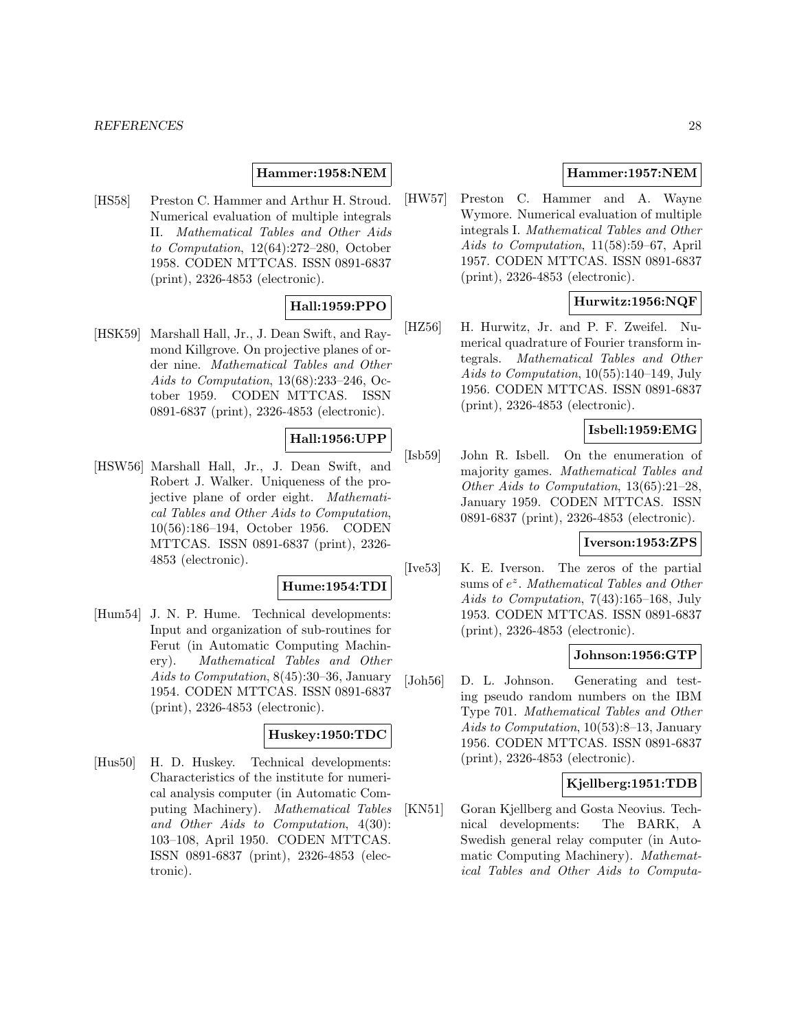**Hammer:1958:NEM**

[HS58] Preston C. Hammer and Arthur H. Stroud. Numerical evaluation of multiple integrals II. *Mathematical Tables and Other Aids to Computation*, 12(64):272–280, October 1958. CODEN MTTCAS. ISSN 0891-6837 (print), 2326-4853 (electronic).

**Hall:1959:PPO**

[HSK59] Marshall Hall, Jr., J. Dean Swift, and Raymond Killgrove. On projective planes of order nine. *Mathematical Tables and Other Aids to Computation*, 13(68):233–246, October 1959. CODEN MTTCAS. ISSN 0891-6837 (print), 2326-4853 (electronic).

**Hall:1956:UPP**

[HSW56] Marshall Hall, Jr., J. Dean Swift, and Robert J. Walker. Uniqueness of the projective plane of order eight. *Mathematical Tables and Other Aids to Computation*, 10(56):186–194, October 1956. CODEN MTTCAS. ISSN 0891-6837 (print), 2326-4853 (electronic).

**Hume:1954:TDI**

[Hum54] J. N. P. Hume. Technical developments: Input and organization of sub-routines for Ferut (in Automatic Computing Machinery). *Mathematical Tables and Other Aids to Computation*, 8(45):30–36, January 1954. CODEN MTTCAS. ISSN 0891-6837 (print), 2326-4853 (electronic).

**Huskey:1950:TDC**

[Hus50] H. D. Huskey. Technical developments: Characteristics of the institute for numerical analysis computer (in Automatic Computing Machinery). *Mathematical Tables and Other Aids to Computation*, 4(30): 103–108, April 1950. CODEN MTTCAS. ISSN 0891-6837 (print), 2326-4853 (electronic).

**Hammer:1957:NEM**

[HW57] Preston C. Hammer and A. Wayne Wymore. Numerical evaluation of multiple integrals I. *Mathematical Tables and Other Aids to Computation*, 11(58):59–67, April 1957. CODEN MTTCAS. ISSN 0891-6837 (print), 2326-4853 (electronic).

**Hurwitz:1956:NQF**

[HZ56] H. Hurwitz, Jr. and P. F. Zweifel. Numerical quadrature of Fourier transform integrals. *Mathematical Tables and Other Aids to Computation*, 10(55):140–149, July 1956. CODEN MTTCAS. ISSN 0891-6837 (print), 2326-4853 (electronic).

**Isbell:1959:EMG**

[Isb59] John R. Isbell. On the enumeration of majority games. *Mathematical Tables and Other Aids to Computation*, 13(65):21–28, January 1959. CODEN MTTCAS. ISSN 0891-6837 (print), 2326-4853 (electronic).

**Iverson:1953:ZPS**

[Ive53] K. E. Iverson. The zeros of the partial sums of $e^z$. *Mathematical Tables and Other Aids to Computation*, 7(43):165–168, July 1953. CODEN MTTCAS. ISSN 0891-6837 (print), 2326-4853 (electronic).

**Johnson:1956:GTP**

[Joh56] D. L. Johnson. Generating and testing pseudo random numbers on the IBM Type 701. *Mathematical Tables and Other Aids to Computation*, 10(53):8–13, January 1956. CODEN MTTCAS. ISSN 0891-6837 (print), 2326-4853 (electronic).

**Kjellberg:1951:TDB**

[KN51] Goran Kjellberg and Gosta Neovius. Technical developments: The BARK, A Swedish general relay computer (in Automatic Computing Machinery). *Mathematical Tables and Other Aids to Computa-*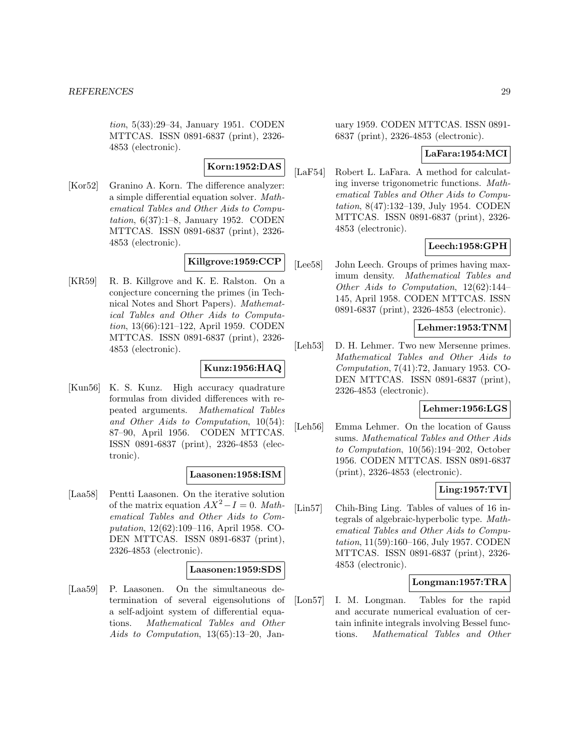*tion*, 5(33):29–34, January 1951. CODEN MTTCAS. ISSN 0891-6837 (print), 2326-4853 (electronic).

**Korn:1952:DAS**

[Kor52] Granino A. Korn. The difference analyzer: a simple differential equation solver. *Mathematical Tables and Other Aids to Computation*, 6(37):1–8, January 1952. CODEN MTTCAS. ISSN 0891-6837 (print), 2326-4853 (electronic).

**Killgrove:1959:CCP**

[KR59] R. B. Killgrove and K. E. Ralston. On a conjecture concerning the primes (in Technical Notes and Short Papers). *Mathematical Tables and Other Aids to Computation*, 13(66):121–122, April 1959. CODEN MTTCAS. ISSN 0891-6837 (print), 2326-4853 (electronic).

**Kunz:1956:HAQ**

[Kun56] K. S. Kunz. High accuracy quadrature formulas from divided differences with repeated arguments. *Mathematical Tables and Other Aids to Computation*, 10(54): 87–90, April 1956. CODEN MTTCAS. ISSN 0891-6837 (print), 2326-4853 (electronic).

**Laasonen:1958:ISM**

[Laa58] Pentti Laasonen. On the iterative solution of the matrix equation $AX^2 - I = 0$. *Mathematical Tables and Other Aids to Computation*, 12(62):109–116, April 1958. CODEN MTTCAS. ISSN 0891-6837 (print), 2326-4853 (electronic).

**Laasonen:1959:SDS**

[Laa59] P. Laasonen. On the simultaneous determination of several eigensolutions of a self-adjoint system of differential equations. *Mathematical Tables and Other Aids to Computation*, 13(65):13–20, January 1959. CODEN MTTCAS. ISSN 0891-6837 (print), 2326-4853 (electronic).

**LaFara:1954:MCI**

[LaF54] Robert L. LaFara. A method for calculating inverse trigonometric functions. *Mathematical Tables and Other Aids to Computation*, 8(47):132–139, July 1954. CODEN MTTCAS. ISSN 0891-6837 (print), 2326-4853 (electronic).

**Leech:1958:GPH**

[Lee58] John Leech. Groups of primes having maximum density. *Mathematical Tables and Other Aids to Computation*, 12(62):144–145, April 1958. CODEN MTTCAS. ISSN 0891-6837 (print), 2326-4853 (electronic).

**Lehmer:1953:TNM**

[Leh53] D. H. Lehmer. Two new Mersenne primes. *Mathematical Tables and Other Aids to Computation*, 7(41):72, January 1953. CODEN MTTCAS. ISSN 0891-6837 (print), 2326-4853 (electronic).

**Lehmer:1956:LGS**

[Leh56] Emma Lehmer. On the location of Gauss sums. *Mathematical Tables and Other Aids to Computation*, 10(56):194–202, October 1956. CODEN MTTCAS. ISSN 0891-6837 (print), 2326-4853 (electronic).

**Ling:1957:TVI**

[Lin57] Chih-Bing Ling. Tables of values of 16 integrals of algebraic-hyperbolic type. *Mathematical Tables and Other Aids to Computation*, 11(59):160–166, July 1957. CODEN MTTCAS. ISSN 0891-6837 (print), 2326-4853 (electronic).

**Longman:1957:TRA**

[Lon57] I. M. Longman. Tables for the rapid and accurate numerical evaluation of certain infinite integrals involving Bessel functions. *Mathematical Tables and Other*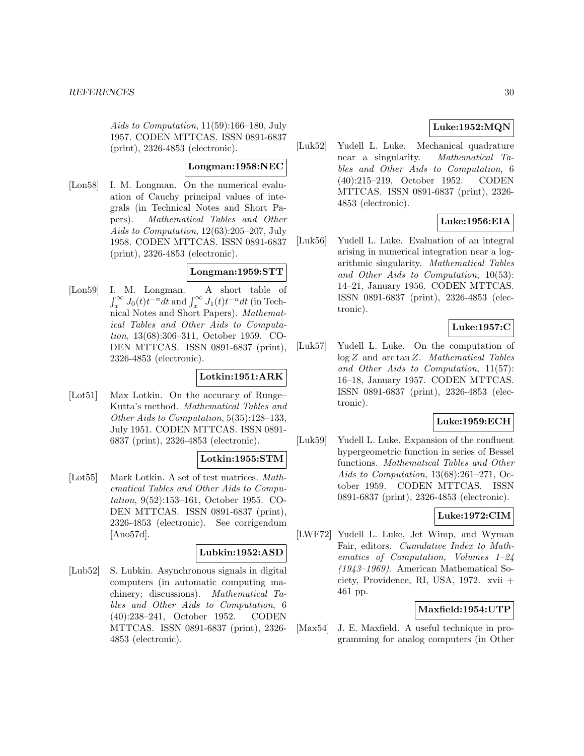*Aids to Computation*, 11(59):166–180, July 1957. CODEN MTTCAS. ISSN 0891-6837 (print), 2326-4853 (electronic).

**Longman:1958:NEC**

[Lon58] I. M. Longman. On the numerical evaluation of Cauchy principal values of integrals (in Technical Notes and Short Papers). *Mathematical Tables and Other Aids to Computation*, 12(63):205–207, July 1958. CODEN MTTCAS. ISSN 0891-6837 (print), 2326-4853 (electronic).

**Longman:1959:STT**

[Lon59] I. M. Longman. A short table of $\int_x^\infty J_0(t)t^{-n}dt$ and $\int_x^\infty J_1(t)t^{-n}dt$ (in Technical Notes and Short Papers). *Mathematical Tables and Other Aids to Computation*, 13(68):306–311, October 1959. CODEN MTTCAS. ISSN 0891-6837 (print), 2326-4853 (electronic).

**Lotkin:1951:ARK**

[Lot51] Max Lotkin. On the accuracy of Runge–Kutta's method. *Mathematical Tables and Other Aids to Computation*, 5(35):128–133, July 1951. CODEN MTTCAS. ISSN 0891-6837 (print), 2326-4853 (electronic).

**Lotkin:1955:STM**

[Lot55] Mark Lotkin. A set of test matrices. *Mathematical Tables and Other Aids to Computation*, 9(52):153–161, October 1955. CODEN MTTCAS. ISSN 0891-6837 (print), 2326-4853 (electronic). See corrigendum [Ano57d].

**Lubkin:1952:ASD**

[Lub52] S. Lubkin. Asynchronous signals in digital computers (in automatic computing machinery; discussions). *Mathematical Tables and Other Aids to Computation*, 6 (40):238–241, October 1952. CODEN MTTCAS. ISSN 0891-6837 (print), 2326-4853 (electronic).

**Luke:1952:MQN**

[Luk52] Yudell L. Luke. Mechanical quadrature near a singularity. *Mathematical Tables and Other Aids to Computation*, 6 (40):215–219, October 1952. CODEN MTTCAS. ISSN 0891-6837 (print), 2326-4853 (electronic).

**Luke:1956:EIA**

[Luk56] Yudell L. Luke. Evaluation of an integral arising in numerical integration near a logarithmic singularity. *Mathematical Tables and Other Aids to Computation*, 10(53): 14–21, January 1956. CODEN MTTCAS. ISSN 0891-6837 (print), 2326-4853 (electronic).

**Luke:1957:C**

[Luk57] Yudell L. Luke. On the computation of $\log Z$ and $\arctan Z$. *Mathematical Tables and Other Aids to Computation*, 11(57): 16–18, January 1957. CODEN MTTCAS. ISSN 0891-6837 (print), 2326-4853 (electronic).

**Luke:1959:ECH**

[Luk59] Yudell L. Luke. Expansion of the confluent hypergeometric function in series of Bessel functions. *Mathematical Tables and Other Aids to Computation*, 13(68):261–271, October 1959. CODEN MTTCAS. ISSN 0891-6837 (print), 2326-4853 (electronic).

**Luke:1972:CIM**

[LWF72] Yudell L. Luke, Jet Wimp, and Wyman Fair, editors. *Cumulative Index to Mathematics of Computation, Volumes 1–24 (1943–1969)*. American Mathematical Society, Providence, RI, USA, 1972. xvii + 461 pp.

**Maxfield:1954:UTP**

[Max54] J. E. Maxfield. A useful technique in programming for analog computers (in Other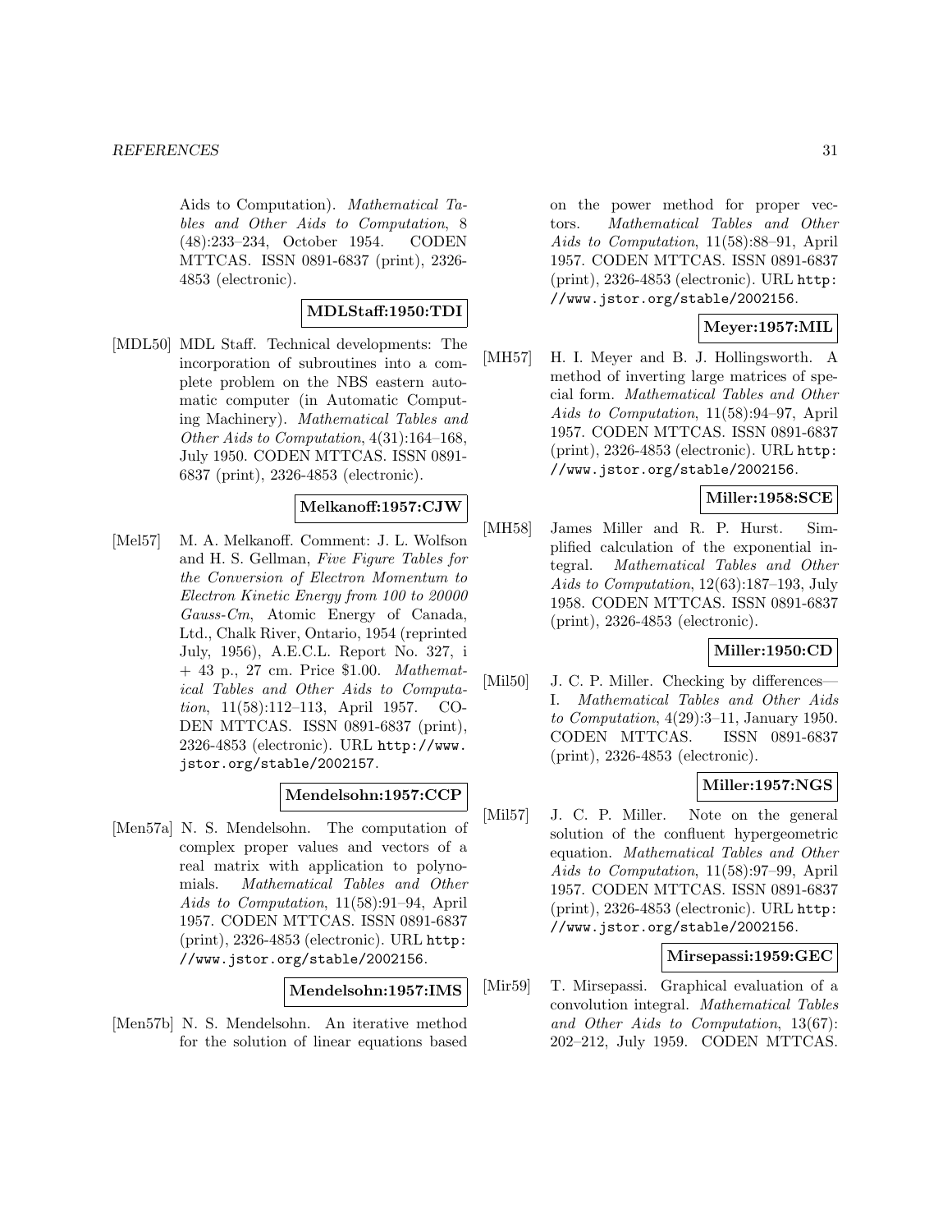Aids to Computation). *Mathematical Tables and Other Aids to Computation*, 8 (48):233–234, October 1954. CODEN MTTCAS. ISSN 0891-6837 (print), 2326-4853 (electronic).

**MDLStaff:1950:TDI**

[MDL50] MDL Staff. Technical developments: The incorporation of subroutines into a complete problem on the NBS eastern automatic computer (in Automatic Computing Machinery). *Mathematical Tables and Other Aids to Computation*, 4(31):164–168, July 1950. CODEN MTTCAS. ISSN 0891-6837 (print), 2326-4853 (electronic).

**Melkanoff:1957:CJW**

[Mel57] M. A. Melkanoff. Comment: J. L. Wolfson and H. S. Gellman, *Five Figure Tables for the Conversion of Electron Momentum to Electron Kinetic Energy from 100 to 20000 Gauss-Cm*, Atomic Energy of Canada, Ltd., Chalk River, Ontario, 1954 (reprinted July, 1956), A.E.C.L. Report No. 327, i + 43 p., 27 cm. Price $1.00. *Mathematical Tables and Other Aids to Computation*, 11(58):112–113, April 1957. CODEN MTTCAS. ISSN 0891-6837 (print), 2326-4853 (electronic). URL http://www.jstor.org/stable/2002157.

**Mendelsohn:1957:CCP**

[Men57a] N. S. Mendelsohn. The computation of complex proper values and vectors of a real matrix with application to polynomials. *Mathematical Tables and Other Aids to Computation*, 11(58):91–94, April 1957. CODEN MTTCAS. ISSN 0891-6837 (print), 2326-4853 (electronic). URL http://www.jstor.org/stable/2002156.

**Mendelsohn:1957:IMS**

[Men57b] N. S. Mendelsohn. An iterative method for the solution of linear equations based on the power method for proper vectors. *Mathematical Tables and Other Aids to Computation*, 11(58):88–91, April 1957. CODEN MTTCAS. ISSN 0891-6837 (print), 2326-4853 (electronic). URL http://www.jstor.org/stable/2002156.

**Meyer:1957:MIL**

[MH57] H. I. Meyer and B. J. Hollingsworth. A method of inverting large matrices of special form. *Mathematical Tables and Other Aids to Computation*, 11(58):94–97, April 1957. CODEN MTTCAS. ISSN 0891-6837 (print), 2326-4853 (electronic). URL http://www.jstor.org/stable/2002156.

**Miller:1958:SCE**

[MH58] James Miller and R. P. Hurst. Simplified calculation of the exponential integral. *Mathematical Tables and Other Aids to Computation*, 12(63):187–193, July 1958. CODEN MTTCAS. ISSN 0891-6837 (print), 2326-4853 (electronic).

**Miller:1950:CD**

[Mil50] J. C. P. Miller. Checking by differences—I. *Mathematical Tables and Other Aids to Computation*, 4(29):3–11, January 1950. CODEN MTTCAS. ISSN 0891-6837 (print), 2326-4853 (electronic).

**Miller:1957:NGS**

[Mil57] J. C. P. Miller. Note on the general solution of the confluent hypergeometric equation. *Mathematical Tables and Other Aids to Computation*, 11(58):97–99, April 1957. CODEN MTTCAS. ISSN 0891-6837 (print), 2326-4853 (electronic). URL http://www.jstor.org/stable/2002156.

**Mirsepassi:1959:GEC**

[Mir59] T. Mirsepassi. Graphical evaluation of a convolution integral. *Mathematical Tables and Other Aids to Computation*, 13(67): 202–212, July 1959. CODEN MTTCAS.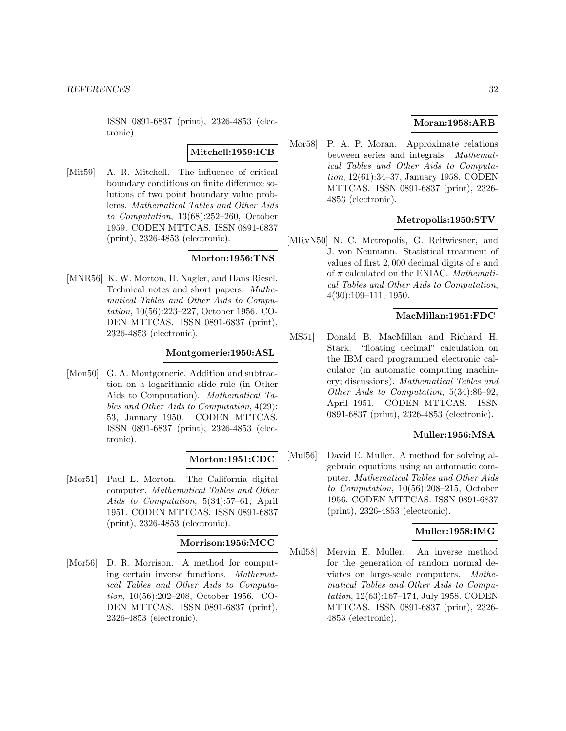ISSN 0891-6837 (print), 2326-4853 (electronic).

**Mitchell:1959:ICB**

[Mit59] A. R. Mitchell. The influence of critical boundary conditions on finite difference solutions of two point boundary value problems. *Mathematical Tables and Other Aids to Computation*, 13(68):252–260, October 1959. CODEN MTTCAS. ISSN 0891-6837 (print), 2326-4853 (electronic).

**Morton:1956:TNS**

[MNR56] K. W. Morton, H. Nagler, and Hans Riesel. Technical notes and short papers. *Mathematical Tables and Other Aids to Computation*, 10(56):223–227, October 1956. CODEN MTTCAS. ISSN 0891-6837 (print), 2326-4853 (electronic).

**Montgomerie:1950:ASL**

[Mon50] G. A. Montgomerie. Addition and subtraction on a logarithmic slide rule (in Other Aids to Computation). *Mathematical Tables and Other Aids to Computation*, 4(29): 53, January 1950. CODEN MTTCAS. ISSN 0891-6837 (print), 2326-4853 (electronic).

**Morton:1951:CDC**

[Mor51] Paul L. Morton. The California digital computer. *Mathematical Tables and Other Aids to Computation*, 5(34):57–61, April 1951. CODEN MTTCAS. ISSN 0891-6837 (print), 2326-4853 (electronic).

**Morrison:1956:MCC**

[Mor56] D. R. Morrison. A method for computing certain inverse functions. *Mathematical Tables and Other Aids to Computation*, 10(56):202–208, October 1956. CODEN MTTCAS. ISSN 0891-6837 (print), 2326-4853 (electronic).

**Moran:1958:ARB**

[Mor58] P. A. P. Moran. Approximate relations between series and integrals. *Mathematical Tables and Other Aids to Computation*, 12(61):34–37, January 1958. CODEN MTTCAS. ISSN 0891-6837 (print), 2326-4853 (electronic).

**Metropolis:1950:STV**

[MRvN50] N. C. Metropolis, G. Reitwiesner, and J. von Neumann. Statistical treatment of values of first 2,000 decimal digits of $e$ and of $\pi$ calculated on the ENIAC. *Mathematical Tables and Other Aids to Computation*, 4(30):109–111, 1950.

**MacMillan:1951:FDC**

[MS51] Donald B. MacMillan and Richard H. Stark. "floating decimal" calculation on the IBM card programmed electronic calculator (in automatic computing machinery; discussions). *Mathematical Tables and Other Aids to Computation*, 5(34):86–92, April 1951. CODEN MTTCAS. ISSN 0891-6837 (print), 2326-4853 (electronic).

**Muller:1956:MSA**

[Mul56] David E. Muller. A method for solving algebraic equations using an automatic computer. *Mathematical Tables and Other Aids to Computation*, 10(56):208–215, October 1956. CODEN MTTCAS. ISSN 0891-6837 (print), 2326-4853 (electronic).

**Muller:1958:IMG**

[Mul58] Mervin E. Muller. An inverse method for the generation of random normal deviates on large-scale computers. *Mathematical Tables and Other Aids to Computation*, 12(63):167–174, July 1958. CODEN MTTCAS. ISSN 0891-6837 (print), 2326-4853 (electronic).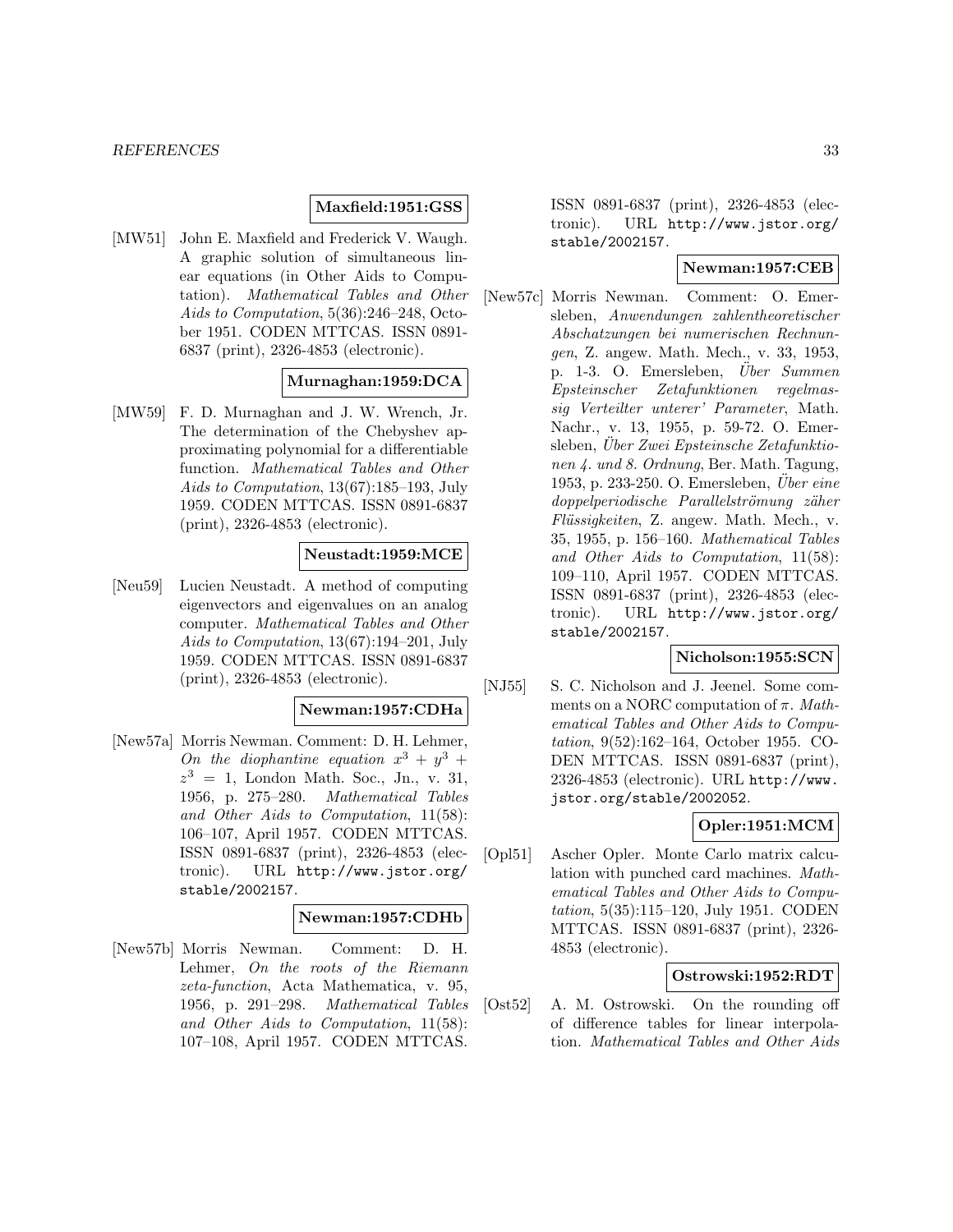**Maxfield:1951:GSS**

[MW51] John E. Maxfield and Frederick V. Waugh. A graphic solution of simultaneous linear equations (in Other Aids to Computation). *Mathematical Tables and Other Aids to Computation*, 5(36):246–248, October 1951. CODEN MTTCAS. ISSN 0891-6837 (print), 2326-4853 (electronic).

**Murnaghan:1959:DCA**

[MW59] F. D. Murnaghan and J. W. Wrench, Jr. The determination of the Chebyshev approximating polynomial for a differentiable function. *Mathematical Tables and Other Aids to Computation*, 13(67):185–193, July 1959. CODEN MTTCAS. ISSN 0891-6837 (print), 2326-4853 (electronic).

**Neustadt:1959:MCE**

[Neu59] Lucien Neustadt. A method of computing eigenvectors and eigenvalues on an analog computer. *Mathematical Tables and Other Aids to Computation*, 13(67):194–201, July 1959. CODEN MTTCAS. ISSN 0891-6837 (print), 2326-4853 (electronic).

**Newman:1957:CDHa**

[New57a] Morris Newman. Comment: D. H. Lehmer, *On the diophantine equation $x^3 + y^3 + z^3 = 1$*, London Math. Soc., Jn., v. 31, 1956, p. 275–280. *Mathematical Tables and Other Aids to Computation*, 11(58): 106–107, April 1957. CODEN MTTCAS. ISSN 0891-6837 (print), 2326-4853 (electronic). URL http://www.jstor.org/stable/2002157.

**Newman:1957:CDHb**

[New57b] Morris Newman. Comment: D. H. Lehmer, *On the roots of the Riemann zeta-function*, Acta Mathematica, v. 95, 1956, p. 291–298. *Mathematical Tables and Other Aids to Computation*, 11(58): 107–108, April 1957. CODEN MTTCAS. ISSN 0891-6837 (print), 2326-4853 (electronic). URL http://www.jstor.org/stable/2002157.

**Newman:1957:CEB**

[New57c] Morris Newman. Comment: O. Emersleben, *Anwendungen zahlentheoretischer Abschatzungen bei numerischen Rechnungen*, Z. angew. Math. Mech., v. 33, 1953, p. 1-3. O. Emersleben, *Über Summen Epsteinscher Zetafunktionen regelmassig Verteilter unterer' Parameter*, Math. Nachr., v. 13, 1955, p. 59-72. O. Emersleben, *Über Zwei Epsteinsche Zetafunktionen 4. und 8. Ordnung*, Ber. Math. Tagung, 1953, p. 233-250. O. Emersleben, *Über eine doppelperiodische Parallelströmung zäher Flüssigkeiten*, Z. angew. Math. Mech., v. 35, 1955, p. 156–160. *Mathematical Tables and Other Aids to Computation*, 11(58): 109–110, April 1957. CODEN MTTCAS. ISSN 0891-6837 (print), 2326-4853 (electronic). URL http://www.jstor.org/stable/2002157.

**Nicholson:1955:SCN**

[NJ55] S. C. Nicholson and J. Jeenel. Some comments on a NORC computation of $\pi$. *Mathematical Tables and Other Aids to Computation*, 9(52):162–164, October 1955. CODEN MTTCAS. ISSN 0891-6837 (print), 2326-4853 (electronic). URL http://www.jstor.org/stable/2002052.

**Opler:1951:MCM**

[Opl51] Ascher Opler. Monte Carlo matrix calculation with punched card machines. *Mathematical Tables and Other Aids to Computation*, 5(35):115–120, July 1951. CODEN MTTCAS. ISSN 0891-6837 (print), 2326-4853 (electronic).

**Ostrowski:1952:RDT**

[Ost52] A. M. Ostrowski. On the rounding off of difference tables for linear interpolation. *Mathematical Tables and Other Aids*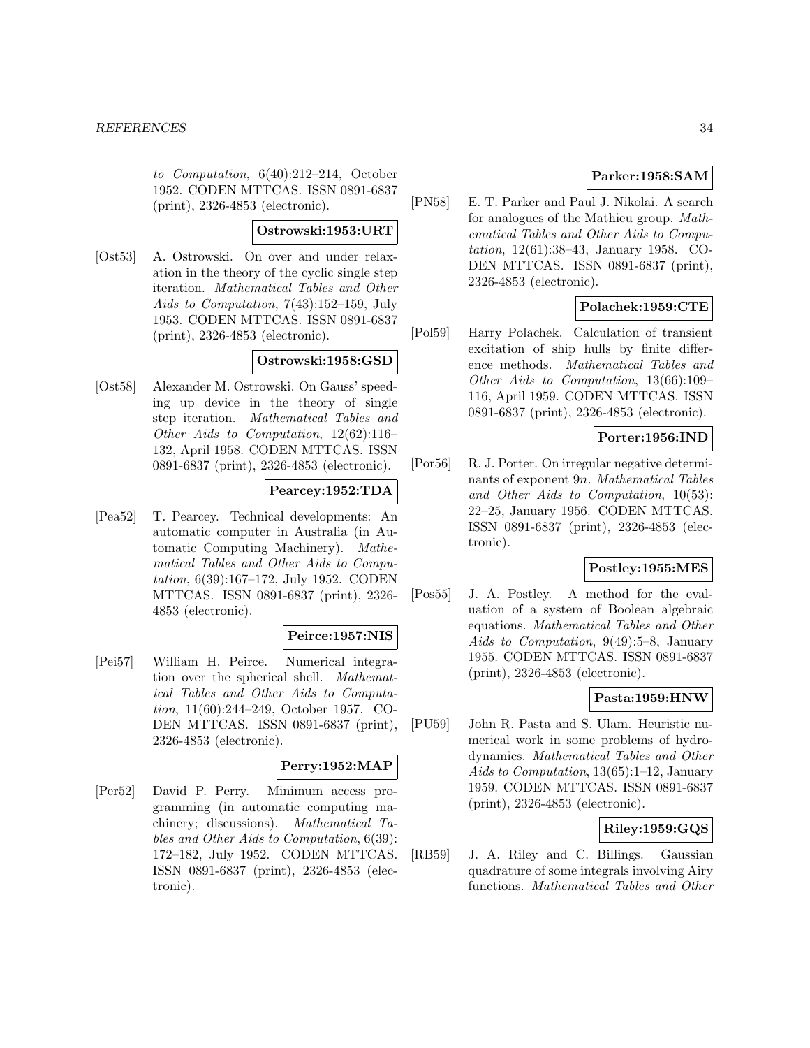*to Computation*, 6(40):212–214, October 1952. CODEN MTTCAS. ISSN 0891-6837 (print), 2326-4853 (electronic).

**Ostrowski:1953:URT**

[Ost53] A. Ostrowski. On over and under relaxation in the theory of the cyclic single step iteration. *Mathematical Tables and Other Aids to Computation*, 7(43):152–159, July 1953. CODEN MTTCAS. ISSN 0891-6837 (print), 2326-4853 (electronic).

**Ostrowski:1958:GSD**

[Ost58] Alexander M. Ostrowski. On Gauss' speeding up device in the theory of single step iteration. *Mathematical Tables and Other Aids to Computation*, 12(62):116–132, April 1958. CODEN MTTCAS. ISSN 0891-6837 (print), 2326-4853 (electronic).

**Pearcey:1952:TDA**

[Pea52] T. Pearcey. Technical developments: An automatic computer in Australia (in Automatic Computing Machinery). *Mathematical Tables and Other Aids to Computation*, 6(39):167–172, July 1952. CODEN MTTCAS. ISSN 0891-6837 (print), 2326-4853 (electronic).

**Peirce:1957:NIS**

[Pei57] William H. Peirce. Numerical integration over the spherical shell. *Mathematical Tables and Other Aids to Computation*, 11(60):244–249, October 1957. CODEN MTTCAS. ISSN 0891-6837 (print), 2326-4853 (electronic).

**Perry:1952:MAP**

[Per52] David P. Perry. Minimum access programming (in automatic computing machinery; discussions). *Mathematical Tables and Other Aids to Computation*, 6(39):172–182, July 1952. CODEN MTTCAS. ISSN 0891-6837 (print), 2326-4853 (electronic).

**Parker:1958:SAM**

[PN58] E. T. Parker and Paul J. Nikolai. A search for analogues of the Mathieu group. *Mathematical Tables and Other Aids to Computation*, 12(61):38–43, January 1958. CODEN MTTCAS. ISSN 0891-6837 (print), 2326-4853 (electronic).

**Polachek:1959:CTE**

[Pol59] Harry Polachek. Calculation of transient excitation of ship hulls by finite difference methods. *Mathematical Tables and Other Aids to Computation*, 13(66):109–116, April 1959. CODEN MTTCAS. ISSN 0891-6837 (print), 2326-4853 (electronic).

**Porter:1956:IND**

[Por56] R. J. Porter. On irregular negative determinants of exponent $9n$. *Mathematical Tables and Other Aids to Computation*, 10(53):22–25, January 1956. CODEN MTTCAS. ISSN 0891-6837 (print), 2326-4853 (electronic).

**Postley:1955:MES**

[Pos55] J. A. Postley. A method for the evaluation of a system of Boolean algebraic equations. *Mathematical Tables and Other Aids to Computation*, 9(49):5–8, January 1955. CODEN MTTCAS. ISSN 0891-6837 (print), 2326-4853 (electronic).

**Pasta:1959:HNW**

[PU59] John R. Pasta and S. Ulam. Heuristic numerical work in some problems of hydrodynamics. *Mathematical Tables and Other Aids to Computation*, 13(65):1–12, January 1959. CODEN MTTCAS. ISSN 0891-6837 (print), 2326-4853 (electronic).

**Riley:1959:GQS**

[RB59] J. A. Riley and C. Billings. Gaussian quadrature of some integrals involving Airy functions. *Mathematical Tables and Other*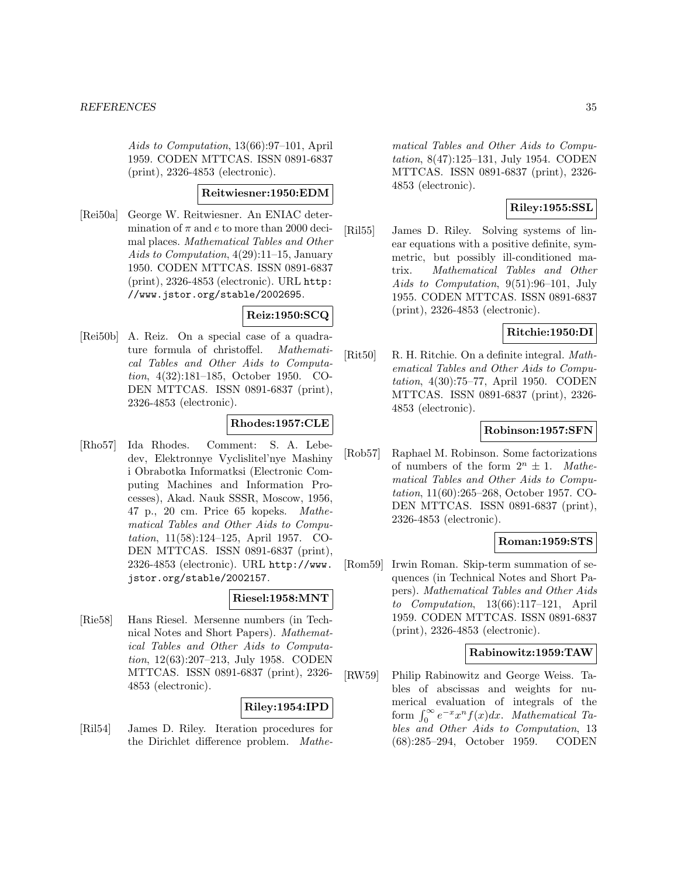Aids to Computation, 13(66):97–101, April 1959. CODEN MTTCAS. ISSN 0891-6837 (print), 2326-4853 (electronic).

**Reitwiesner:1950:EDM**

[Rei50a] George W. Reitwiesner. An ENIAC determination of $\pi$ and $e$ to more than 2000 decimal places. *Mathematical Tables and Other Aids to Computation*, 4(29):11–15, January 1950. CODEN MTTCAS. ISSN 0891-6837 (print), 2326-4853 (electronic). URL http://www.jstor.org/stable/2002695.

**Reiz:1950:SCQ**

[Rei50b] A. Reiz. On a special case of a quadrature formula of christoffel. *Mathematical Tables and Other Aids to Computation*, 4(32):181–185, October 1950. CODEN MTTCAS. ISSN 0891-6837 (print), 2326-4853 (electronic).

**Rhodes:1957:CLE**

[Rho57] Ida Rhodes. Comment: S. A. Lebedev, Elektronnye Vyclislitel'nye Mashiny i Obrabotka Informatksi (Electronic Computing Machines and Information Processes), Akad. Nauk SSSR, Moscow, 1956, 47 p., 20 cm. Price 65 kopeks. *Mathematical Tables and Other Aids to Computation*, 11(58):124–125, April 1957. CODEN MTTCAS. ISSN 0891-6837 (print), 2326-4853 (electronic). URL http://www.jstor.org/stable/2002157.

**Riesel:1958:MNT**

[Rie58] Hans Riesel. Mersenne numbers (in Technical Notes and Short Papers). *Mathematical Tables and Other Aids to Computation*, 12(63):207–213, July 1958. CODEN MTTCAS. ISSN 0891-6837 (print), 2326-4853 (electronic).

**Riley:1954:IPD**

[Ril54] James D. Riley. Iteration procedures for the Dirichlet difference problem. *Mathematical Tables and Other Aids to Computation*, 8(47):125–131, July 1954. CODEN MTTCAS. ISSN 0891-6837 (print), 2326-4853 (electronic).

**Riley:1955:SSL**

[Ril55] James D. Riley. Solving systems of linear equations with a positive definite, symmetric, but possibly ill-conditioned matrix. *Mathematical Tables and Other Aids to Computation*, 9(51):96–101, July 1955. CODEN MTTCAS. ISSN 0891-6837 (print), 2326-4853 (electronic).

**Ritchie:1950:DI**

[Rit50] R. H. Ritchie. On a definite integral. *Mathematical Tables and Other Aids to Computation*, 4(30):75–77, April 1950. CODEN MTTCAS. ISSN 0891-6837 (print), 2326-4853 (electronic).

**Robinson:1957:SFN**

[Rob57] Raphael M. Robinson. Some factorizations of numbers of the form $2^n \pm 1$. *Mathematical Tables and Other Aids to Computation*, 11(60):265–268, October 1957. CODEN MTTCAS. ISSN 0891-6837 (print), 2326-4853 (electronic).

**Roman:1959:STS**

[Rom59] Irwin Roman. Skip-term summation of sequences (in Technical Notes and Short Papers). *Mathematical Tables and Other Aids to Computation*, 13(66):117–121, April 1959. CODEN MTTCAS. ISSN 0891-6837 (print), 2326-4853 (electronic).

**Rabinowitz:1959:TAW**

[RW59] Philip Rabinowitz and George Weiss. Tables of abscissas and weights for numerical evaluation of integrals of the form $\int_0^\infty e^{-x} x^n f(x) dx$. *Mathematical Tables and Other Aids to Computation*, 13 (68):285–294, October 1959. CODEN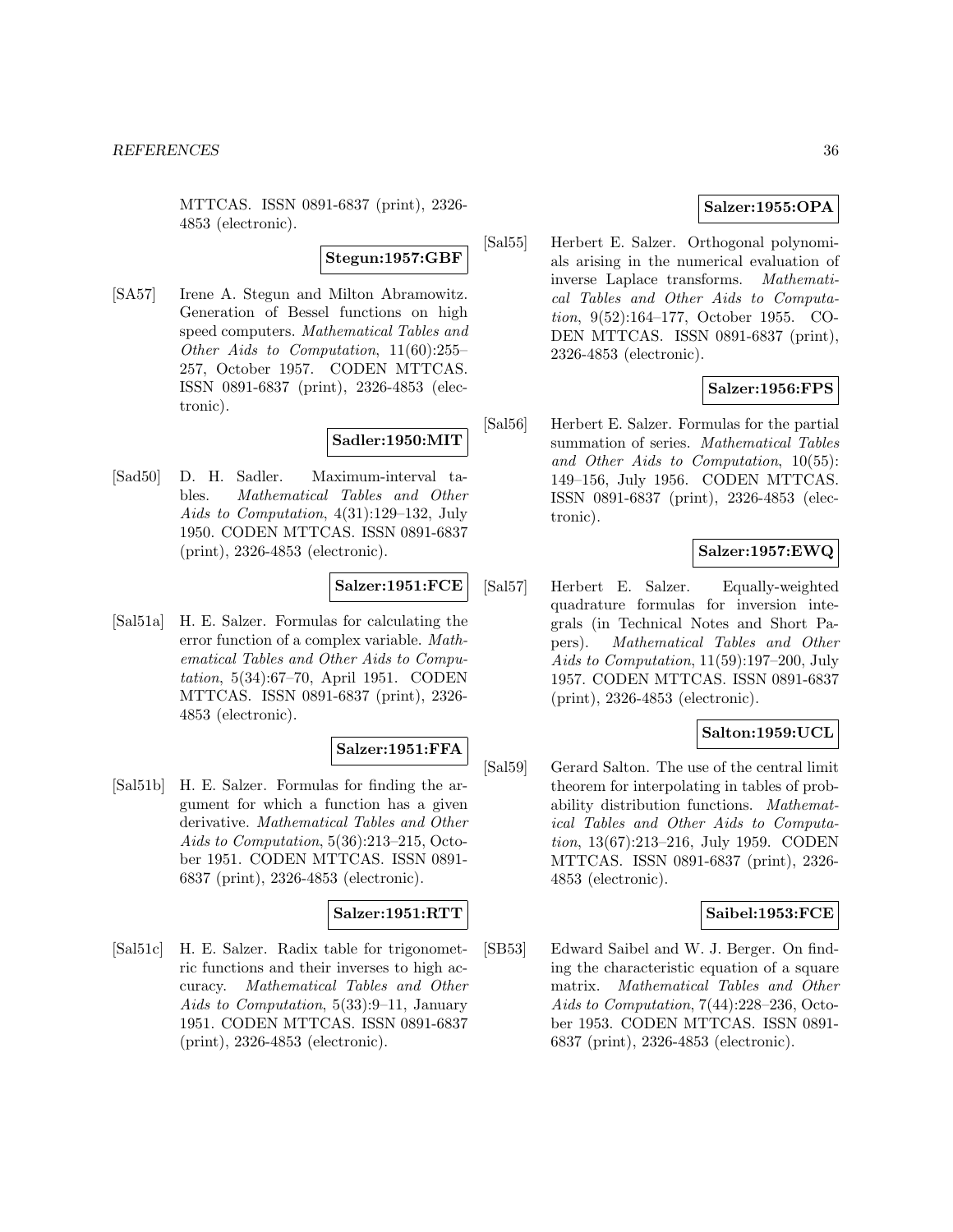MTTCAS. ISSN 0891-6837 (print), 2326-4853 (electronic).

**Stegun:1957:GBF**

[SA57] Irene A. Stegun and Milton Abramowitz. Generation of Bessel functions on high speed computers. *Mathematical Tables and Other Aids to Computation*, 11(60):255–257, October 1957. CODEN MTTCAS. ISSN 0891-6837 (print), 2326-4853 (electronic).

**Sadler:1950:MIT**

[Sad50] D. H. Sadler. Maximum-interval tables. *Mathematical Tables and Other Aids to Computation*, 4(31):129–132, July 1950. CODEN MTTCAS. ISSN 0891-6837 (print), 2326-4853 (electronic).

**Salzer:1951:FCE**

[Sal51a] H. E. Salzer. Formulas for calculating the error function of a complex variable. *Mathematical Tables and Other Aids to Computation*, 5(34):67–70, April 1951. CODEN MTTCAS. ISSN 0891-6837 (print), 2326-4853 (electronic).

**Salzer:1951:FFA**

[Sal51b] H. E. Salzer. Formulas for finding the argument for which a function has a given derivative. *Mathematical Tables and Other Aids to Computation*, 5(36):213–215, October 1951. CODEN MTTCAS. ISSN 0891-6837 (print), 2326-4853 (electronic).

**Salzer:1951:RTT**

[Sal51c] H. E. Salzer. Radix table for trigonometric functions and their inverses to high accuracy. *Mathematical Tables and Other Aids to Computation*, 5(33):9–11, January 1951. CODEN MTTCAS. ISSN 0891-6837 (print), 2326-4853 (electronic).

**Salzer:1955:OPA**

[Sal55] Herbert E. Salzer. Orthogonal polynomials arising in the numerical evaluation of inverse Laplace transforms. *Mathematical Tables and Other Aids to Computation*, 9(52):164–177, October 1955. CODEN MTTCAS. ISSN 0891-6837 (print), 2326-4853 (electronic).

**Salzer:1956:FPS**

[Sal56] Herbert E. Salzer. Formulas for the partial summation of series. *Mathematical Tables and Other Aids to Computation*, 10(55):149–156, July 1956. CODEN MTTCAS. ISSN 0891-6837 (print), 2326-4853 (electronic).

**Salzer:1957:EWQ**

[Sal57] Herbert E. Salzer. Equally-weighted quadrature formulas for inversion integrals (in Technical Notes and Short Papers). *Mathematical Tables and Other Aids to Computation*, 11(59):197–200, July 1957. CODEN MTTCAS. ISSN 0891-6837 (print), 2326-4853 (electronic).

**Salton:1959:UCL**

[Sal59] Gerard Salton. The use of the central limit theorem for interpolating in tables of probability distribution functions. *Mathematical Tables and Other Aids to Computation*, 13(67):213–216, July 1959. CODEN MTTCAS. ISSN 0891-6837 (print), 2326-4853 (electronic).

**Saibel:1953:FCE**

[SB53] Edward Saibel and W. J. Berger. On finding the characteristic equation of a square matrix. *Mathematical Tables and Other Aids to Computation*, 7(44):228–236, October 1953. CODEN MTTCAS. ISSN 0891-6837 (print), 2326-4853 (electronic).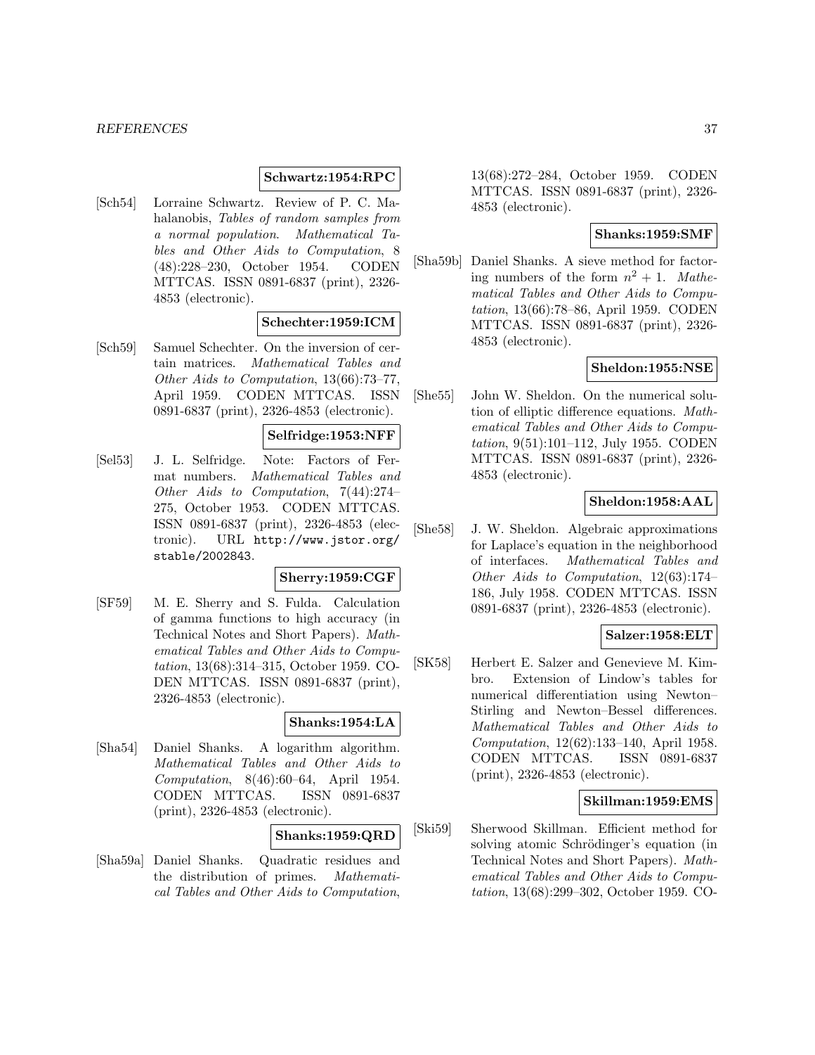**Schwartz:1954:RPC**

[Sch54] Lorraine Schwartz. Review of P. C. Mahalanobis, *Tables of random samples from a normal population*. *Mathematical Tables and Other Aids to Computation*, 8 (48):228–230, October 1954. CODEN MTTCAS. ISSN 0891-6837 (print), 2326-4853 (electronic).

**Schechter:1959:ICM**

[Sch59] Samuel Schechter. On the inversion of certain matrices. *Mathematical Tables and Other Aids to Computation*, 13(66):73–77, April 1959. CODEN MTTCAS. ISSN 0891-6837 (print), 2326-4853 (electronic).

**Selfridge:1953:NFF**

[Sel53] J. L. Selfridge. Note: Factors of Fermat numbers. *Mathematical Tables and Other Aids to Computation*, 7(44):274–275, October 1953. CODEN MTTCAS. ISSN 0891-6837 (print), 2326-4853 (electronic). URL `http://www.jstor.org/stable/2002843`.

**Sherry:1959:CGF**

[SF59] M. E. Sherry and S. Fulda. Calculation of gamma functions to high accuracy (in Technical Notes and Short Papers). *Mathematical Tables and Other Aids to Computation*, 13(68):314–315, October 1959. CODEN MTTCAS. ISSN 0891-6837 (print), 2326-4853 (electronic).

**Shanks:1954:LA**

[Sha54] Daniel Shanks. A logarithm algorithm. *Mathematical Tables and Other Aids to Computation*, 8(46):60–64, April 1954. CODEN MTTCAS. ISSN 0891-6837 (print), 2326-4853 (electronic).

**Shanks:1959:QRD**

[Sha59a] Daniel Shanks. Quadratic residues and the distribution of primes. *Mathematical Tables and Other Aids to Computation*, 13(68):272–284, October 1959. CODEN MTTCAS. ISSN 0891-6837 (print), 2326-4853 (electronic).

**Shanks:1959:SMF**

[Sha59b] Daniel Shanks. A sieve method for factoring numbers of the form $n^2 + 1$. *Mathematical Tables and Other Aids to Computation*, 13(66):78–86, April 1959. CODEN MTTCAS. ISSN 0891-6837 (print), 2326-4853 (electronic).

**Sheldon:1955:NSE**

[She55] John W. Sheldon. On the numerical solution of elliptic difference equations. *Mathematical Tables and Other Aids to Computation*, 9(51):101–112, July 1955. CODEN MTTCAS. ISSN 0891-6837 (print), 2326-4853 (electronic).

**Sheldon:1958:AAL**

[She58] J. W. Sheldon. Algebraic approximations for Laplace's equation in the neighborhood of interfaces. *Mathematical Tables and Other Aids to Computation*, 12(63):174–186, July 1958. CODEN MTTCAS. ISSN 0891-6837 (print), 2326-4853 (electronic).

**Salzer:1958:ELT**

[SK58] Herbert E. Salzer and Genevieve M. Kimbro. Extension of Lindow's tables for numerical differentiation using Newton–Stirling and Newton–Bessel differences. *Mathematical Tables and Other Aids to Computation*, 12(62):133–140, April 1958. CODEN MTTCAS. ISSN 0891-6837 (print), 2326-4853 (electronic).

**Skillman:1959:EMS**

[Ski59] Sherwood Skillman. Efficient method for solving atomic Schrödinger's equation (in Technical Notes and Short Papers). *Mathematical Tables and Other Aids to Computation*, 13(68):299–302, October 1959. CO-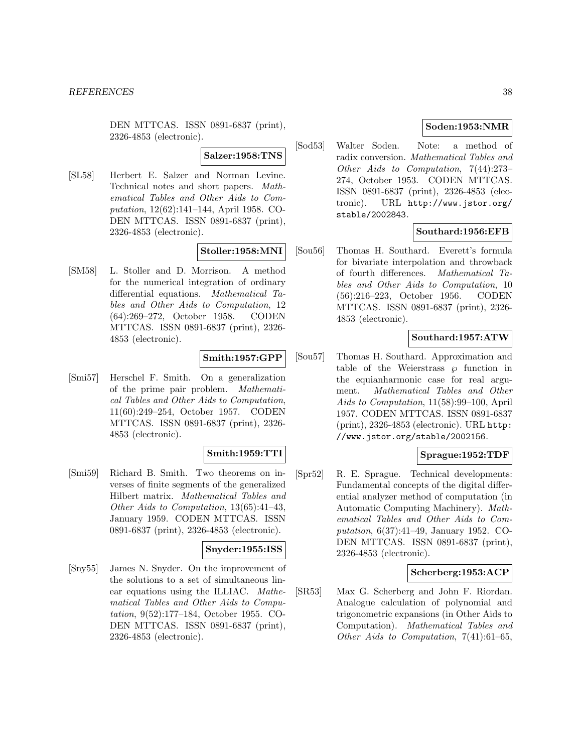DEN MTTCAS. ISSN 0891-6837 (print), 2326-4853 (electronic).

**Salzer:1958:TNS**

[SL58] Herbert E. Salzer and Norman Levine. Technical notes and short papers. *Mathematical Tables and Other Aids to Computation*, 12(62):141–144, April 1958. CODEN MTTCAS. ISSN 0891-6837 (print), 2326-4853 (electronic).

**Stoller:1958:MNI**

[SM58] L. Stoller and D. Morrison. A method for the numerical integration of ordinary differential equations. *Mathematical Tables and Other Aids to Computation*, 12 (64):269–272, October 1958. CODEN MTTCAS. ISSN 0891-6837 (print), 2326-4853 (electronic).

**Smith:1957:GPP**

[Smi57] Herschel F. Smith. On a generalization of the prime pair problem. *Mathematical Tables and Other Aids to Computation*, 11(60):249–254, October 1957. CODEN MTTCAS. ISSN 0891-6837 (print), 2326-4853 (electronic).

**Smith:1959:TTI**

[Smi59] Richard B. Smith. Two theorems on inverses of finite segments of the generalized Hilbert matrix. *Mathematical Tables and Other Aids to Computation*, 13(65):41–43, January 1959. CODEN MTTCAS. ISSN 0891-6837 (print), 2326-4853 (electronic).

**Snyder:1955:ISS**

[Sny55] James N. Snyder. On the improvement of the solutions to a set of simultaneous linear equations using the ILLIAC. *Mathematical Tables and Other Aids to Computation*, 9(52):177–184, October 1955. CODEN MTTCAS. ISSN 0891-6837 (print), 2326-4853 (electronic).

**Soden:1953:NMR**

[Sod53] Walter Soden. Note: a method of radix conversion. *Mathematical Tables and Other Aids to Computation*, 7(44):273–274, October 1953. CODEN MTTCAS. ISSN 0891-6837 (print), 2326-4853 (electronic). URL http://www.jstor.org/stable/2002843.

**Southard:1956:EFB**

[Sou56] Thomas H. Southard. Everett's formula for bivariate interpolation and throwback of fourth differences. *Mathematical Tables and Other Aids to Computation*, 10 (56):216–223, October 1956. CODEN MTTCAS. ISSN 0891-6837 (print), 2326-4853 (electronic).

**Southard:1957:ATW**

[Sou57] Thomas H. Southard. Approximation and table of the Weierstrass $\wp$ function in the equianharmonic case for real argument. *Mathematical Tables and Other Aids to Computation*, 11(58):99–100, April 1957. CODEN MTTCAS. ISSN 0891-6837 (print), 2326-4853 (electronic). URL http://www.jstor.org/stable/2002156.

**Sprague:1952:TDF**

[Spr52] R. E. Sprague. Technical developments: Fundamental concepts of the digital differential analyzer method of computation (in Automatic Computing Machinery). *Mathematical Tables and Other Aids to Computation*, 6(37):41–49, January 1952. CODEN MTTCAS. ISSN 0891-6837 (print), 2326-4853 (electronic).

**Scherberg:1953:ACP**

[SR53] Max G. Scherberg and John F. Riordan. Analogue calculation of polynomial and trigonometric expansions (in Other Aids to Computation). *Mathematical Tables and Other Aids to Computation*, 7(41):61–65,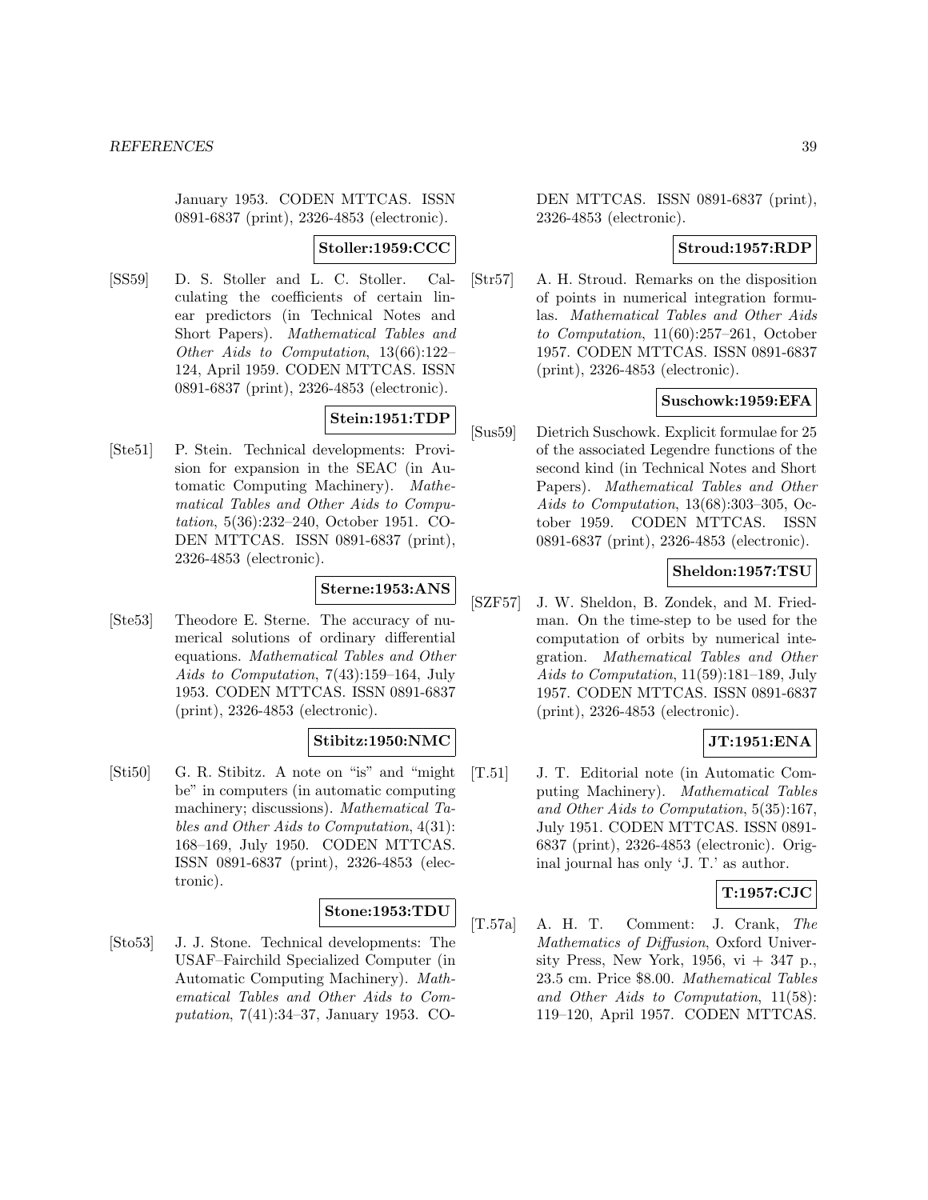January 1953. CODEN MTTCAS. ISSN 0891-6837 (print), 2326-4853 (electronic).

**Stoller:1959:CCC**

[SS59] D. S. Stoller and L. C. Stoller. Calculating the coefficients of certain linear predictors (in Technical Notes and Short Papers). *Mathematical Tables and Other Aids to Computation*, 13(66):122–124, April 1959. CODEN MTTCAS. ISSN 0891-6837 (print), 2326-4853 (electronic).

**Stein:1951:TDP**

[Ste51] P. Stein. Technical developments: Provision for expansion in the SEAC (in Automatic Computing Machinery). *Mathematical Tables and Other Aids to Computation*, 5(36):232–240, October 1951. CODEN MTTCAS. ISSN 0891-6837 (print), 2326-4853 (electronic).

**Sterne:1953:ANS**

[Ste53] Theodore E. Sterne. The accuracy of numerical solutions of ordinary differential equations. *Mathematical Tables and Other Aids to Computation*, 7(43):159–164, July 1953. CODEN MTTCAS. ISSN 0891-6837 (print), 2326-4853 (electronic).

**Stibitz:1950:NMC**

[Sti50] G. R. Stibitz. A note on "is" and "might be" in computers (in automatic computing machinery; discussions). *Mathematical Tables and Other Aids to Computation*, 4(31): 168–169, July 1950. CODEN MTTCAS. ISSN 0891-6837 (print), 2326-4853 (electronic).

**Stone:1953:TDU**

[Sto53] J. J. Stone. Technical developments: The USAF–Fairchild Specialized Computer (in Automatic Computing Machinery). *Mathematical Tables and Other Aids to Computation*, 7(41):34–37, January 1953. CODEN MTTCAS. ISSN 0891-6837 (print), 2326-4853 (electronic).

**Stroud:1957:RDP**

[Str57] A. H. Stroud. Remarks on the disposition of points in numerical integration formulas. *Mathematical Tables and Other Aids to Computation*, 11(60):257–261, October 1957. CODEN MTTCAS. ISSN 0891-6837 (print), 2326-4853 (electronic).

**Suschowk:1959:EFA**

[Sus59] Dietrich Suschowk. Explicit formulae for 25 of the associated Legendre functions of the second kind (in Technical Notes and Short Papers). *Mathematical Tables and Other Aids to Computation*, 13(68):303–305, October 1959. CODEN MTTCAS. ISSN 0891-6837 (print), 2326-4853 (electronic).

**Sheldon:1957:TSU**

[SZF57] J. W. Sheldon, B. Zondek, and M. Friedman. On the time-step to be used for the computation of orbits by numerical integration. *Mathematical Tables and Other Aids to Computation*, 11(59):181–189, July 1957. CODEN MTTCAS. ISSN 0891-6837 (print), 2326-4853 (electronic).

**JT:1951:ENA**

[T.51] J. T. Editorial note (in Automatic Computing Machinery). *Mathematical Tables and Other Aids to Computation*, 5(35):167, July 1951. CODEN MTTCAS. ISSN 0891-6837 (print), 2326-4853 (electronic). Original journal has only 'J. T.' as author.

**T:1957:CJC**

[T.57a] A. H. T. Comment: J. Crank, *The Mathematics of Diffusion*, Oxford University Press, New York, 1956, vi + 347 p., 23.5 cm. Price \$8.00. *Mathematical Tables and Other Aids to Computation*, 11(58): 119–120, April 1957. CODEN MTTCAS.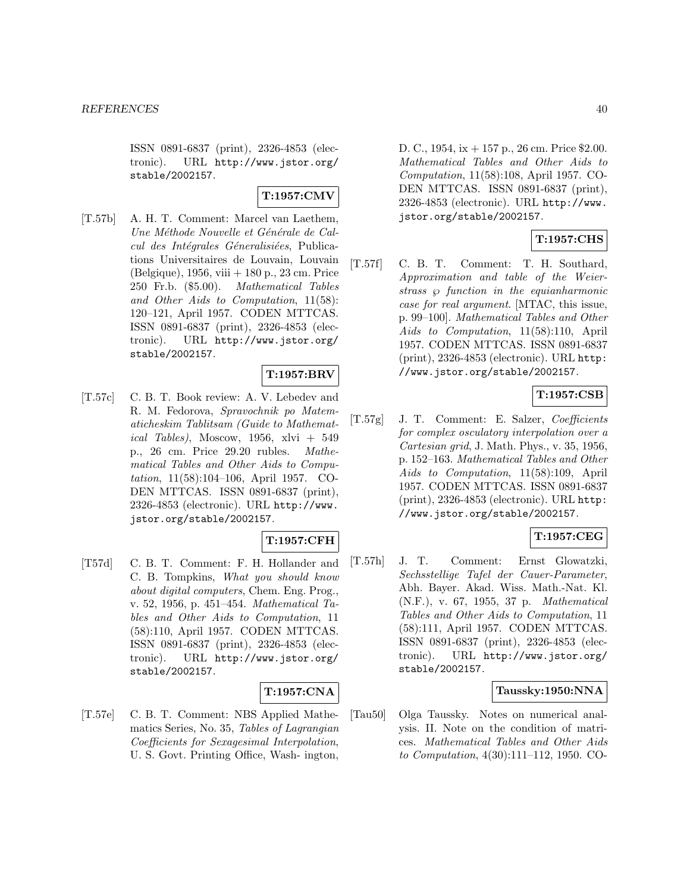ISSN 0891-6837 (print), 2326-4853 (electronic). URL http://www.jstor.org/stable/2002157.

**T:1957:CMV**

[T.57b] A. H. T. Comment: Marcel van Laethem, *Une Méthode Nouvelle et Générale de Calcul des Intégrales Géneralisiées*, Publications Universitaires de Louvain, Louvain (Belgique), 1956, viii + 180 p., 23 cm. Price 250 Fr.b. ($5.00). *Mathematical Tables and Other Aids to Computation*, 11(58): 120–121, April 1957. CODEN MTTCAS. ISSN 0891-6837 (print), 2326-4853 (electronic). URL http://www.jstor.org/stable/2002157.

**T:1957:BRV**

[T.57c] C. B. T. Book review: A. V. Lebedev and R. M. Fedorova, *Spravochnik po Matematicheskim Tablitsam (Guide to Mathematical Tables)*, Moscow, 1956, xlvi + 549 p., 26 cm. Price 29.20 rubles. *Mathematical Tables and Other Aids to Computation*, 11(58):104–106, April 1957. CODEN MTTCAS. ISSN 0891-6837 (print), 2326-4853 (electronic). URL http://www.jstor.org/stable/2002157.

**T:1957:CFH**

[T57d] C. B. T. Comment: F. H. Hollander and C. B. Tompkins, *What you should know about digital computers*, Chem. Eng. Prog., v. 52, 1956, p. 451–454. *Mathematical Tables and Other Aids to Computation*, 11 (58):110, April 1957. CODEN MTTCAS. ISSN 0891-6837 (print), 2326-4853 (electronic). URL http://www.jstor.org/stable/2002157.

**T:1957:CNA**

[T.57e] C. B. T. Comment: NBS Applied Mathematics Series, No. 35, *Tables of Lagrangian Coefficients for Sexagesimal Interpolation*, U. S. Govt. Printing Office, Wash- ington, D. C., 1954, ix + 157 p., 26 cm. Price $2.00. *Mathematical Tables and Other Aids to Computation*, 11(58):108, April 1957. CODEN MTTCAS. ISSN 0891-6837 (print), 2326-4853 (electronic). URL http://www.jstor.org/stable/2002157.

**T:1957:CHS**

[T.57f] C. B. T. Comment: T. H. Southard, *Approximation and table of the Weierstrass $\wp$ function in the equianharmonic case for real argument*. [MTAC, this issue, p. 99–100]. *Mathematical Tables and Other Aids to Computation*, 11(58):110, April 1957. CODEN MTTCAS. ISSN 0891-6837 (print), 2326-4853 (electronic). URL http://www.jstor.org/stable/2002157.

**T:1957:CSB**

[T.57g] J. T. Comment: E. Salzer, *Coefficients for complex osculatory interpolation over a Cartesian grid*, J. Math. Phys., v. 35, 1956, p. 152–163. *Mathematical Tables and Other Aids to Computation*, 11(58):109, April 1957. CODEN MTTCAS. ISSN 0891-6837 (print), 2326-4853 (electronic). URL http://www.jstor.org/stable/2002157.

**T:1957:CEG**

[T.57h] J. T. Comment: Ernst Glowatzki, *Sechsstellige Tafel der Cauer-Parameter*, Abh. Bayer. Akad. Wiss. Math.-Nat. Kl. (N.F.), v. 67, 1955, 37 p. *Mathematical Tables and Other Aids to Computation*, 11 (58):111, April 1957. CODEN MTTCAS. ISSN 0891-6837 (print), 2326-4853 (electronic). URL http://www.jstor.org/stable/2002157.

**Taussky:1950:NNA**

[Tau50] Olga Taussky. Notes on numerical analysis. II. Note on the condition of matrices. *Mathematical Tables and Other Aids to Computation*, 4(30):111–112, 1950. CO-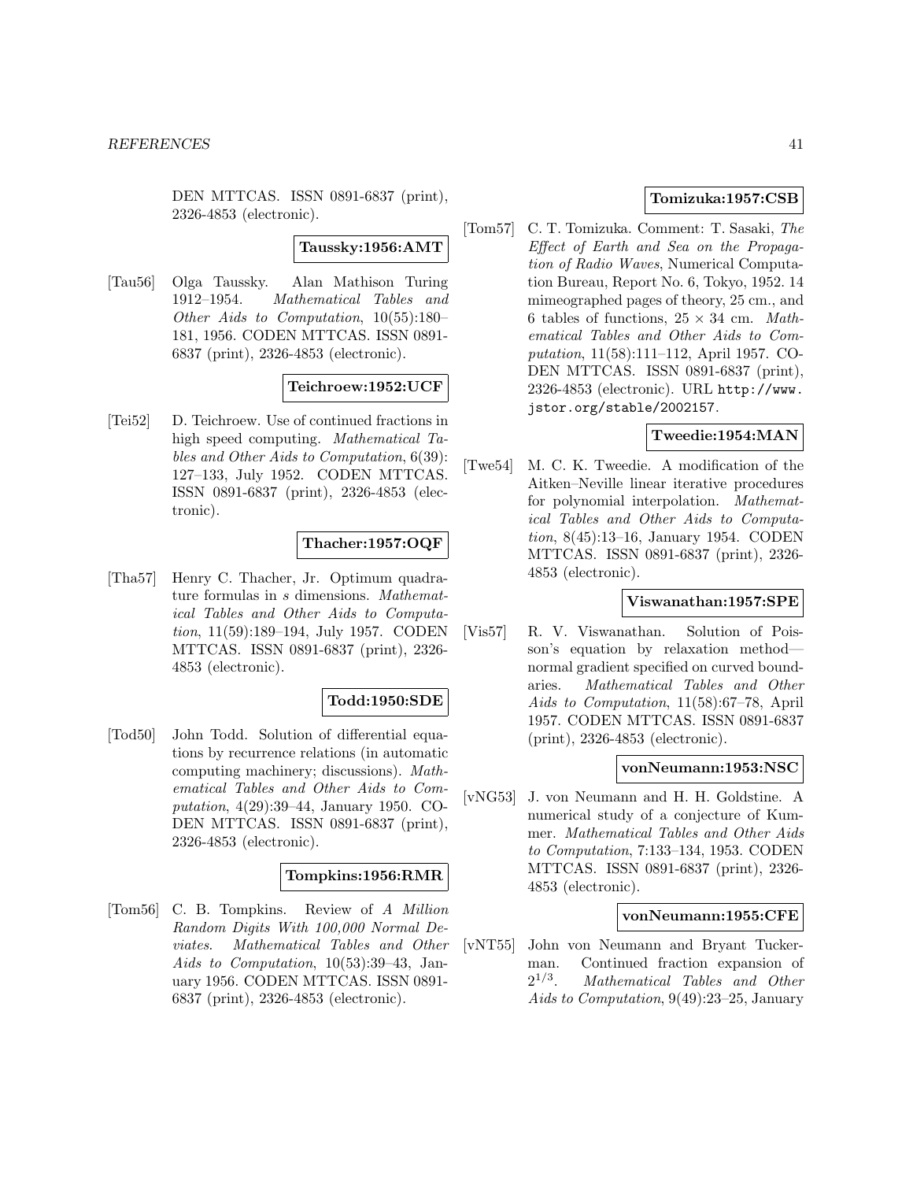DEN MTTCAS. ISSN 0891-6837 (print), 2326-4853 (electronic).

**Taussky:1956:AMT**

[Tau56] Olga Taussky. Alan Mathison Turing 1912–1954. *Mathematical Tables and Other Aids to Computation*, 10(55):180–181, 1956. CODEN MTTCAS. ISSN 0891-6837 (print), 2326-4853 (electronic).

**Teichroew:1952:UCF**

[Tei52] D. Teichroew. Use of continued fractions in high speed computing. *Mathematical Tables and Other Aids to Computation*, 6(39): 127–133, July 1952. CODEN MTTCAS. ISSN 0891-6837 (print), 2326-4853 (electronic).

**Thacher:1957:OQF**

[Tha57] Henry C. Thacher, Jr. Optimum quadrature formulas in $s$ dimensions. *Mathematical Tables and Other Aids to Computation*, 11(59):189–194, July 1957. CODEN MTTCAS. ISSN 0891-6837 (print), 2326-4853 (electronic).

**Todd:1950:SDE**

[Tod50] John Todd. Solution of differential equations by recurrence relations (in automatic computing machinery; discussions). *Mathematical Tables and Other Aids to Computation*, 4(29):39–44, January 1950. CODEN MTTCAS. ISSN 0891-6837 (print), 2326-4853 (electronic).

**Tompkins:1956:RMR**

[Tom56] C. B. Tompkins. Review of *A Million Random Digits With 100,000 Normal Deviates*. *Mathematical Tables and Other Aids to Computation*, 10(53):39–43, January 1956. CODEN MTTCAS. ISSN 0891-6837 (print), 2326-4853 (electronic).

**Tomizuka:1957:CSB**

[Tom57] C. T. Tomizuka. Comment: T. Sasaki, *The Effect of Earth and Sea on the Propagation of Radio Waves*, Numerical Computation Bureau, Report No. 6, Tokyo, 1952. 14 mimeographed pages of theory, 25 cm., and 6 tables of functions, $25 \times 34$ cm. *Mathematical Tables and Other Aids to Computation*, 11(58):111–112, April 1957. CODEN MTTCAS. ISSN 0891-6837 (print), 2326-4853 (electronic). URL http://www.jstor.org/stable/2002157.

**Tweedie:1954:MAN**

[Twe54] M. C. K. Tweedie. A modification of the Aitken–Neville linear iterative procedures for polynomial interpolation. *Mathematical Tables and Other Aids to Computation*, 8(45):13–16, January 1954. CODEN MTTCAS. ISSN 0891-6837 (print), 2326-4853 (electronic).

**Viswanathan:1957:SPE**

[Vis57] R. V. Viswanathan. Solution of Poisson's equation by relaxation method—normal gradient specified on curved boundaries. *Mathematical Tables and Other Aids to Computation*, 11(58):67–78, April 1957. CODEN MTTCAS. ISSN 0891-6837 (print), 2326-4853 (electronic).

**vonNeumann:1953:NSC**

[vNG53] J. von Neumann and H. H. Goldstine. A numerical study of a conjecture of Kummer. *Mathematical Tables and Other Aids to Computation*, 7:133–134, 1953. CODEN MTTCAS. ISSN 0891-6837 (print), 2326-4853 (electronic).

**vonNeumann:1955:CFE**

[vNT55] John von Neumann and Bryant Tuckerman. Continued fraction expansion of $2^{1/3}$. *Mathematical Tables and Other Aids to Computation*, 9(49):23–25, January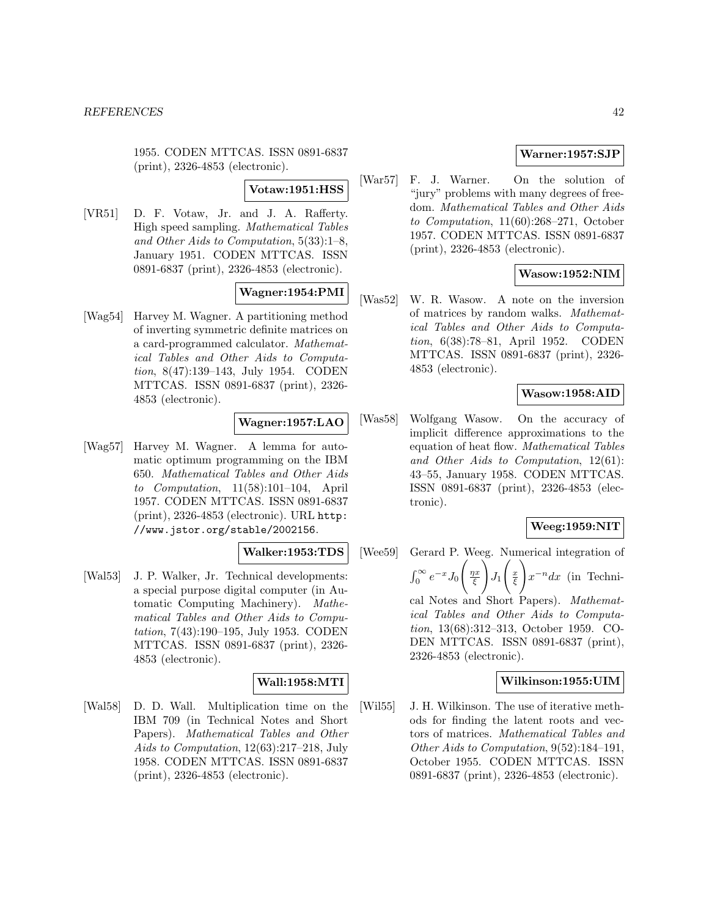1955. CODEN MTTCAS. ISSN 0891-6837 (print), 2326-4853 (electronic).

**Votaw:1951:HSS**

[VR51] D. F. Votaw, Jr. and J. A. Rafferty. High speed sampling. *Mathematical Tables and Other Aids to Computation*, 5(33):1–8, January 1951. CODEN MTTCAS. ISSN 0891-6837 (print), 2326-4853 (electronic).

**Wagner:1954:PMI**

[Wag54] Harvey M. Wagner. A partitioning method of inverting symmetric definite matrices on a card-programmed calculator. *Mathematical Tables and Other Aids to Computation*, 8(47):139–143, July 1954. CODEN MTTCAS. ISSN 0891-6837 (print), 2326-4853 (electronic).

**Wagner:1957:LAO**

[Wag57] Harvey M. Wagner. A lemma for automatic optimum programming on the IBM 650. *Mathematical Tables and Other Aids to Computation*, 11(58):101–104, April 1957. CODEN MTTCAS. ISSN 0891-6837 (print), 2326-4853 (electronic). URL http://www.jstor.org/stable/2002156.

**Walker:1953:TDS**

[Wal53] J. P. Walker, Jr. Technical developments: a special purpose digital computer (in Automatic Computing Machinery). *Mathematical Tables and Other Aids to Computation*, 7(43):190–195, July 1953. CODEN MTTCAS. ISSN 0891-6837 (print), 2326-4853 (electronic).

**Wall:1958:MTI**

[Wal58] D. D. Wall. Multiplication time on the IBM 709 (in Technical Notes and Short Papers). *Mathematical Tables and Other Aids to Computation*, 12(63):217–218, July 1958. CODEN MTTCAS. ISSN 0891-6837 (print), 2326-4853 (electronic).

**Warner:1957:SJP**

[War57] F. J. Warner. On the solution of "jury" problems with many degrees of freedom. *Mathematical Tables and Other Aids to Computation*, 11(60):268–271, October 1957. CODEN MTTCAS. ISSN 0891-6837 (print), 2326-4853 (electronic).

**Wasow:1952:NIM**

[Was52] W. R. Wasow. A note on the inversion of matrices by random walks. *Mathematical Tables and Other Aids to Computation*, 6(38):78–81, April 1952. CODEN MTTCAS. ISSN 0891-6837 (print), 2326-4853 (electronic).

**Wasow:1958:AID**

[Was58] Wolfgang Wasow. On the accuracy of implicit difference approximations to the equation of heat flow. *Mathematical Tables and Other Aids to Computation*, 12(61):43–55, January 1958. CODEN MTTCAS. ISSN 0891-6837 (print), 2326-4853 (electronic).

**Weeg:1959:NIT**

[Wee59] Gerard P. Weeg. Numerical integration of $\int_0^\infty e^{-x} J_0\left(\frac{\eta x}{\xi}\right) J_1\left(\frac{x}{\xi}\right) x^{-n} dx$ (in Technical Notes and Short Papers). *Mathematical Tables and Other Aids to Computation*, 13(68):312–313, October 1959. CODEN MTTCAS. ISSN 0891-6837 (print), 2326-4853 (electronic).

**Wilkinson:1955:UIM**

[Wil55] J. H. Wilkinson. The use of iterative methods for finding the latent roots and vectors of matrices. *Mathematical Tables and Other Aids to Computation*, 9(52):184–191, October 1955. CODEN MTTCAS. ISSN 0891-6837 (print), 2326-4853 (electronic).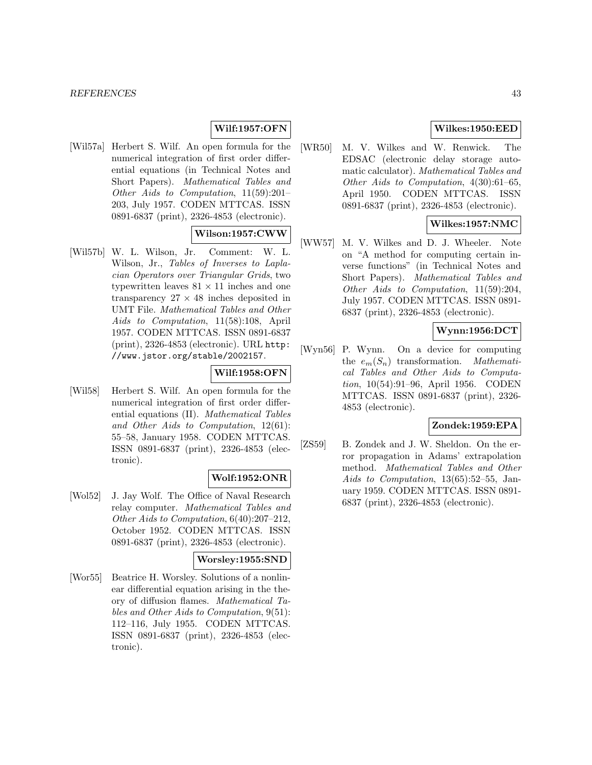**Wilf:1957:OFN**

[Wil57a] Herbert S. Wilf. An open formula for the numerical integration of first order differential equations (in Technical Notes and Short Papers). *Mathematical Tables and Other Aids to Computation*, 11(59):201–203, July 1957. CODEN MTTCAS. ISSN 0891-6837 (print), 2326-4853 (electronic).

**Wilson:1957:CWW**

[Wil57b] W. L. Wilson, Jr. Comment: W. L. Wilson, Jr., *Tables of Inverses to Laplacian Operators over Triangular Grids*, two typewritten leaves $81 \times 11$ inches and one transparency $27 \times 48$ inches deposited in UMT File. *Mathematical Tables and Other Aids to Computation*, 11(58):108, April 1957. CODEN MTTCAS. ISSN 0891-6837 (print), 2326-4853 (electronic). URL http://www.jstor.org/stable/2002157.

**Wilf:1958:OFN**

[Wil58] Herbert S. Wilf. An open formula for the numerical integration of first order differential equations (II). *Mathematical Tables and Other Aids to Computation*, 12(61): 55–58, January 1958. CODEN MTTCAS. ISSN 0891-6837 (print), 2326-4853 (electronic).

**Wolf:1952:ONR**

[Wol52] J. Jay Wolf. The Office of Naval Research relay computer. *Mathematical Tables and Other Aids to Computation*, 6(40):207–212, October 1952. CODEN MTTCAS. ISSN 0891-6837 (print), 2326-4853 (electronic).

**Worsley:1955:SND**

[Wor55] Beatrice H. Worsley. Solutions of a nonlinear differential equation arising in the theory of diffusion flames. *Mathematical Tables and Other Aids to Computation*, 9(51): 112–116, July 1955. CODEN MTTCAS. ISSN 0891-6837 (print), 2326-4853 (electronic).

**Wilkes:1950:EED**

[WR50] M. V. Wilkes and W. Renwick. The EDSAC (electronic delay storage automatic calculator). *Mathematical Tables and Other Aids to Computation*, 4(30):61–65, April 1950. CODEN MTTCAS. ISSN 0891-6837 (print), 2326-4853 (electronic).

**Wilkes:1957:NMC**

[WW57] M. V. Wilkes and D. J. Wheeler. Note on "A method for computing certain inverse functions" (in Technical Notes and Short Papers). *Mathematical Tables and Other Aids to Computation*, 11(59):204, July 1957. CODEN MTTCAS. ISSN 0891-6837 (print), 2326-4853 (electronic).

**Wynn:1956:DCT**

[Wyn56] P. Wynn. On a device for computing the $e_m(S_n)$ transformation. *Mathematical Tables and Other Aids to Computation*, 10(54):91–96, April 1956. CODEN MTTCAS. ISSN 0891-6837 (print), 2326-4853 (electronic).

**Zondek:1959:EPA**

[ZS59] B. Zondek and J. W. Sheldon. On the error propagation in Adams' extrapolation method. *Mathematical Tables and Other Aids to Computation*, 13(65):52–55, January 1959. CODEN MTTCAS. ISSN 0891-6837 (print), 2326-4853 (electronic).